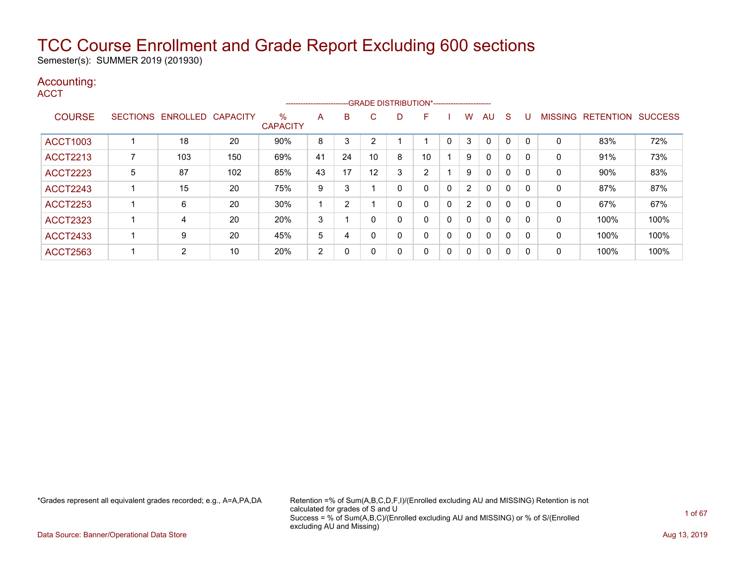# TCC Course Enrollment and Grade Report Excluding 600 sections

Semester(s): SUMMER 2019 (201930)

## Accounting:

### ACCT

| COURSE | SECTIONS | ENROLLED | CAPACITY | % CAPACITY | A | B | C | D | F | I | W | AU | S | U | MISSING | RETENTION | SUCCESS |
|---|---|---|---|---|---|---|---|---|---|---|---|---|---|---|---|---|---|
| | | | | | GRADE DISTRIBUTION* | | | | | | | | | | | | |
| ACCT1003 | 1 | 18 | 20 | 90% | 8 | 3 | 2 | 1 | 1 | 0 | 3 | 0 | 0 | 0 | 0 | 83% | 72% |
| ACCT2213 | 7 | 103 | 150 | 69% | 41 | 24 | 10 | 8 | 10 | 1 | 9 | 0 | 0 | 0 | 0 | 91% | 73% |
| ACCT2223 | 5 | 87 | 102 | 85% | 43 | 17 | 12 | 3 | 2 | 1 | 9 | 0 | 0 | 0 | 0 | 90% | 83% |
| ACCT2243 | 1 | 15 | 20 | 75% | 9 | 3 | 1 | 0 | 0 | 0 | 2 | 0 | 0 | 0 | 0 | 87% | 87% |
| ACCT2253 | 1 | 6 | 20 | 30% | 1 | 2 | 1 | 0 | 0 | 0 | 2 | 0 | 0 | 0 | 0 | 67% | 67% |
| ACCT2323 | 1 | 4 | 20 | 20% | 3 | 1 | 0 | 0 | 0 | 0 | 0 | 0 | 0 | 0 | 0 | 100% | 100% |
| ACCT2433 | 1 | 9 | 20 | 45% | 5 | 4 | 0 | 0 | 0 | 0 | 0 | 0 | 0 | 0 | 0 | 100% | 100% |
| ACCT2563 | 1 | 2 | 10 | 20% | 2 | 0 | 0 | 0 | 0 | 0 | 0 | 0 | 0 | 0 | 0 | 100% | 100% |

*Grades represent all equivalent grades recorded; e.g., A=A,PA,DA

Retention =% of Sum(A,B,C,D,F,I)/(Enrolled excluding AU and MISSING) Retention is not calculated for grades of S and U
Success = % of Sum(A,B,C)/(Enrolled excluding AU and MISSING) or % of S/(Enrolled excluding AU and Missing)

Data Source: Banner/Operational Data Store

Aug 13, 2019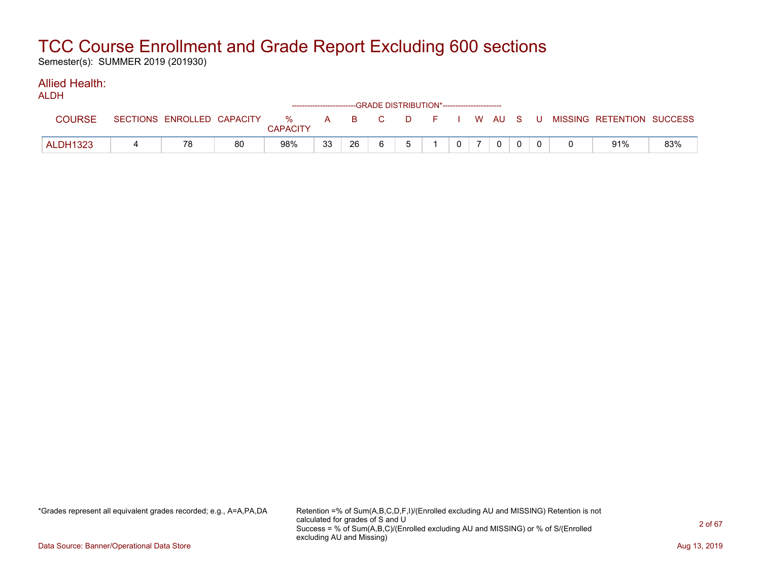# TCC Course Enrollment and Grade Report Excluding 600 sections

Semester(s): SUMMER 2019 (201930)

## Allied Health:

ALDH

| COURSE | SECTIONS | ENROLLED | CAPACITY | % CAPACITY | A | B | C | D | F | I | W | AU | S | U | MISSING | RETENTION | SUCCESS |
|---|---|---|---|---|---|---|---|---|---|---|---|---|---|---|---|---|---|
| | | | | | GRADE DISTRIBUTION* | | | | | | | | | | | | |
| ALDH1323 | 4 | 78 | 80 | 98% | 33 | 26 | 6 | 5 | 1 | 0 | 7 | 0 | 0 | 0 | 0 | 91% | 83% |

*Grades represent all equivalent grades recorded; e.g., A=A,PA,DA

Retention =% of Sum(A,B,C,D,F,I)/(Enrolled excluding AU and MISSING) Retention is not calculated for grades of S and U
Success = % of Sum(A,B,C)/(Enrolled excluding AU and MISSING) or % of S/(Enrolled excluding AU and Missing)

Data Source: Banner/Operational Data Store

Aug 13, 2019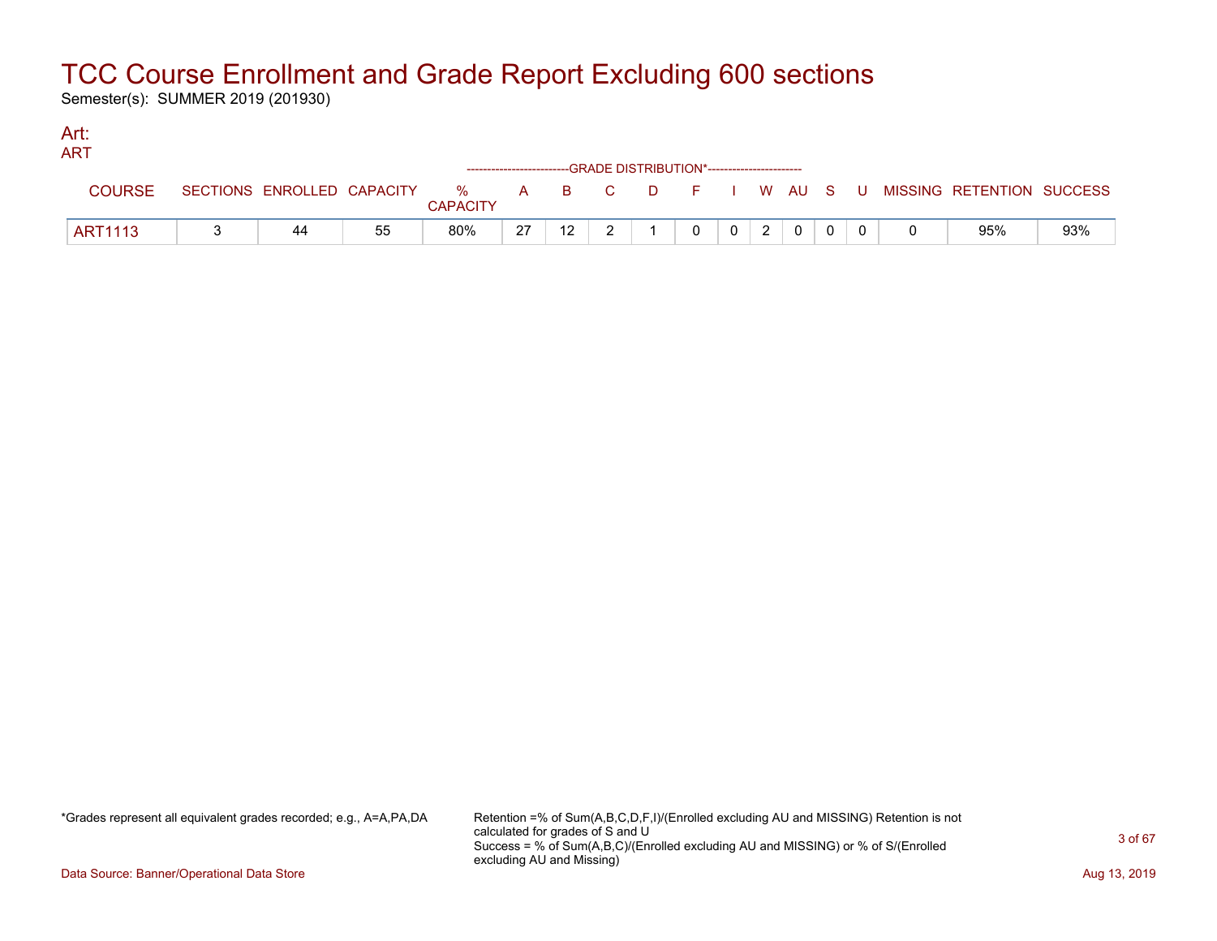# TCC Course Enrollment and Grade Report Excluding 600 sections

Semester(s): SUMMER 2019 (201930)

## Art:

### ART

| COURSE | SECTIONS | ENROLLED | CAPACITY | % CAPACITY | A | B | C | D | F | I | W | AU | S | U | MISSING | RETENTION | SUCCESS |
|---|---|---|---|---|---|---|---|---|---|---|---|---|---|---|---|---|---|
| | | | | | GRADE DISTRIBUTION* | | | | | | | | | | | | |
| ART1113 | 3 | 44 | 55 | 80% | 27 | 12 | 2 | 1 | 0 | 0 | 2 | 0 | 0 | 0 | 0 | 95% | 93% |

*Grades represent all equivalent grades recorded; e.g., A=A,PA,DA

Retention =% of Sum(A,B,C,D,F,I)/(Enrolled excluding AU and MISSING) Retention is not calculated for grades of S and U
Success = % of Sum(A,B,C)/(Enrolled excluding AU and MISSING) or % of S/(Enrolled excluding AU and Missing)

Data Source: Banner/Operational Data Store

Aug 13, 2019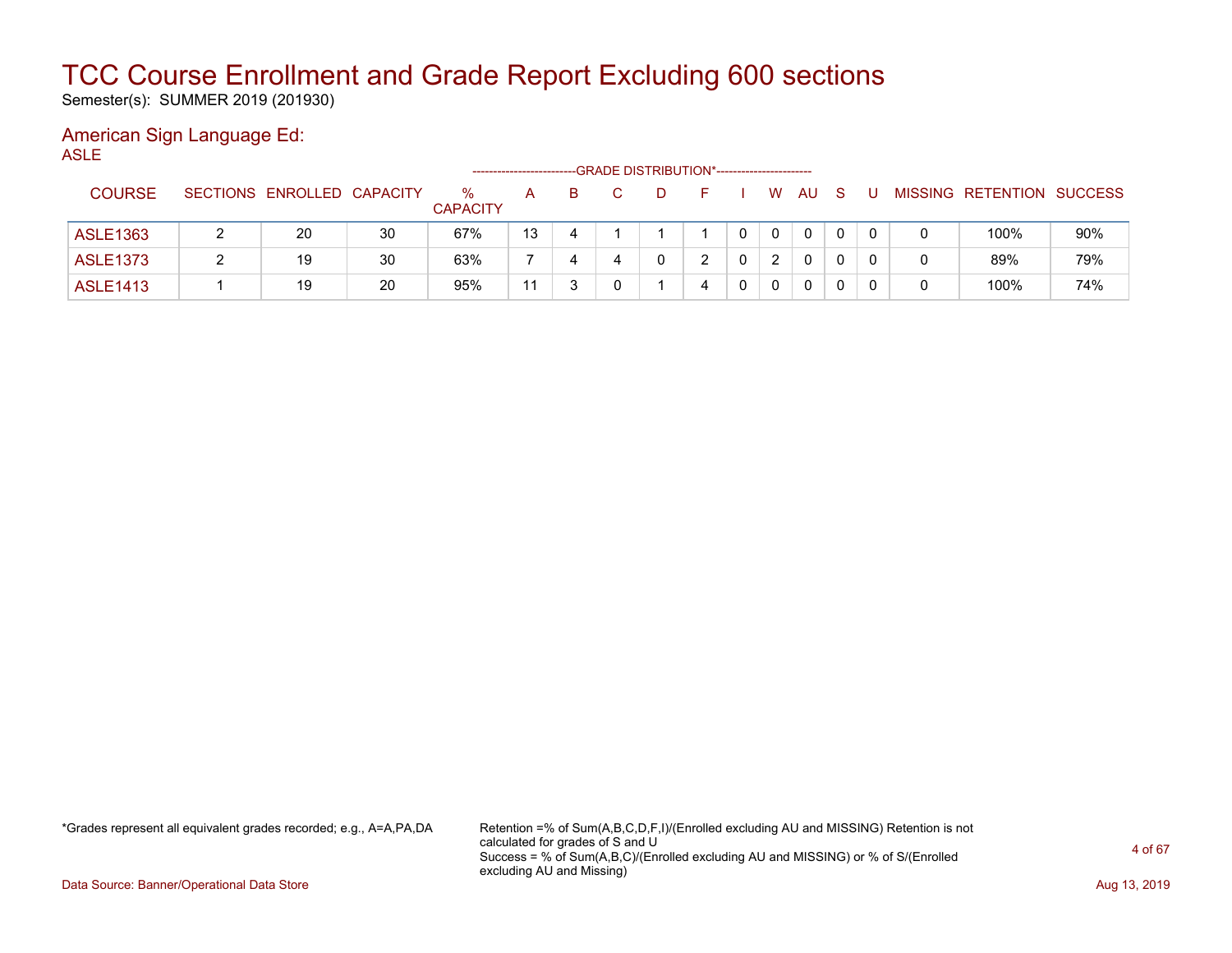# TCC Course Enrollment and Grade Report Excluding 600 sections

Semester(s): SUMMER 2019 (201930)

## American Sign Language Ed:

ASLE

| COURSE | SECTIONS | ENROLLED | CAPACITY | % CAPACITY | A | B | C | D | F | I | W | AU | S | U | MISSING | RETENTION | SUCCESS |
|---|---|---|---|---|---|---|---|---|---|---|---|---|---|---|---|---|---|
| | | | | | -------------------------GRADE DISTRIBUTION*----------------------- | | | | | | | | | | | | |
| ASLE1363 | 2 | 20 | 30 | 67% | 13 | 4 | 1 | 1 | 1 | 0 | 0 | 0 | 0 | 0 | 0 | 100% | 90% |
| ASLE1373 | 2 | 19 | 30 | 63% | 7 | 4 | 4 | 0 | 2 | 0 | 2 | 0 | 0 | 0 | 0 | 89% | 79% |
| ASLE1413 | 1 | 19 | 20 | 95% | 11 | 3 | 0 | 1 | 4 | 0 | 0 | 0 | 0 | 0 | 0 | 100% | 74% |

*Grades represent all equivalent grades recorded; e.g., A=A,PA,DA

Retention =% of Sum(A,B,C,D,F,I)/(Enrolled excluding AU and MISSING) Retention is not calculated for grades of S and U
Success = % of Sum(A,B,C)/(Enrolled excluding AU and MISSING) or % of S/(Enrolled excluding AU and Missing)

Data Source: Banner/Operational Data Store

Aug 13, 2019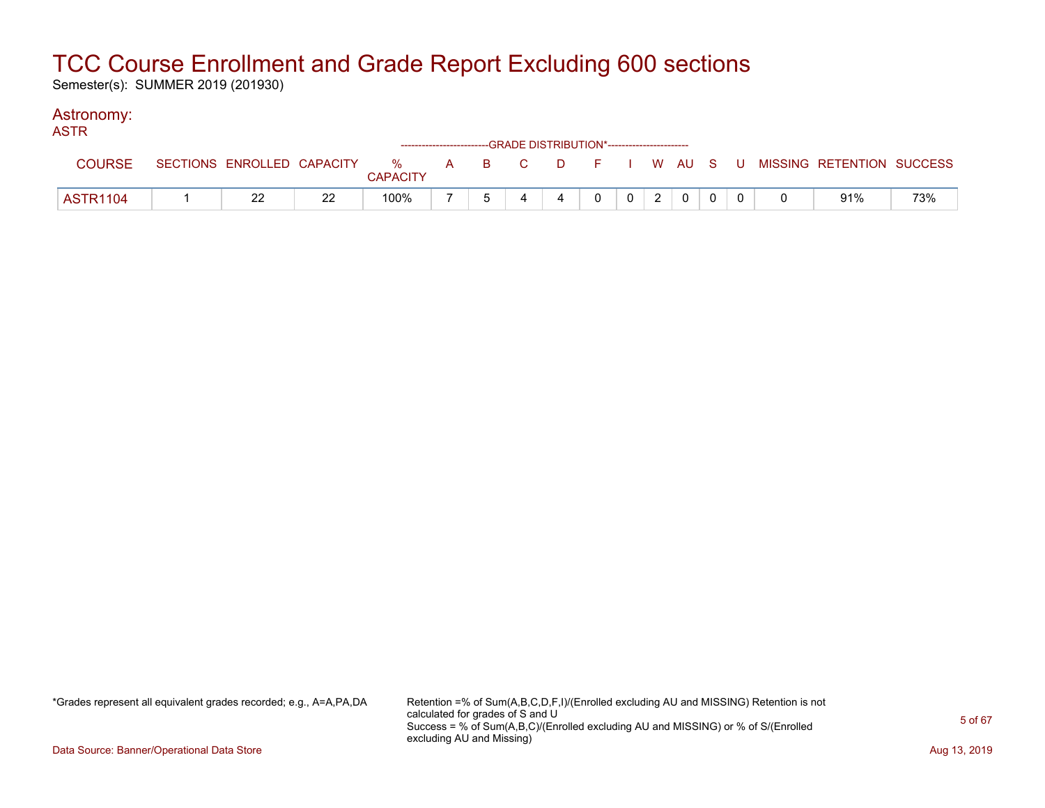# TCC Course Enrollment and Grade Report Excluding 600 sections

Semester(s): SUMMER 2019 (201930)

## Astronomy:

### ASTR

| COURSE | SECTIONS | ENROLLED | CAPACITY | % CAPACITY | A | B | C | D | F | I | W | AU | S | U | MISSING | RETENTION | SUCCESS |
|---|---|---|---|---|---|---|---|---|---|---|---|---|---|---|---|---|---|
| | | | | | GRADE DISTRIBUTION* | | | | | | | | | | | | |
| ASTR1104 | 1 | 22 | 22 | 100% | 7 | 5 | 4 | 4 | 0 | 0 | 2 | 0 | 0 | 0 | 0 | 91% | 73% |

*Grades represent all equivalent grades recorded; e.g., A=A,PA,DA

Retention =% of Sum(A,B,C,D,F,I)/(Enrolled excluding AU and MISSING) Retention is not calculated for grades of S and U
Success = % of Sum(A,B,C)/(Enrolled excluding AU and MISSING) or % of S/(Enrolled excluding AU and Missing)

Data Source: Banner/Operational Data Store

Aug 13, 2019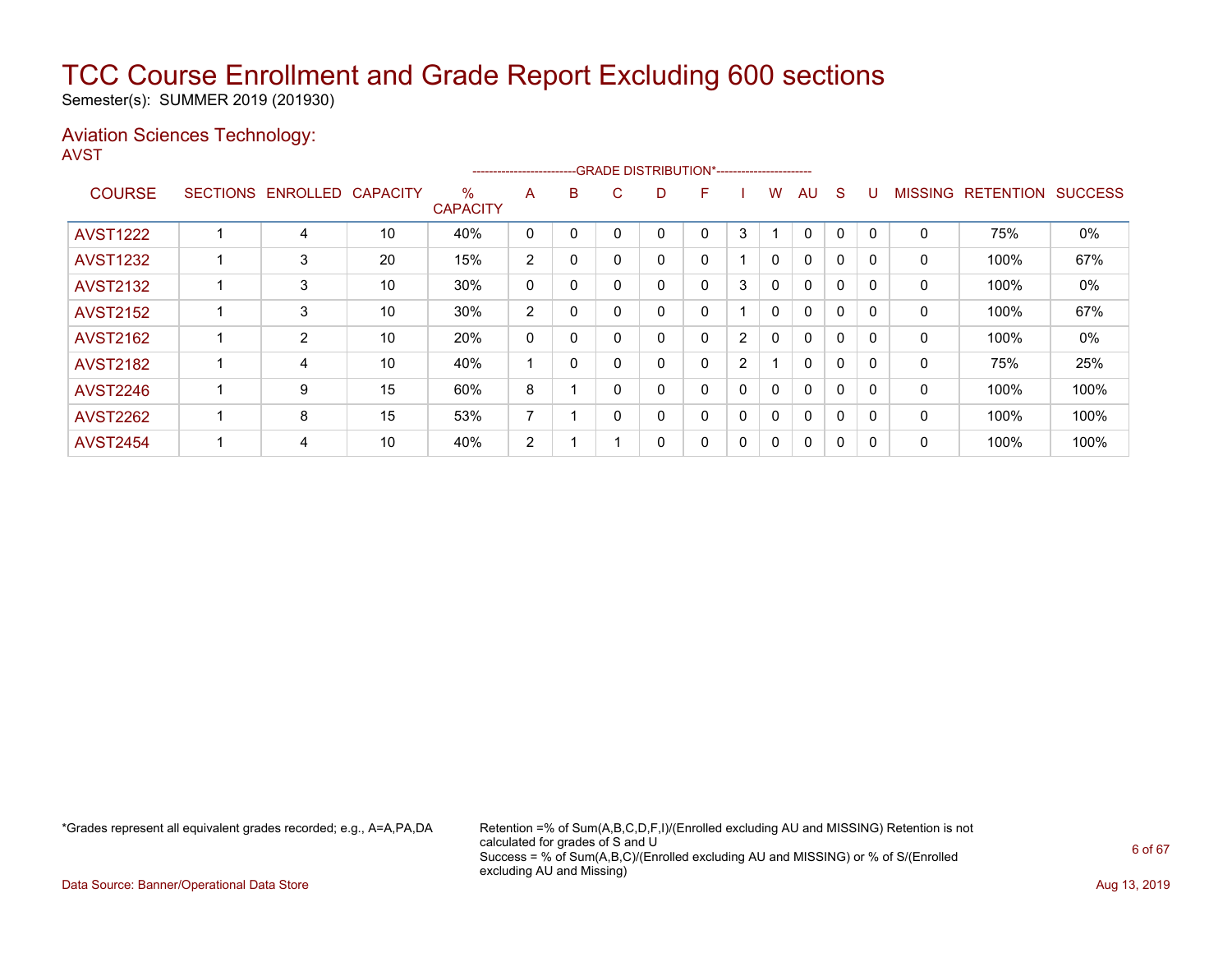# TCC Course Enrollment and Grade Report Excluding 600 sections

Semester(s): SUMMER 2019 (201930)

## Aviation Sciences Technology:

AVST

| COURSE | SECTIONS | ENROLLED | CAPACITY | % CAPACITY | A | B | C | D | F | I | W | AU | S | U | MISSING | RETENTION | SUCCESS |
|---|---|---|---|---|---|---|---|---|---|---|---|---|---|---|---|---|---|
| AVST1222 | 1 | 4 | 10 | 40% | 0 | 0 | 0 | 0 | 0 | 3 | 1 | 0 | 0 | 0 | 0 | 75% | 0% |
| AVST1232 | 1 | 3 | 20 | 15% | 2 | 0 | 0 | 0 | 0 | 1 | 0 | 0 | 0 | 0 | 0 | 100% | 67% |
| AVST2132 | 1 | 3 | 10 | 30% | 0 | 0 | 0 | 0 | 0 | 3 | 0 | 0 | 0 | 0 | 0 | 100% | 0% |
| AVST2152 | 1 | 3 | 10 | 30% | 2 | 0 | 0 | 0 | 0 | 1 | 0 | 0 | 0 | 0 | 0 | 100% | 67% |
| AVST2162 | 1 | 2 | 10 | 20% | 0 | 0 | 0 | 0 | 0 | 2 | 0 | 0 | 0 | 0 | 0 | 100% | 0% |
| AVST2182 | 1 | 4 | 10 | 40% | 1 | 0 | 0 | 0 | 0 | 2 | 1 | 0 | 0 | 0 | 0 | 75% | 25% |
| AVST2246 | 1 | 9 | 15 | 60% | 8 | 1 | 0 | 0 | 0 | 0 | 0 | 0 | 0 | 0 | 0 | 100% | 100% |
| AVST2262 | 1 | 8 | 15 | 53% | 7 | 1 | 0 | 0 | 0 | 0 | 0 | 0 | 0 | 0 | 0 | 100% | 100% |
| AVST2454 | 1 | 4 | 10 | 40% | 2 | 1 | 1 | 0 | 0 | 0 | 0 | 0 | 0 | 0 | 0 | 100% | 100% |

*Grades represent all equivalent grades recorded; e.g., A=A,PA,DA

Retention =% of Sum(A,B,C,D,F,I)/(Enrolled excluding AU and MISSING) Retention is not calculated for grades of S and U
Success = % of Sum(A,B,C)/(Enrolled excluding AU and MISSING) or % of S/(Enrolled excluding AU and Missing)

Data Source: Banner/Operational Data Store

Aug 13, 2019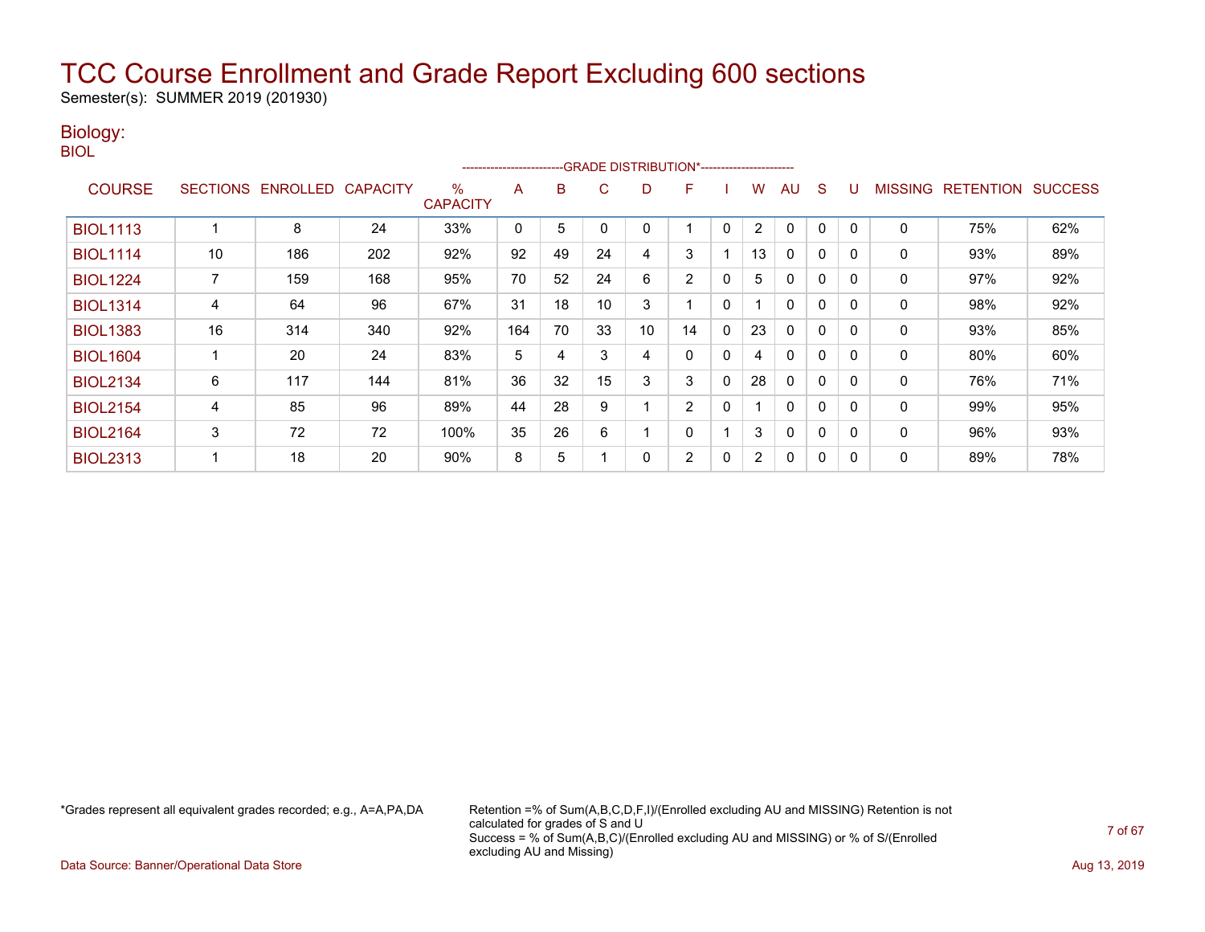# TCC Course Enrollment and Grade Report Excluding 600 sections

Semester(s): SUMMER 2019 (201930)

## Biology:

BIOL

| COURSE | SECTIONS | ENROLLED | CAPACITY | % CAPACITY | A | B | C | D | F | I | W | AU | S | U | MISSING | RETENTION | SUCCESS |
|---|---|---|---|---|---|---|---|---|---|---|---|---|---|---|---|---|---|
| | | | | | GRADE DISTRIBUTION* | | | | | | | | | | | | |
| BIOL1113 | 1 | 8 | 24 | 33% | 0 | 5 | 0 | 0 | 1 | 0 | 2 | 0 | 0 | 0 | 0 | 75% | 62% |
| BIOL1114 | 10 | 186 | 202 | 92% | 92 | 49 | 24 | 4 | 3 | 1 | 13 | 0 | 0 | 0 | 0 | 93% | 89% |
| BIOL1224 | 7 | 159 | 168 | 95% | 70 | 52 | 24 | 6 | 2 | 0 | 5 | 0 | 0 | 0 | 0 | 97% | 92% |
| BIOL1314 | 4 | 64 | 96 | 67% | 31 | 18 | 10 | 3 | 1 | 0 | 1 | 0 | 0 | 0 | 0 | 98% | 92% |
| BIOL1383 | 16 | 314 | 340 | 92% | 164 | 70 | 33 | 10 | 14 | 0 | 23 | 0 | 0 | 0 | 0 | 93% | 85% |
| BIOL1604 | 1 | 20 | 24 | 83% | 5 | 4 | 3 | 4 | 0 | 0 | 4 | 0 | 0 | 0 | 0 | 80% | 60% |
| BIOL2134 | 6 | 117 | 144 | 81% | 36 | 32 | 15 | 3 | 3 | 0 | 28 | 0 | 0 | 0 | 0 | 76% | 71% |
| BIOL2154 | 4 | 85 | 96 | 89% | 44 | 28 | 9 | 1 | 2 | 0 | 1 | 0 | 0 | 0 | 0 | 99% | 95% |
| BIOL2164 | 3 | 72 | 72 | 100% | 35 | 26 | 6 | 1 | 0 | 1 | 3 | 0 | 0 | 0 | 0 | 96% | 93% |
| BIOL2313 | 1 | 18 | 20 | 90% | 8 | 5 | 1 | 0 | 2 | 0 | 2 | 0 | 0 | 0 | 0 | 89% | 78% |

*Grades represent all equivalent grades recorded; e.g., A=A,PA,DA

Retention =% of Sum(A,B,C,D,F,I)/(Enrolled excluding AU and MISSING) Retention is not calculated for grades of S and U
Success = % of Sum(A,B,C)/(Enrolled excluding AU and MISSING) or % of S/(Enrolled excluding AU and Missing)

Data Source: Banner/Operational Data Store

Aug 13, 2019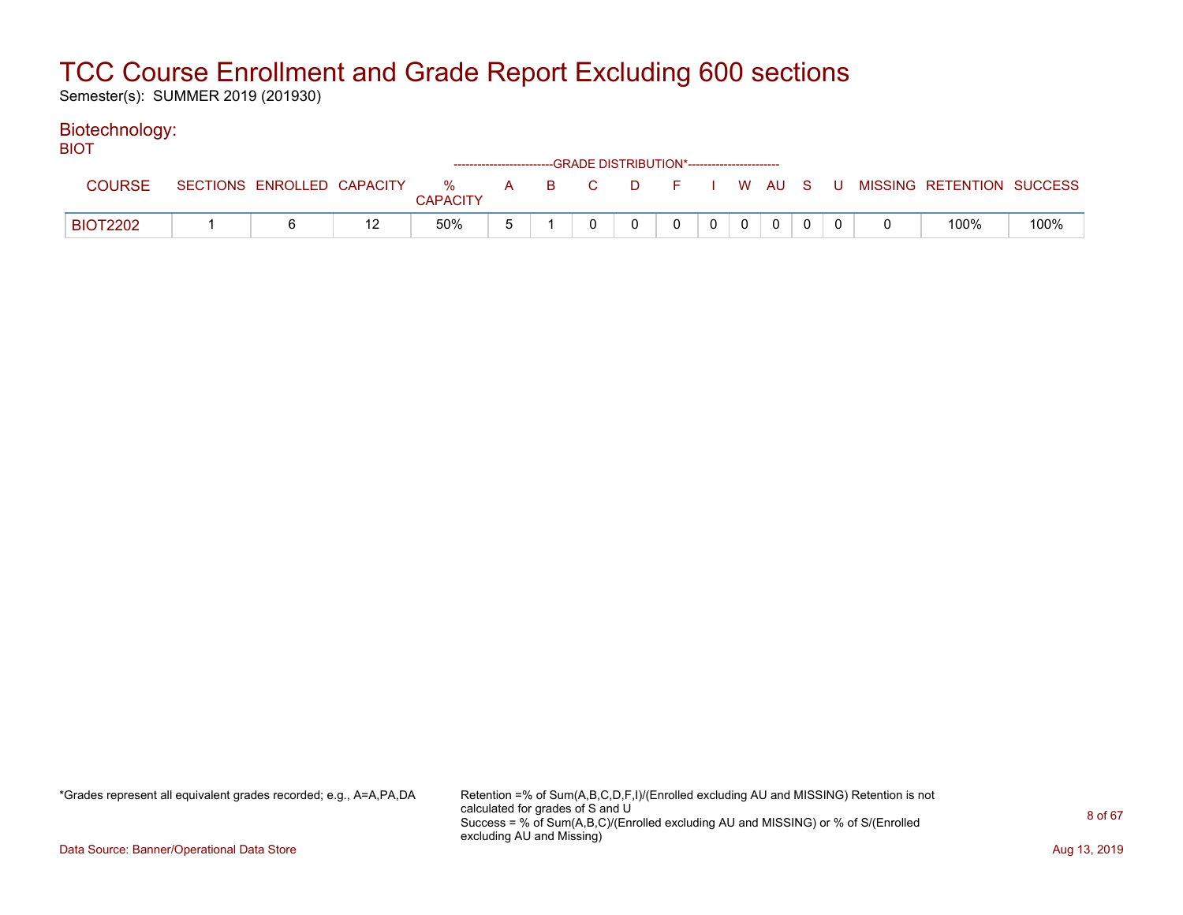# TCC Course Enrollment and Grade Report Excluding 600 sections

Semester(s): SUMMER 2019 (201930)

## Biotechnology:

BIOT

| COURSE | SECTIONS | ENROLLED | CAPACITY | % CAPACITY | A | B | C | D | F | I | W | AU | S | U | MISSING | RETENTION | SUCCESS |
|---|---|---|---|---|---|---|---|---|---|---|---|---|---|---|---|---|---|
| | | | | | -------------------------GRADE DISTRIBUTION*----------------------- | | | | | | | | | | | | |
| BIOT2202 | 1 | 6 | 12 | 50% | 5 | 1 | 0 | 0 | 0 | 0 | 0 | 0 | 0 | 0 | 0 | 100% | 100% |

*Grades represent all equivalent grades recorded; e.g., A=A,PA,DA

Retention =% of Sum(A,B,C,D,F,I)/(Enrolled excluding AU and MISSING) Retention is not calculated for grades of S and U
Success = % of Sum(A,B,C)/(Enrolled excluding AU and MISSING) or % of S/(Enrolled excluding AU and Missing)

Data Source: Banner/Operational Data Store

Aug 13, 2019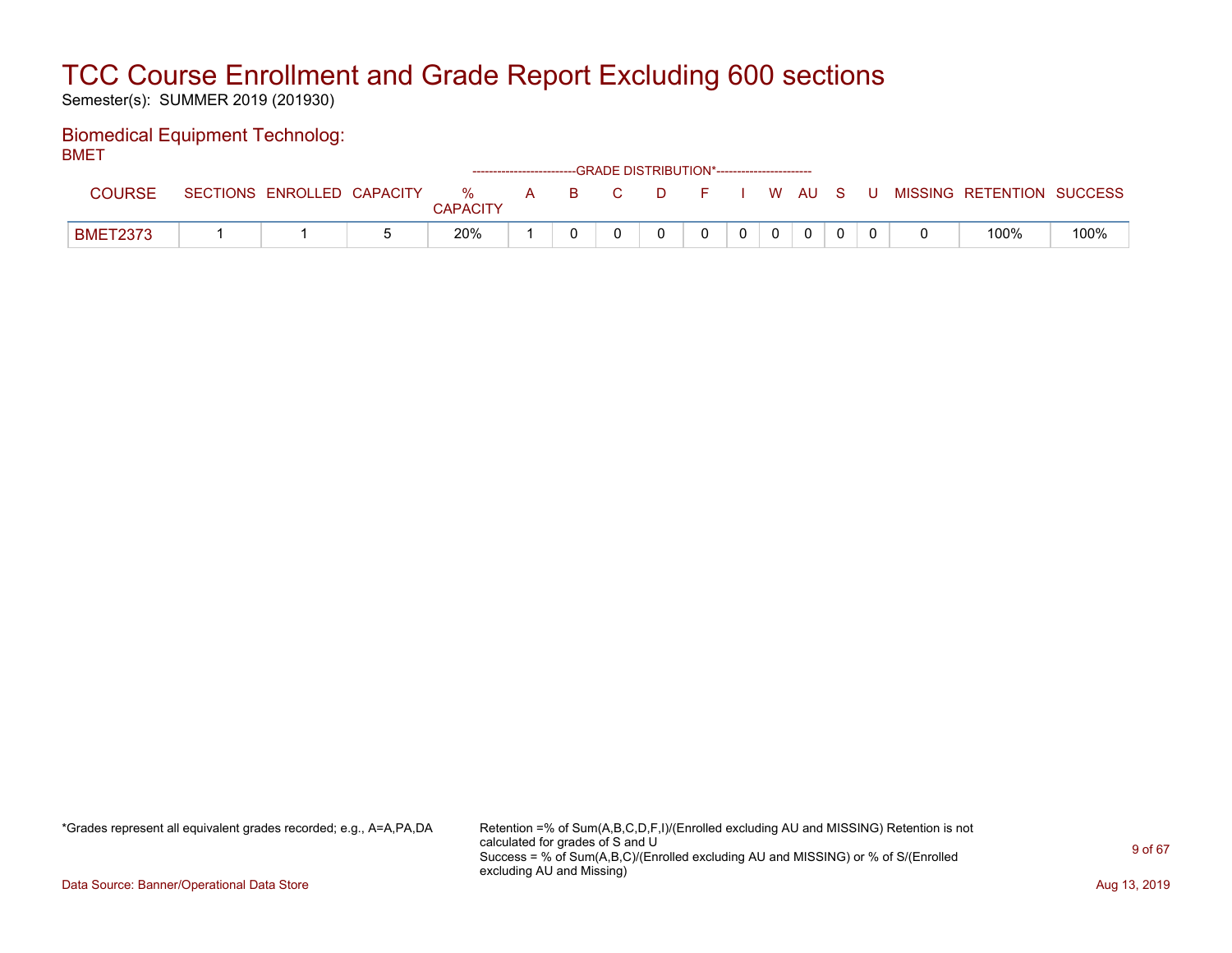# TCC Course Enrollment and Grade Report Excluding 600 sections

Semester(s): SUMMER 2019 (201930)

## Biomedical Equipment Technolog:

BMET

| | | | | | GRADE DISTRIBUTION* | | | | | | | | | | | | |
|---|---|---|---|---|---|---|---|---|---|---|---|---|---|---|---|---|---|
| COURSE | SECTIONS | ENROLLED | CAPACITY | % CAPACITY | A | B | C | D | F | I | W | AU | S | U | MISSING | RETENTION | SUCCESS |
| BMET2373 | 1 | 1 | 5 | 20% | 1 | 0 | 0 | 0 | 0 | 0 | 0 | 0 | 0 | 0 | 0 | 100% | 100% |

*Grades represent all equivalent grades recorded; e.g., A=A,PA,DA

Retention =% of Sum(A,B,C,D,F,I)/(Enrolled excluding AU and MISSING) Retention is not calculated for grades of S and U
Success = % of Sum(A,B,C)/(Enrolled excluding AU and MISSING) or % of S/(Enrolled excluding AU and Missing)

Data Source: Banner/Operational Data Store

Aug 13, 2019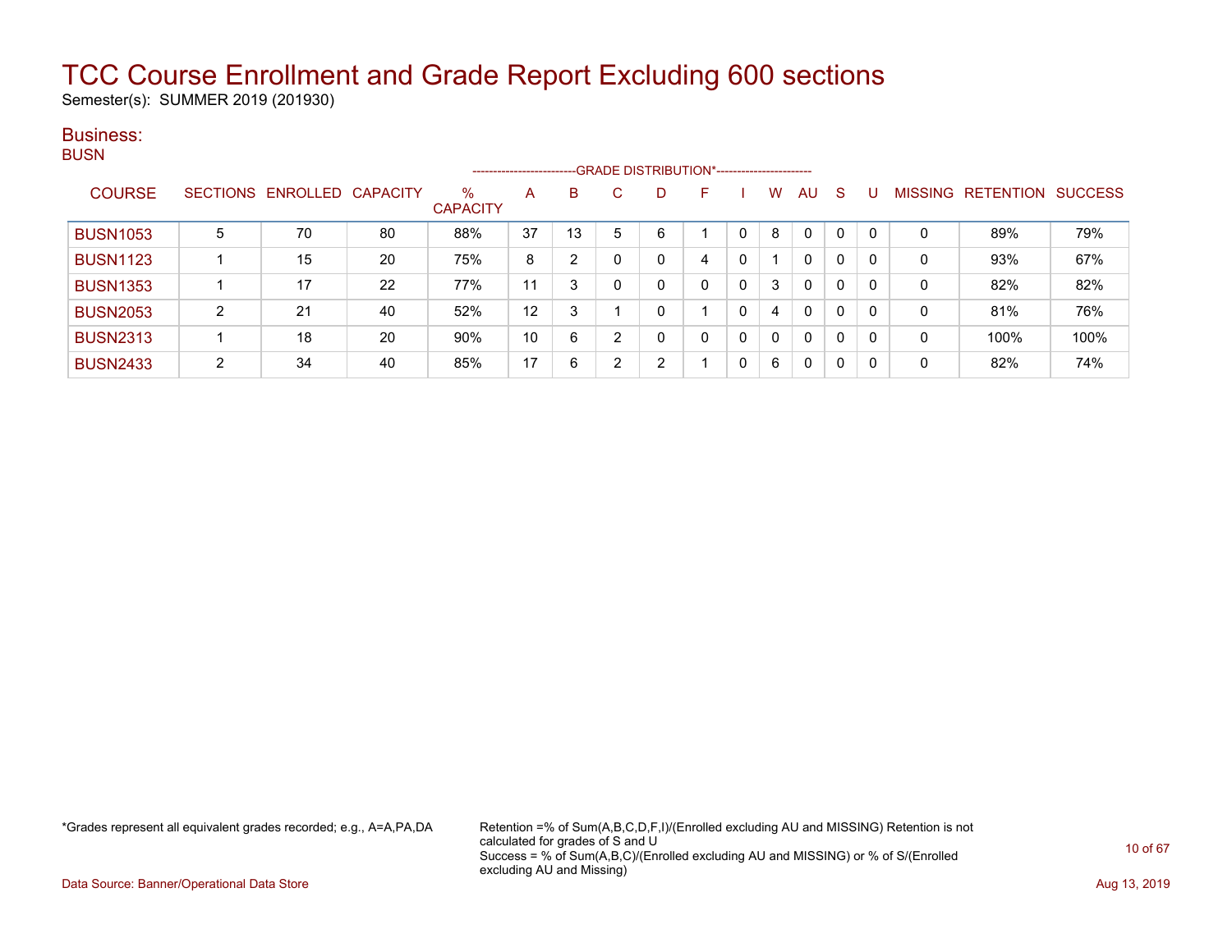# TCC Course Enrollment and Grade Report Excluding 600 sections

Semester(s): SUMMER 2019 (201930)

## Business:

### BUSN

| COURSE | SECTIONS | ENROLLED | CAPACITY | % CAPACITY | A | B | C | D | F | I | W | AU | S | U | MISSING | RETENTION | SUCCESS |
|---|---|---|---|---|---|---|---|---|---|---|---|---|---|---|---|---|---|
| BUSN1053 | 5 | 70 | 80 | 88% | 37 | 13 | 5 | 6 | 1 | 0 | 8 | 0 | 0 | 0 | 0 | 89% | 79% |
| BUSN1123 | 1 | 15 | 20 | 75% | 8 | 2 | 0 | 0 | 4 | 0 | 1 | 0 | 0 | 0 | 0 | 93% | 67% |
| BUSN1353 | 1 | 17 | 22 | 77% | 11 | 3 | 0 | 0 | 0 | 0 | 3 | 0 | 0 | 0 | 0 | 82% | 82% |
| BUSN2053 | 2 | 21 | 40 | 52% | 12 | 3 | 1 | 0 | 1 | 0 | 4 | 0 | 0 | 0 | 0 | 81% | 76% |
| BUSN2313 | 1 | 18 | 20 | 90% | 10 | 6 | 2 | 0 | 0 | 0 | 0 | 0 | 0 | 0 | 0 | 100% | 100% |
| BUSN2433 | 2 | 34 | 40 | 85% | 17 | 6 | 2 | 2 | 1 | 0 | 6 | 0 | 0 | 0 | 0 | 82% | 74% |

(A through U columns: GRADE DISTRIBUTION*)

*Grades represent all equivalent grades recorded; e.g., A=A,PA,DA

Retention =% of Sum(A,B,C,D,F,I)/(Enrolled excluding AU and MISSING) Retention is not calculated for grades of S and U
Success = % of Sum(A,B,C)/(Enrolled excluding AU and MISSING) or % of S/(Enrolled excluding AU and Missing)

Data Source: Banner/Operational Data Store

Aug 13, 2019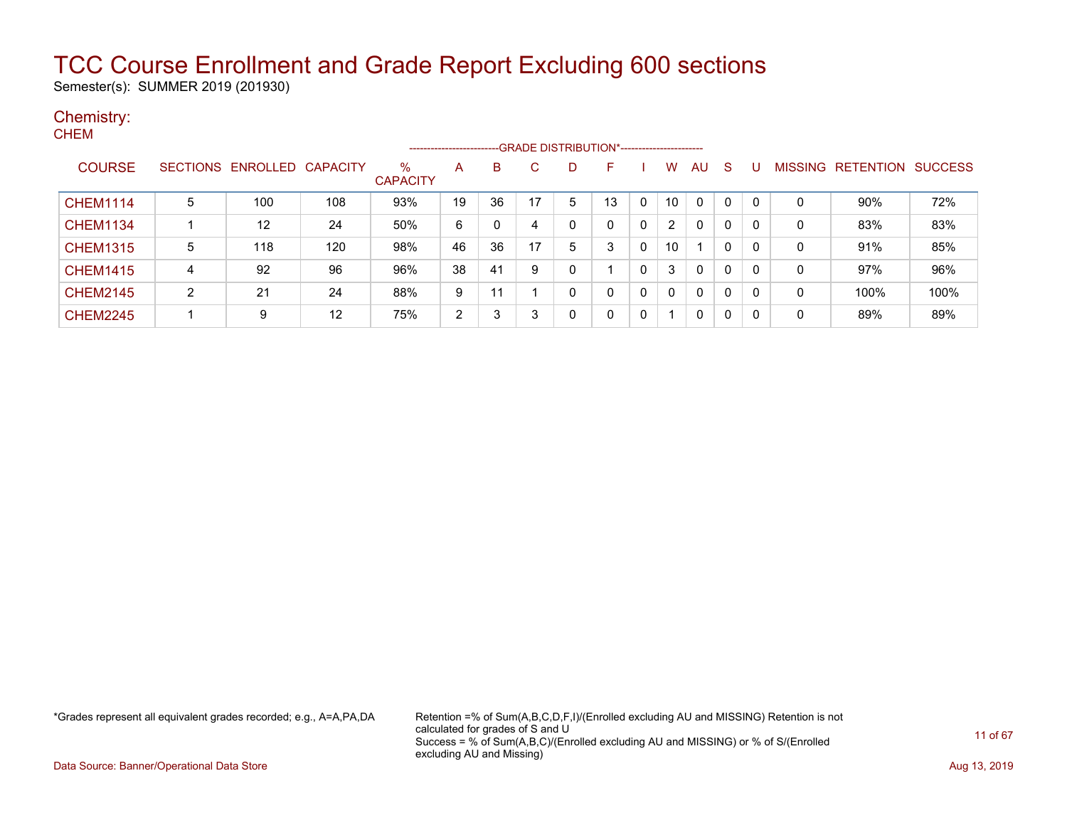# TCC Course Enrollment and Grade Report Excluding 600 sections

Semester(s): SUMMER 2019 (201930)

## Chemistry:

### CHEM

| COURSE | SECTIONS | ENROLLED | CAPACITY | % CAPACITY | A | B | C | D | F | I | W | AU | S | U | MISSING | RETENTION | SUCCESS |
|---|---|---|---|---|---|---|---|---|---|---|---|---|---|---|---|---|---|
| | | | | | GRADE DISTRIBUTION* | | | | | | | | | | | | |
| CHEM1114 | 5 | 100 | 108 | 93% | 19 | 36 | 17 | 5 | 13 | 0 | 10 | 0 | 0 | 0 | 0 | 90% | 72% |
| CHEM1134 | 1 | 12 | 24 | 50% | 6 | 0 | 4 | 0 | 0 | 0 | 2 | 0 | 0 | 0 | 0 | 83% | 83% |
| CHEM1315 | 5 | 118 | 120 | 98% | 46 | 36 | 17 | 5 | 3 | 0 | 10 | 1 | 0 | 0 | 0 | 91% | 85% |
| CHEM1415 | 4 | 92 | 96 | 96% | 38 | 41 | 9 | 0 | 1 | 0 | 3 | 0 | 0 | 0 | 0 | 97% | 96% |
| CHEM2145 | 2 | 21 | 24 | 88% | 9 | 11 | 1 | 0 | 0 | 0 | 0 | 0 | 0 | 0 | 0 | 100% | 100% |
| CHEM2245 | 1 | 9 | 12 | 75% | 2 | 3 | 3 | 0 | 0 | 0 | 1 | 0 | 0 | 0 | 0 | 89% | 89% |

*Grades represent all equivalent grades recorded; e.g., A=A,PA,DA

Retention =% of Sum(A,B,C,D,F,I)/(Enrolled excluding AU and MISSING) Retention is not calculated for grades of S and U
Success = % of Sum(A,B,C)/(Enrolled excluding AU and MISSING) or % of S/(Enrolled excluding AU and Missing)

Data Source: Banner/Operational Data Store

Aug 13, 2019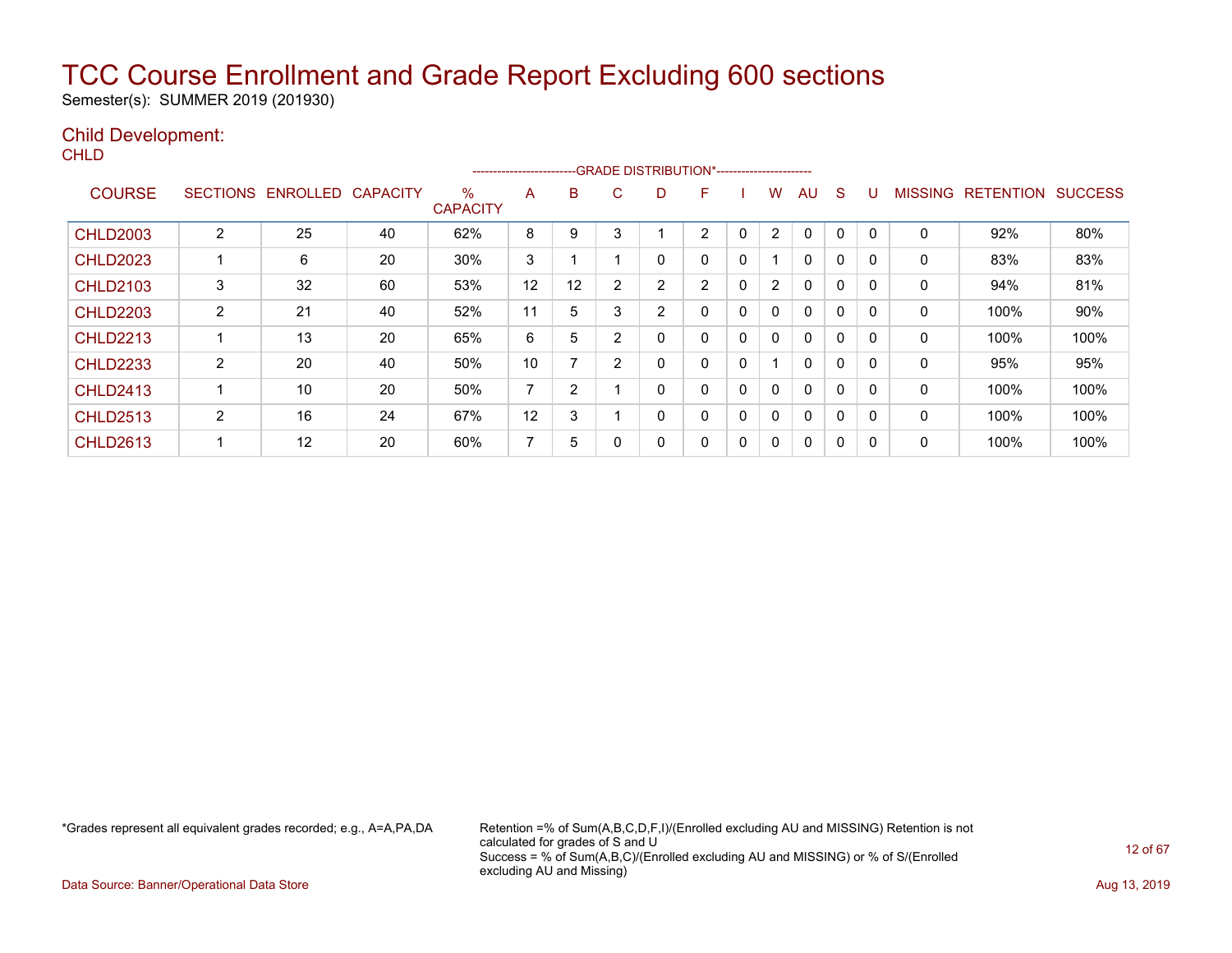# TCC Course Enrollment and Grade Report Excluding 600 sections

Semester(s): SUMMER 2019 (201930)

## Child Development:

CHLD

| COURSE | SECTIONS | ENROLLED | CAPACITY | % CAPACITY | A | B | C | D | F | I | W | AU | S | U | MISSING | RETENTION | SUCCESS |
|---|---|---|---|---|---|---|---|---|---|---|---|---|---|---|---|---|---|
| | | | | | -------------------------GRADE DISTRIBUTION*----------------------- | | | | | | | | | | | | |
| CHLD2003 | 2 | 25 | 40 | 62% | 8 | 9 | 3 | 1 | 2 | 0 | 2 | 0 | 0 | 0 | 0 | 92% | 80% |
| CHLD2023 | 1 | 6 | 20 | 30% | 3 | 1 | 1 | 0 | 0 | 0 | 1 | 0 | 0 | 0 | 0 | 83% | 83% |
| CHLD2103 | 3 | 32 | 60 | 53% | 12 | 12 | 2 | 2 | 2 | 0 | 2 | 0 | 0 | 0 | 0 | 94% | 81% |
| CHLD2203 | 2 | 21 | 40 | 52% | 11 | 5 | 3 | 2 | 0 | 0 | 0 | 0 | 0 | 0 | 0 | 100% | 90% |
| CHLD2213 | 1 | 13 | 20 | 65% | 6 | 5 | 2 | 0 | 0 | 0 | 0 | 0 | 0 | 0 | 0 | 100% | 100% |
| CHLD2233 | 2 | 20 | 40 | 50% | 10 | 7 | 2 | 0 | 0 | 0 | 1 | 0 | 0 | 0 | 0 | 95% | 95% |
| CHLD2413 | 1 | 10 | 20 | 50% | 7 | 2 | 1 | 0 | 0 | 0 | 0 | 0 | 0 | 0 | 0 | 100% | 100% |
| CHLD2513 | 2 | 16 | 24 | 67% | 12 | 3 | 1 | 0 | 0 | 0 | 0 | 0 | 0 | 0 | 0 | 100% | 100% |
| CHLD2613 | 1 | 12 | 20 | 60% | 7 | 5 | 0 | 0 | 0 | 0 | 0 | 0 | 0 | 0 | 0 | 100% | 100% |

*Grades represent all equivalent grades recorded; e.g., A=A,PA,DA

Retention =% of Sum(A,B,C,D,F,I)/(Enrolled excluding AU and MISSING) Retention is not calculated for grades of S and U
Success = % of Sum(A,B,C)/(Enrolled excluding AU and MISSING) or % of S/(Enrolled excluding AU and Missing)

Data Source: Banner/Operational Data Store

Aug 13, 2019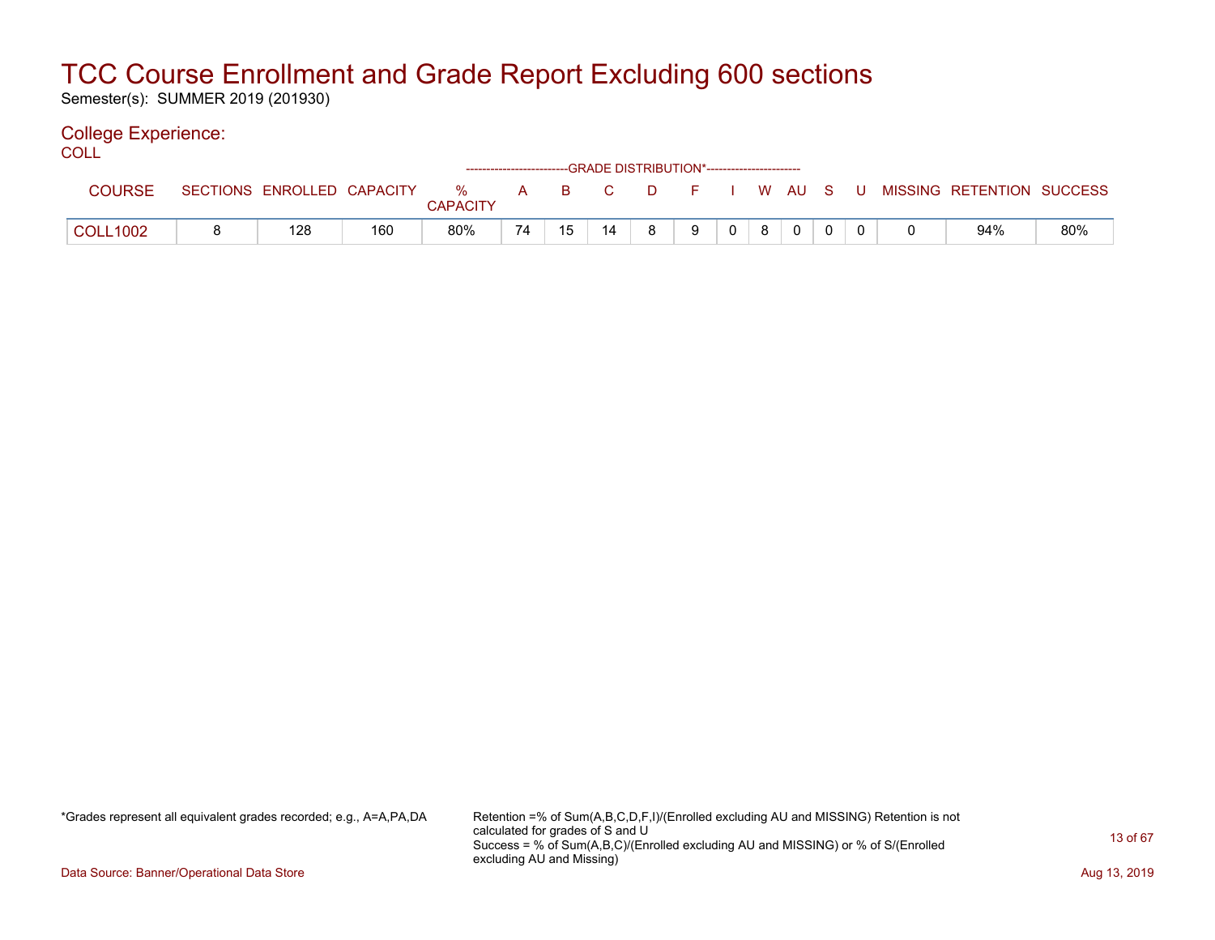# TCC Course Enrollment and Grade Report Excluding 600 sections

Semester(s): SUMMER 2019 (201930)

## College Experience:

COLL

| COURSE | SECTIONS | ENROLLED | CAPACITY | % CAPACITY | A | B | C | D | F | I | W | AU | S | U | MISSING | RETENTION | SUCCESS |
|---|---|---|---|---|---|---|---|---|---|---|---|---|---|---|---|---|---|
| | | | | | GRADE DISTRIBUTION* | | | | | | | | | | | | |
| COLL1002 | 8 | 128 | 160 | 80% | 74 | 15 | 14 | 8 | 9 | 0 | 8 | 0 | 0 | 0 | 0 | 94% | 80% |

*Grades represent all equivalent grades recorded; e.g., A=A,PA,DA

Retention =% of Sum(A,B,C,D,F,I)/(Enrolled excluding AU and MISSING) Retention is not calculated for grades of S and U
Success = % of Sum(A,B,C)/(Enrolled excluding AU and MISSING) or % of S/(Enrolled excluding AU and Missing)

Data Source: Banner/Operational Data Store

Aug 13, 2019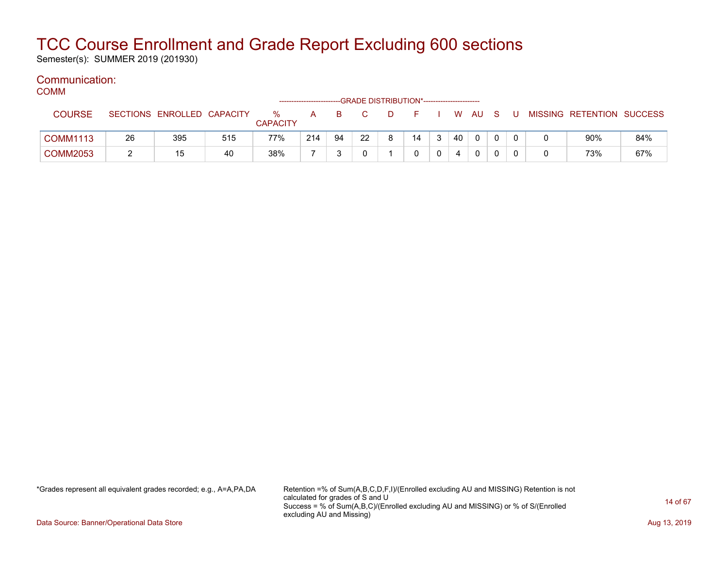# TCC Course Enrollment and Grade Report Excluding 600 sections

Semester(s): SUMMER 2019 (201930)

## Communication:

### COMM

| COURSE | SECTIONS | ENROLLED | CAPACITY | % CAPACITY | A | B | C | D | F | I | W | AU | S | U | MISSING | RETENTION | SUCCESS |
|---|---|---|---|---|---|---|---|---|---|---|---|---|---|---|---|---|---|
| | | | | | GRADE DISTRIBUTION* | | | | | | | | | | | | |
| COMM1113 | 26 | 395 | 515 | 77% | 214 | 94 | 22 | 8 | 14 | 3 | 40 | 0 | 0 | 0 | 0 | 90% | 84% |
| COMM2053 | 2 | 15 | 40 | 38% | 7 | 3 | 0 | 1 | 0 | 0 | 4 | 0 | 0 | 0 | 0 | 73% | 67% |

*Grades represent all equivalent grades recorded; e.g., A=A,PA,DA

Retention =% of Sum(A,B,C,D,F,I)/(Enrolled excluding AU and MISSING) Retention is not calculated for grades of S and U
Success = % of Sum(A,B,C)/(Enrolled excluding AU and MISSING) or % of S/(Enrolled excluding AU and Missing)

Data Source: Banner/Operational Data Store

Aug 13, 2019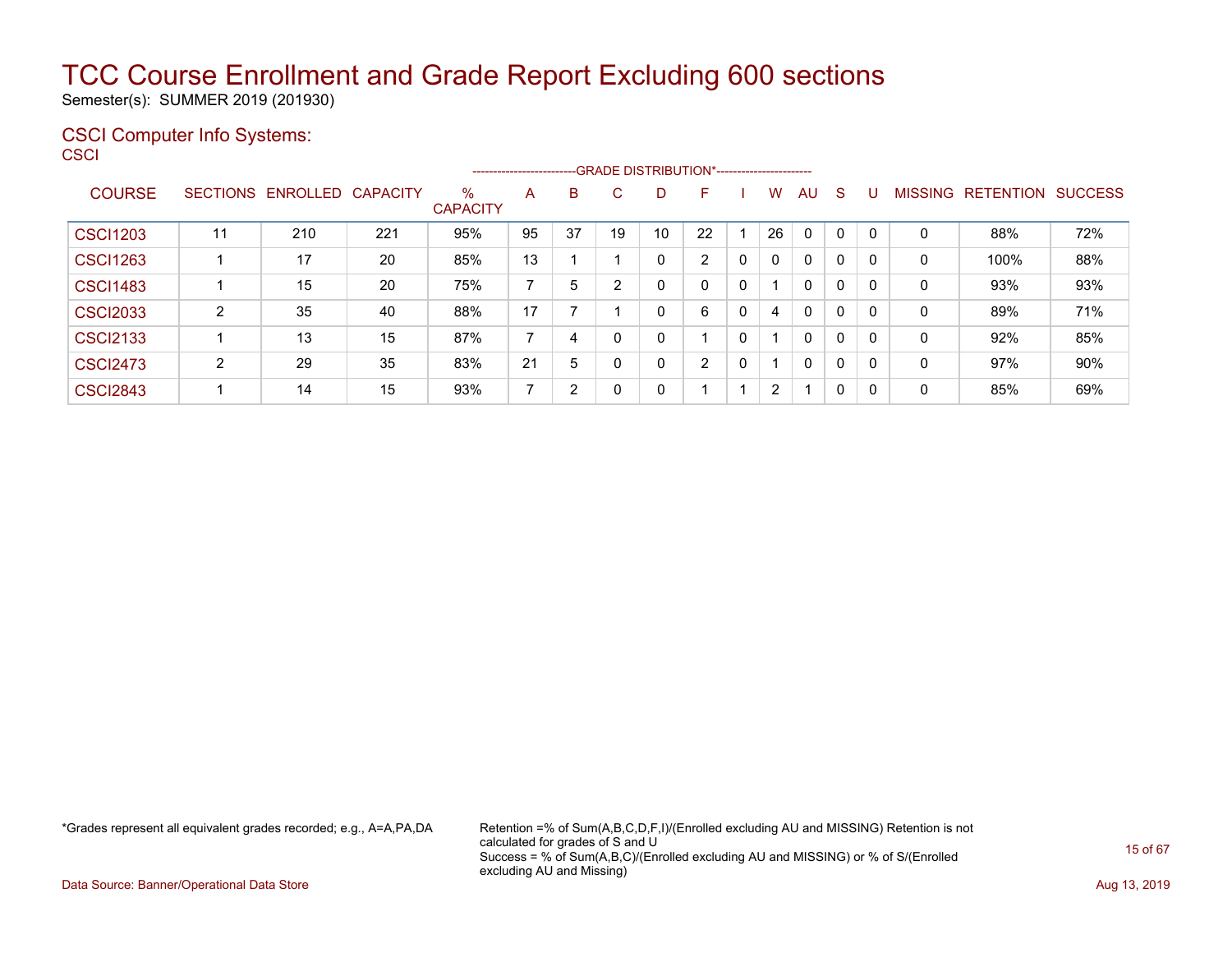# TCC Course Enrollment and Grade Report Excluding 600 sections

Semester(s): SUMMER 2019 (201930)

## CSCI Computer Info Systems:

CSCI

| COURSE | SECTIONS | ENROLLED | CAPACITY | % CAPACITY | A | B | C | D | F | I | W | AU | S | U | MISSING | RETENTION | SUCCESS |
|---|---|---|---|---|---|---|---|---|---|---|---|---|---|---|---|---|---|
| | | | | | GRADE DISTRIBUTION* | | | | | | | | | | | | |
| CSCI1203 | 11 | 210 | 221 | 95% | 95 | 37 | 19 | 10 | 22 | 1 | 26 | 0 | 0 | 0 | 0 | 88% | 72% |
| CSCI1263 | 1 | 17 | 20 | 85% | 13 | 1 | 1 | 0 | 2 | 0 | 0 | 0 | 0 | 0 | 0 | 100% | 88% |
| CSCI1483 | 1 | 15 | 20 | 75% | 7 | 5 | 2 | 0 | 0 | 0 | 1 | 0 | 0 | 0 | 0 | 93% | 93% |
| CSCI2033 | 2 | 35 | 40 | 88% | 17 | 7 | 1 | 0 | 6 | 0 | 4 | 0 | 0 | 0 | 0 | 89% | 71% |
| CSCI2133 | 1 | 13 | 15 | 87% | 7 | 4 | 0 | 0 | 1 | 0 | 1 | 0 | 0 | 0 | 0 | 92% | 85% |
| CSCI2473 | 2 | 29 | 35 | 83% | 21 | 5 | 0 | 0 | 2 | 0 | 1 | 0 | 0 | 0 | 0 | 97% | 90% |
| CSCI2843 | 1 | 14 | 15 | 93% | 7 | 2 | 0 | 0 | 1 | 1 | 2 | 1 | 0 | 0 | 0 | 85% | 69% |

*Grades represent all equivalent grades recorded; e.g., A=A,PA,DA

Retention =% of Sum(A,B,C,D,F,I)/(Enrolled excluding AU and MISSING) Retention is not calculated for grades of S and U
Success = % of Sum(A,B,C)/(Enrolled excluding AU and MISSING) or % of S/(Enrolled excluding AU and Missing)

Data Source: Banner/Operational Data Store

Aug 13, 2019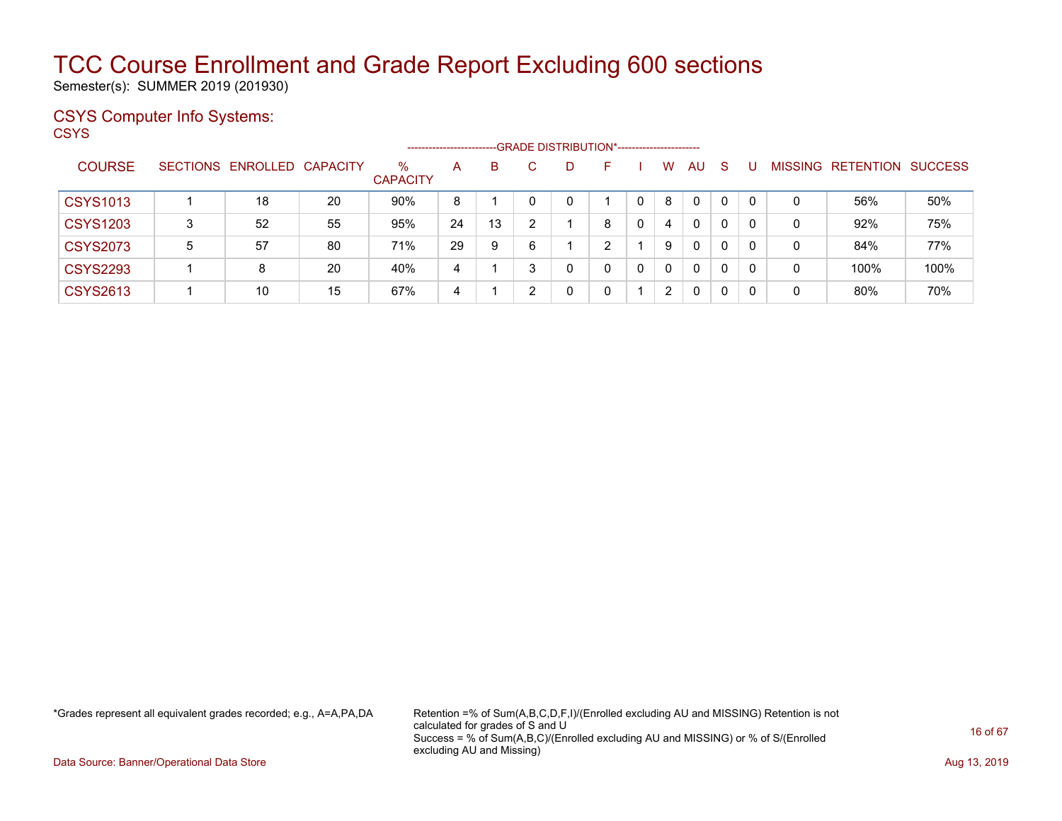# TCC Course Enrollment and Grade Report Excluding 600 sections

Semester(s): SUMMER 2019 (201930)

## CSYS Computer Info Systems:

CSYS

| COURSE | SECTIONS | ENROLLED | CAPACITY | % CAPACITY | A | B | C | D | F | I | W | AU | S | U | MISSING | RETENTION | SUCCESS |
|---|---|---|---|---|---|---|---|---|---|---|---|---|---|---|---|---|---|
| | | | | | GRADE DISTRIBUTION* | | | | | | | | | | | | |
| CSYS1013 | 1 | 18 | 20 | 90% | 8 | 1 | 0 | 0 | 1 | 0 | 8 | 0 | 0 | 0 | 0 | 56% | 50% |
| CSYS1203 | 3 | 52 | 55 | 95% | 24 | 13 | 2 | 1 | 8 | 0 | 4 | 0 | 0 | 0 | 0 | 92% | 75% |
| CSYS2073 | 5 | 57 | 80 | 71% | 29 | 9 | 6 | 1 | 2 | 1 | 9 | 0 | 0 | 0 | 0 | 84% | 77% |
| CSYS2293 | 1 | 8 | 20 | 40% | 4 | 1 | 3 | 0 | 0 | 0 | 0 | 0 | 0 | 0 | 0 | 100% | 100% |
| CSYS2613 | 1 | 10 | 15 | 67% | 4 | 1 | 2 | 0 | 0 | 1 | 2 | 0 | 0 | 0 | 0 | 80% | 70% |

*Grades represent all equivalent grades recorded; e.g., A=A,PA,DA

Retention =% of Sum(A,B,C,D,F,I)/(Enrolled excluding AU and MISSING) Retention is not calculated for grades of S and U
Success = % of Sum(A,B,C)/(Enrolled excluding AU and MISSING) or % of S/(Enrolled excluding AU and Missing)

Data Source: Banner/Operational Data Store

Aug 13, 2019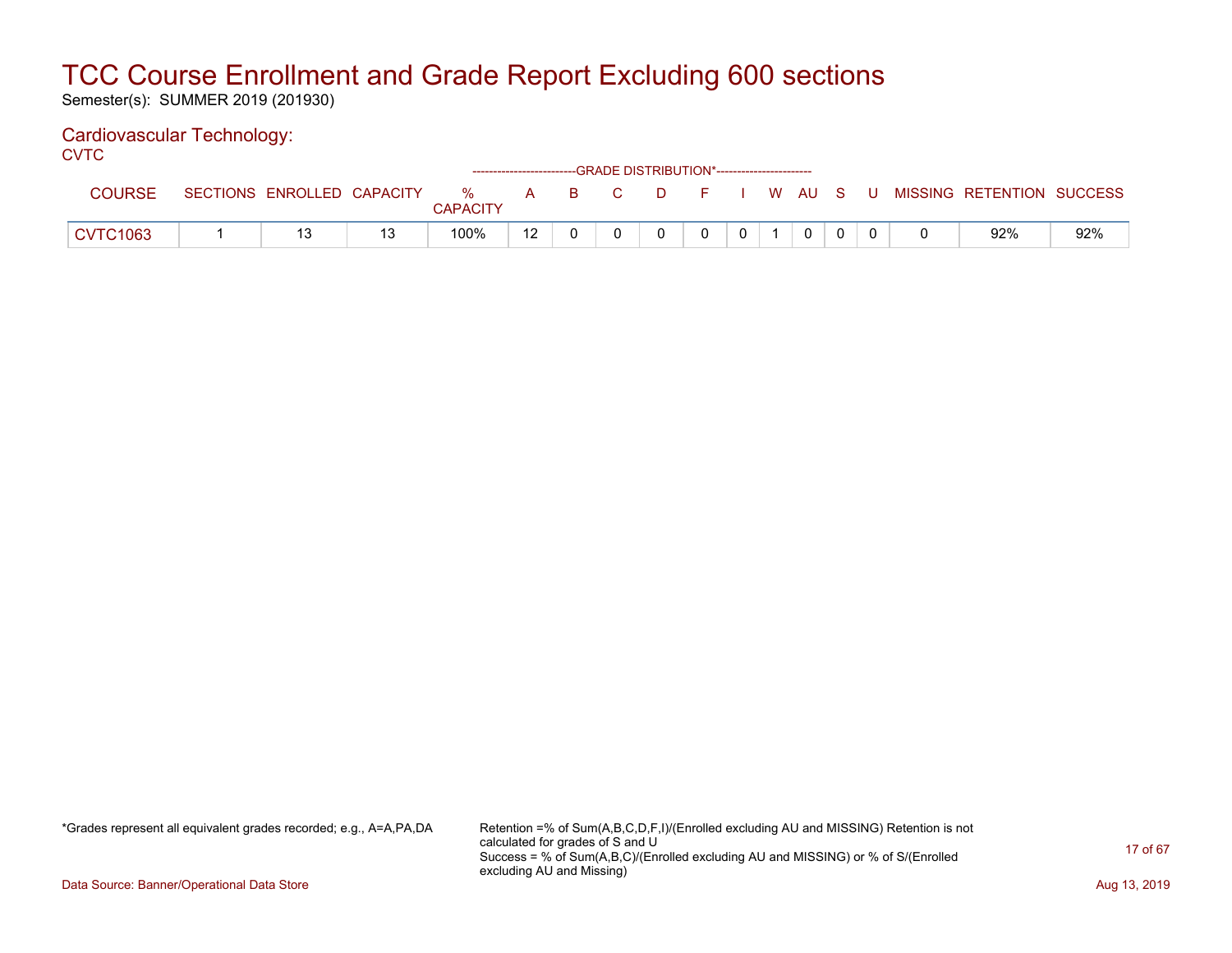# TCC Course Enrollment and Grade Report Excluding 600 sections

Semester(s): SUMMER 2019 (201930)

## Cardiovascular Technology:

CVTC

| COURSE | SECTIONS | ENROLLED | CAPACITY | % CAPACITY | A | B | C | D | F | I | W | AU | S | U | MISSING | RETENTION | SUCCESS |
|---|---|---|---|---|---|---|---|---|---|---|---|---|---|---|---|---|---|
| | | | | | GRADE DISTRIBUTION* | | | | | | | | | | | | |
| CVTC1063 | 1 | 13 | 13 | 100% | 12 | 0 | 0 | 0 | 0 | 0 | 1 | 0 | 0 | 0 | 0 | 92% | 92% |

*Grades represent all equivalent grades recorded; e.g., A=A,PA,DA

Retention =% of Sum(A,B,C,D,F,I)/(Enrolled excluding AU and MISSING) Retention is not calculated for grades of S and U
Success = % of Sum(A,B,C)/(Enrolled excluding AU and MISSING) or % of S/(Enrolled excluding AU and Missing)

Data Source: Banner/Operational Data Store

Aug 13, 2019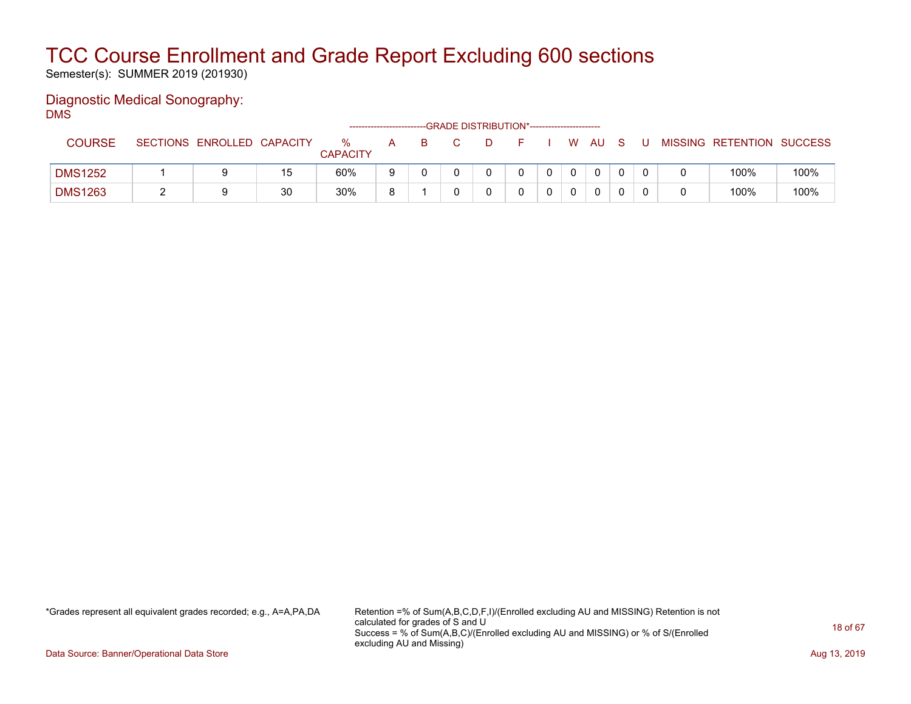# TCC Course Enrollment and Grade Report Excluding 600 sections

Semester(s): SUMMER 2019 (201930)

## Diagnostic Medical Sonography:

DMS

| COURSE | SECTIONS | ENROLLED | CAPACITY | % CAPACITY | A | B | C | D | F | I | W | AU | S | U | MISSING | RETENTION | SUCCESS |
|---|---|---|---|---|---|---|---|---|---|---|---|---|---|---|---|---|---|
| | | | | | GRADE DISTRIBUTION* | | | | | | | | | | | | |
| DMS1252 | 1 | 9 | 15 | 60% | 9 | 0 | 0 | 0 | 0 | 0 | 0 | 0 | 0 | 0 | 0 | 100% | 100% |
| DMS1263 | 2 | 9 | 30 | 30% | 8 | 1 | 0 | 0 | 0 | 0 | 0 | 0 | 0 | 0 | 0 | 100% | 100% |

*Grades represent all equivalent grades recorded; e.g., A=A,PA,DA

Retention =% of Sum(A,B,C,D,F,I)/(Enrolled excluding AU and MISSING) Retention is not calculated for grades of S and U
Success = % of Sum(A,B,C)/(Enrolled excluding AU and MISSING) or % of S/(Enrolled excluding AU and Missing)

Data Source: Banner/Operational Data Store

Aug 13, 2019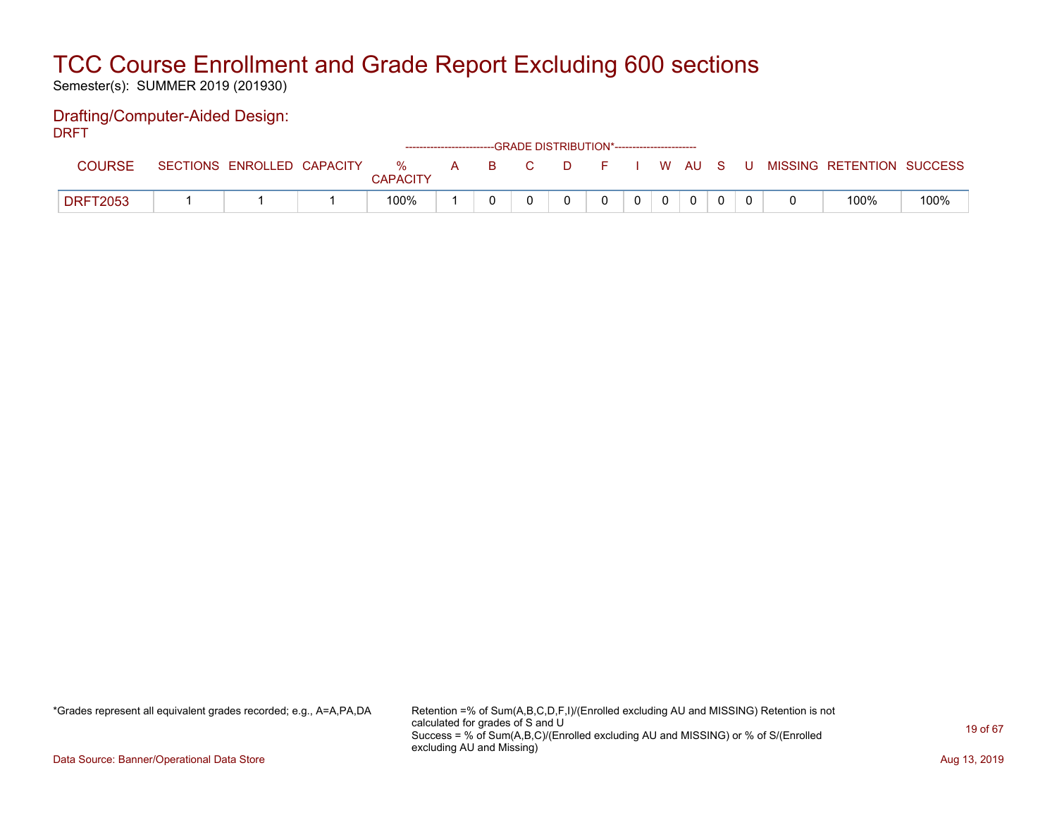# TCC Course Enrollment and Grade Report Excluding 600 sections

Semester(s): SUMMER 2019 (201930)

## Drafting/Computer-Aided Design:

DRFT

| COURSE | SECTIONS | ENROLLED | CAPACITY | % CAPACITY | A | B | C | D | F | I | W | AU | S | U | MISSING | RETENTION | SUCCESS |
|---|---|---|---|---|---|---|---|---|---|---|---|---|---|---|---|---|---|
| | | | | | -------------------------GRADE DISTRIBUTION*----------------------- | | | | | | | | | | | | |
| DRFT2053 | 1 | 1 | 1 | 100% | 1 | 0 | 0 | 0 | 0 | 0 | 0 | 0 | 0 | 0 | 0 | 100% | 100% |

*Grades represent all equivalent grades recorded; e.g., A=A,PA,DA

Retention =% of Sum(A,B,C,D,F,I)/(Enrolled excluding AU and MISSING) Retention is not calculated for grades of S and U
Success = % of Sum(A,B,C)/(Enrolled excluding AU and MISSING) or % of S/(Enrolled excluding AU and Missing)

Data Source: Banner/Operational Data Store

Aug 13, 2019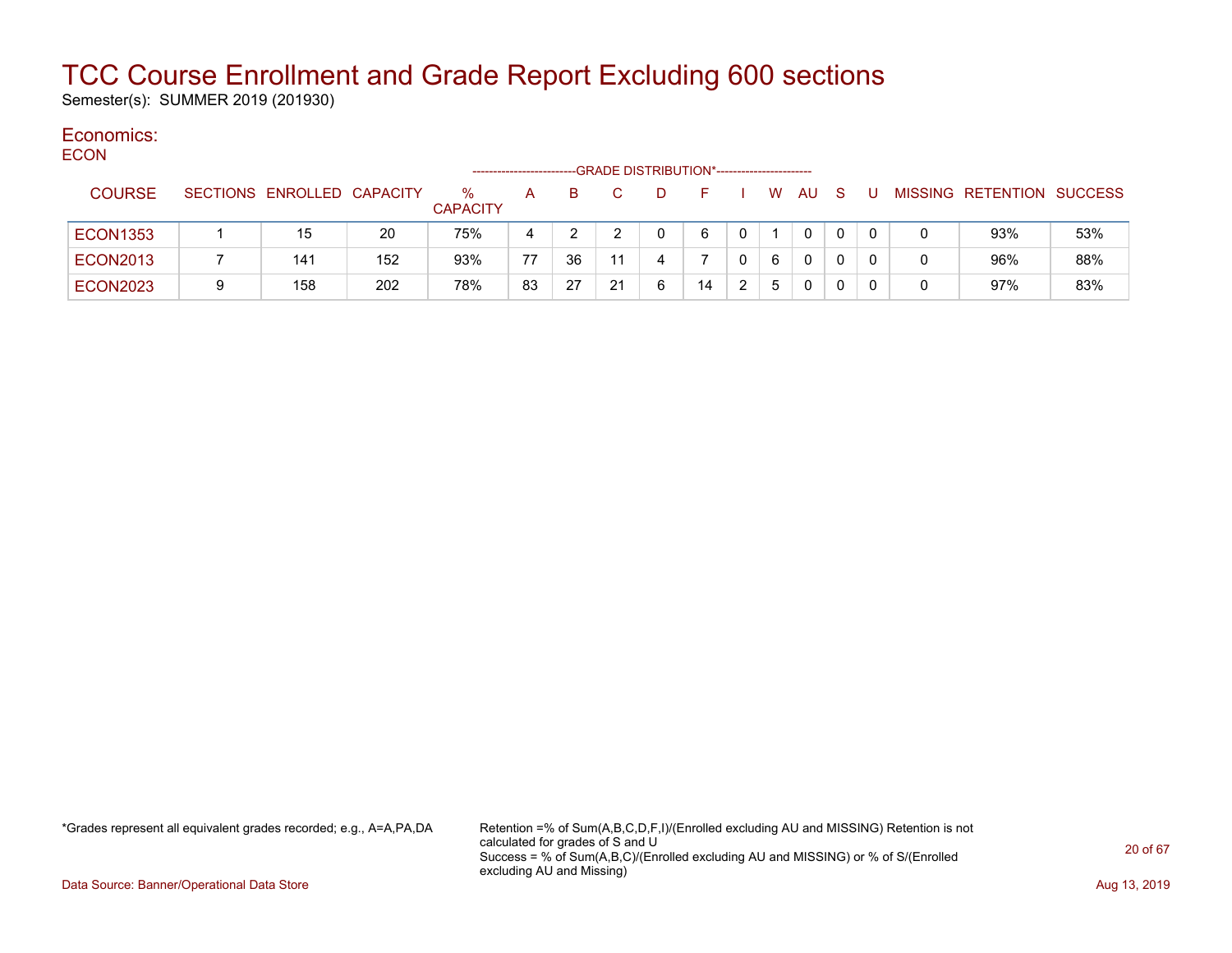# TCC Course Enrollment and Grade Report Excluding 600 sections

Semester(s): SUMMER 2019 (201930)

## Economics:

### ECON

| COURSE | SECTIONS | ENROLLED | CAPACITY | % CAPACITY | A | B | C | D | F | I | W | AU | S | U | MISSING | RETENTION | SUCCESS |
|---|---|---|---|---|---|---|---|---|---|---|---|---|---|---|---|---|---|
| | | | | | GRADE DISTRIBUTION* | | | | | | | | | | | | |
| ECON1353 | 1 | 15 | 20 | 75% | 4 | 2 | 2 | 0 | 6 | 0 | 1 | 0 | 0 | 0 | 0 | 93% | 53% |
| ECON2013 | 7 | 141 | 152 | 93% | 77 | 36 | 11 | 4 | 7 | 0 | 6 | 0 | 0 | 0 | 0 | 96% | 88% |
| ECON2023 | 9 | 158 | 202 | 78% | 83 | 27 | 21 | 6 | 14 | 2 | 5 | 0 | 0 | 0 | 0 | 97% | 83% |

*Grades represent all equivalent grades recorded; e.g., A=A,PA,DA

Retention =% of Sum(A,B,C,D,F,I)/(Enrolled excluding AU and MISSING) Retention is not calculated for grades of S and U
Success = % of Sum(A,B,C)/(Enrolled excluding AU and MISSING) or % of S/(Enrolled excluding AU and Missing)

Data Source: Banner/Operational Data Store

Aug 13, 2019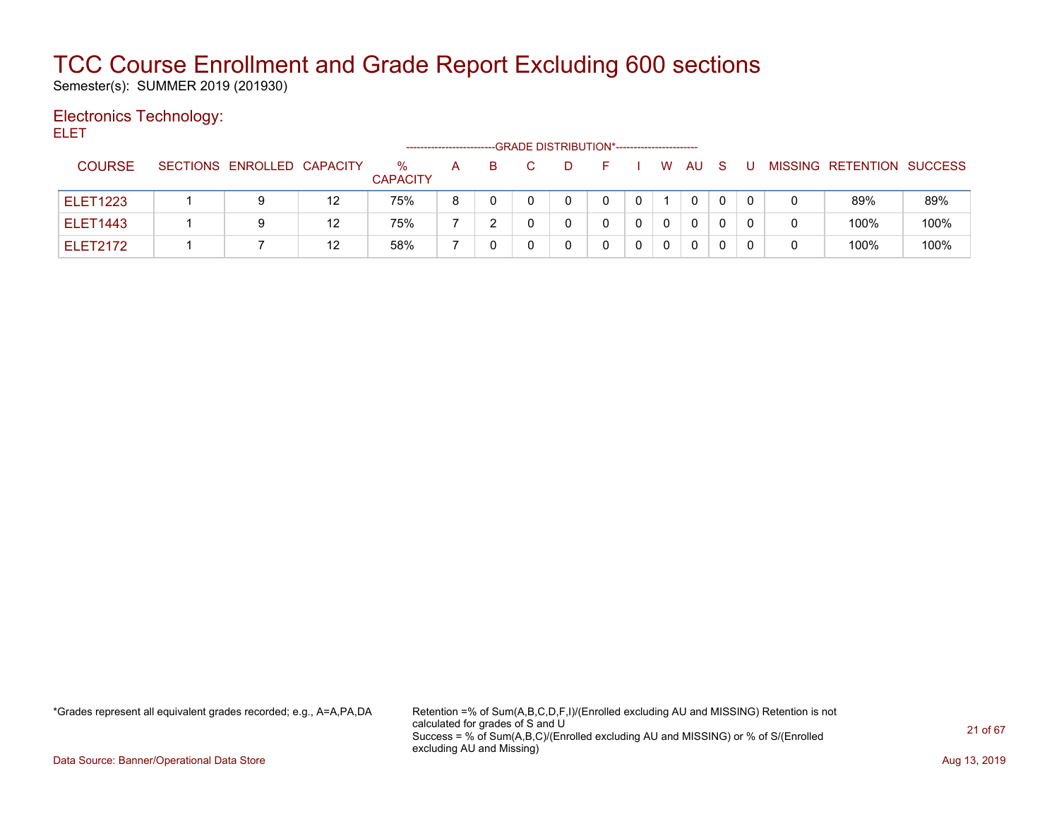# TCC Course Enrollment and Grade Report Excluding 600 sections

Semester(s): SUMMER 2019 (201930)

## Electronics Technology:

ELET

| COURSE | SECTIONS | ENROLLED | CAPACITY | % CAPACITY | A | B | C | D | F | I | W | AU | S | U | MISSING | RETENTION | SUCCESS |
|---|---|---|---|---|---|---|---|---|---|---|---|---|---|---|---|---|---|
| | | | | | GRADE DISTRIBUTION* | | | | | | | | | | | | |
| ELET1223 | 1 | 9 | 12 | 75% | 8 | 0 | 0 | 0 | 0 | 0 | 1 | 0 | 0 | 0 | 0 | 89% | 89% |
| ELET1443 | 1 | 9 | 12 | 75% | 7 | 2 | 0 | 0 | 0 | 0 | 0 | 0 | 0 | 0 | 0 | 100% | 100% |
| ELET2172 | 1 | 7 | 12 | 58% | 7 | 0 | 0 | 0 | 0 | 0 | 0 | 0 | 0 | 0 | 0 | 100% | 100% |

*Grades represent all equivalent grades recorded; e.g., A=A,PA,DA

Retention =% of Sum(A,B,C,D,F,I)/(Enrolled excluding AU and MISSING) Retention is not calculated for grades of S and U
Success = % of Sum(A,B,C)/(Enrolled excluding AU and MISSING) or % of S/(Enrolled excluding AU and Missing)

Data Source: Banner/Operational Data Store

Aug 13, 2019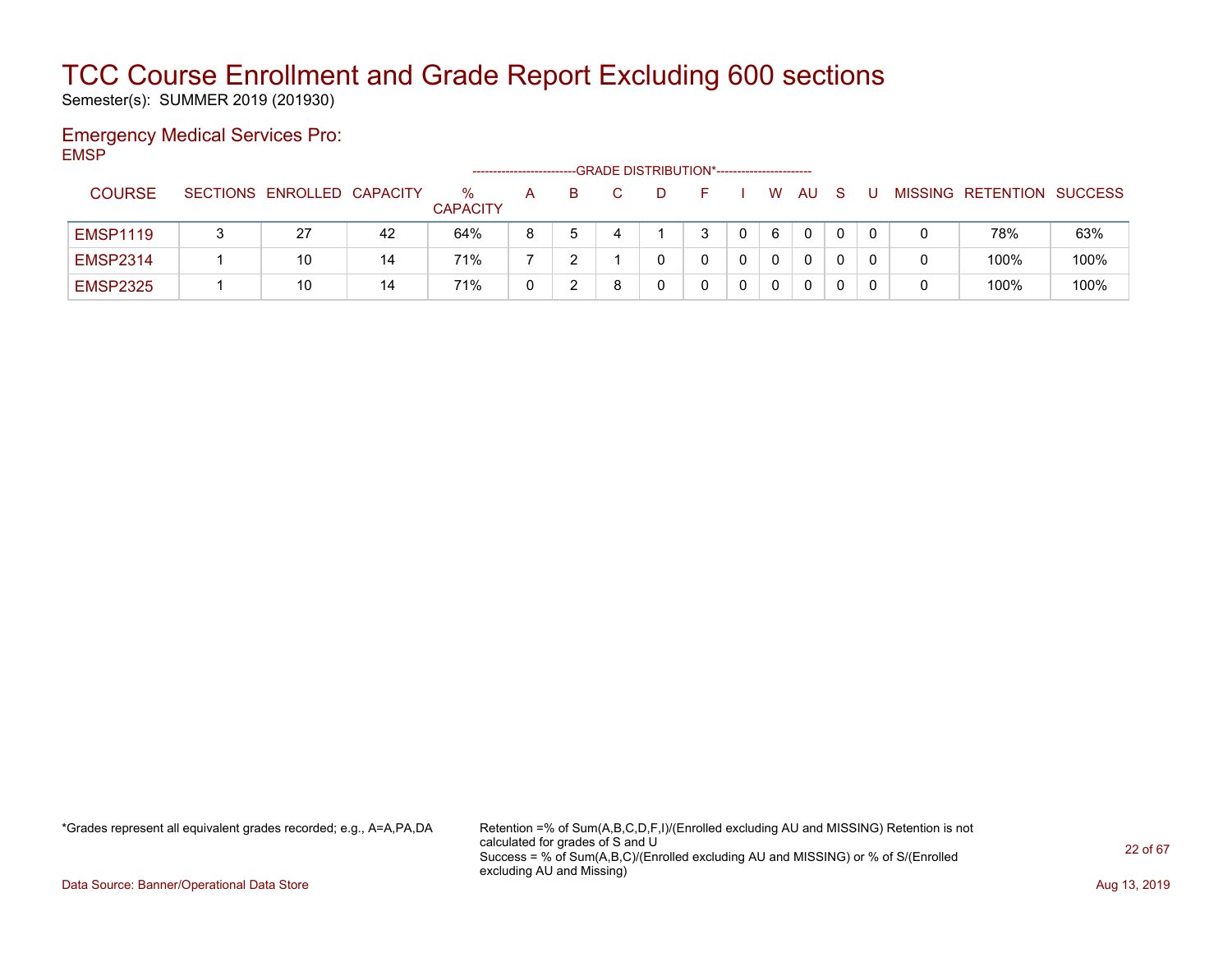# TCC Course Enrollment and Grade Report Excluding 600 sections

Semester(s): SUMMER 2019 (201930)

## Emergency Medical Services Pro:

EMSP

| COURSE | SECTIONS | ENROLLED | CAPACITY | % CAPACITY | A | B | C | D | F | I | W | AU | S | U | MISSING | RETENTION | SUCCESS |
|---|---|---|---|---|---|---|---|---|---|---|---|---|---|---|---|---|---|
| | | | | | GRADE DISTRIBUTION* | | | | | | | | | | | | |
| EMSP1119 | 3 | 27 | 42 | 64% | 8 | 5 | 4 | 1 | 3 | 0 | 6 | 0 | 0 | 0 | 0 | 78% | 63% |
| EMSP2314 | 1 | 10 | 14 | 71% | 7 | 2 | 1 | 0 | 0 | 0 | 0 | 0 | 0 | 0 | 0 | 100% | 100% |
| EMSP2325 | 1 | 10 | 14 | 71% | 0 | 2 | 8 | 0 | 0 | 0 | 0 | 0 | 0 | 0 | 0 | 100% | 100% |

*Grades represent all equivalent grades recorded; e.g., A=A,PA,DA

Retention =% of Sum(A,B,C,D,F,I)/(Enrolled excluding AU and MISSING) Retention is not calculated for grades of S and U
Success = % of Sum(A,B,C)/(Enrolled excluding AU and MISSING) or % of S/(Enrolled excluding AU and Missing)

Data Source: Banner/Operational Data Store

Aug 13, 2019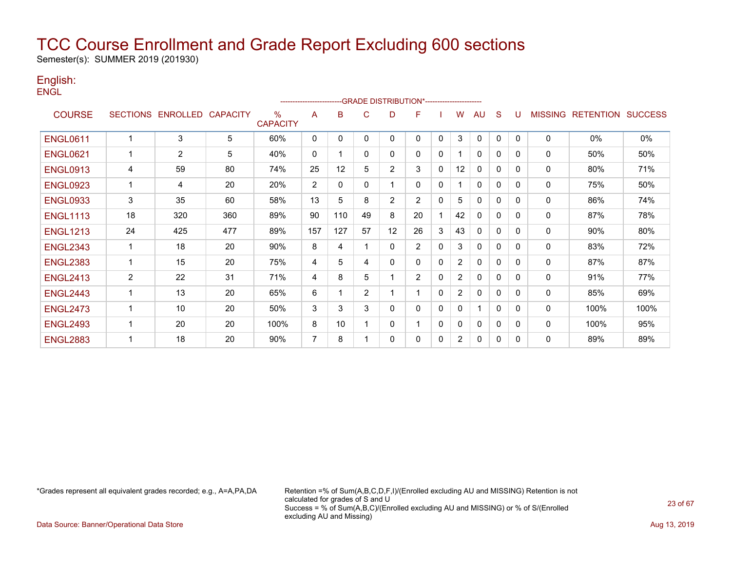# TCC Course Enrollment and Grade Report Excluding 600 sections

Semester(s): SUMMER 2019 (201930)

## English:

ENGL

| COURSE | SECTIONS | ENROLLED | CAPACITY | % CAPACITY | A | B | C | D | F | I | W | AU | S | U | MISSING | RETENTION | SUCCESS |
|---|---|---|---|---|---|---|---|---|---|---|---|---|---|---|---|---|---|
| | | | | | GRADE DISTRIBUTION* | | | | | | | | | | | | |
| ENGL0611 | 1 | 3 | 5 | 60% | 0 | 0 | 0 | 0 | 0 | 0 | 3 | 0 | 0 | 0 | 0 | 0% | 0% |
| ENGL0621 | 1 | 2 | 5 | 40% | 0 | 1 | 0 | 0 | 0 | 0 | 1 | 0 | 0 | 0 | 0 | 50% | 50% |
| ENGL0913 | 4 | 59 | 80 | 74% | 25 | 12 | 5 | 2 | 3 | 0 | 12 | 0 | 0 | 0 | 0 | 80% | 71% |
| ENGL0923 | 1 | 4 | 20 | 20% | 2 | 0 | 0 | 1 | 0 | 0 | 1 | 0 | 0 | 0 | 0 | 75% | 50% |
| ENGL0933 | 3 | 35 | 60 | 58% | 13 | 5 | 8 | 2 | 2 | 0 | 5 | 0 | 0 | 0 | 0 | 86% | 74% |
| ENGL1113 | 18 | 320 | 360 | 89% | 90 | 110 | 49 | 8 | 20 | 1 | 42 | 0 | 0 | 0 | 0 | 87% | 78% |
| ENGL1213 | 24 | 425 | 477 | 89% | 157 | 127 | 57 | 12 | 26 | 3 | 43 | 0 | 0 | 0 | 0 | 90% | 80% |
| ENGL2343 | 1 | 18 | 20 | 90% | 8 | 4 | 1 | 0 | 2 | 0 | 3 | 0 | 0 | 0 | 0 | 83% | 72% |
| ENGL2383 | 1 | 15 | 20 | 75% | 4 | 5 | 4 | 0 | 0 | 0 | 2 | 0 | 0 | 0 | 0 | 87% | 87% |
| ENGL2413 | 2 | 22 | 31 | 71% | 4 | 8 | 5 | 1 | 2 | 0 | 2 | 0 | 0 | 0 | 0 | 91% | 77% |
| ENGL2443 | 1 | 13 | 20 | 65% | 6 | 1 | 2 | 1 | 1 | 0 | 2 | 0 | 0 | 0 | 0 | 85% | 69% |
| ENGL2473 | 1 | 10 | 20 | 50% | 3 | 3 | 3 | 0 | 0 | 0 | 0 | 1 | 0 | 0 | 0 | 100% | 100% |
| ENGL2493 | 1 | 20 | 20 | 100% | 8 | 10 | 1 | 0 | 1 | 0 | 0 | 0 | 0 | 0 | 0 | 100% | 95% |
| ENGL2883 | 1 | 18 | 20 | 90% | 7 | 8 | 1 | 0 | 0 | 0 | 2 | 0 | 0 | 0 | 0 | 89% | 89% |

*Grades represent all equivalent grades recorded; e.g., A=A,PA,DA

Retention =% of Sum(A,B,C,D,F,I)/(Enrolled excluding AU and MISSING) Retention is not calculated for grades of S and U
Success = % of Sum(A,B,C)/(Enrolled excluding AU and MISSING) or % of S/(Enrolled excluding AU and Missing)

Data Source: Banner/Operational Data Store

Aug 13, 2019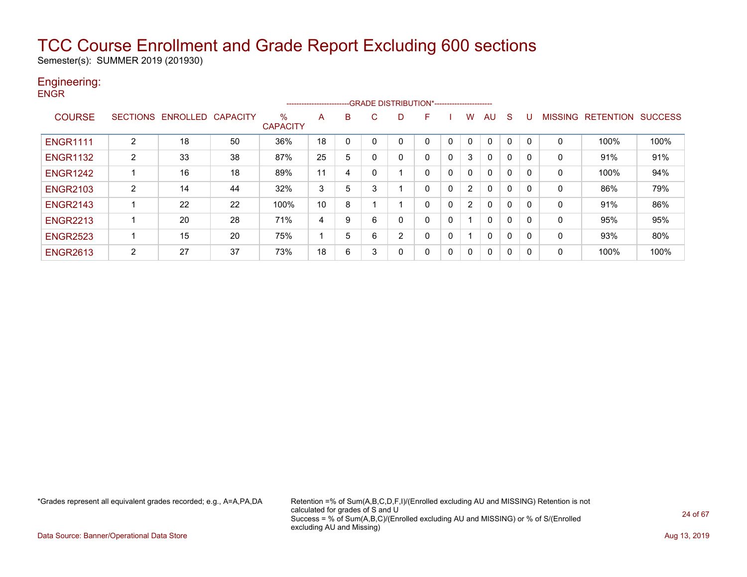# TCC Course Enrollment and Grade Report Excluding 600 sections

Semester(s): SUMMER 2019 (201930)

## Engineering:

ENGR

| COURSE | SECTIONS | ENROLLED | CAPACITY | % CAPACITY | A | B | C | D | F | I | W | AU | S | U | MISSING | RETENTION | SUCCESS |
|---|---|---|---|---|---|---|---|---|---|---|---|---|---|---|---|---|---|
| | | | | | GRADE DISTRIBUTION* | | | | | | | | | | | | |
| ENGR1111 | 2 | 18 | 50 | 36% | 18 | 0 | 0 | 0 | 0 | 0 | 0 | 0 | 0 | 0 | 0 | 100% | 100% |
| ENGR1132 | 2 | 33 | 38 | 87% | 25 | 5 | 0 | 0 | 0 | 0 | 3 | 0 | 0 | 0 | 0 | 91% | 91% |
| ENGR1242 | 1 | 16 | 18 | 89% | 11 | 4 | 0 | 1 | 0 | 0 | 0 | 0 | 0 | 0 | 0 | 100% | 94% |
| ENGR2103 | 2 | 14 | 44 | 32% | 3 | 5 | 3 | 1 | 0 | 0 | 2 | 0 | 0 | 0 | 0 | 86% | 79% |
| ENGR2143 | 1 | 22 | 22 | 100% | 10 | 8 | 1 | 1 | 0 | 0 | 2 | 0 | 0 | 0 | 0 | 91% | 86% |
| ENGR2213 | 1 | 20 | 28 | 71% | 4 | 9 | 6 | 0 | 0 | 0 | 1 | 0 | 0 | 0 | 0 | 95% | 95% |
| ENGR2523 | 1 | 15 | 20 | 75% | 1 | 5 | 6 | 2 | 0 | 0 | 1 | 0 | 0 | 0 | 0 | 93% | 80% |
| ENGR2613 | 2 | 27 | 37 | 73% | 18 | 6 | 3 | 0 | 0 | 0 | 0 | 0 | 0 | 0 | 0 | 100% | 100% |

*Grades represent all equivalent grades recorded; e.g., A=A,PA,DA

Retention =% of Sum(A,B,C,D,F,I)/(Enrolled excluding AU and MISSING) Retention is not calculated for grades of S and U
Success = % of Sum(A,B,C)/(Enrolled excluding AU and MISSING) or % of S/(Enrolled excluding AU and Missing)

Data Source: Banner/Operational Data Store

Aug 13, 2019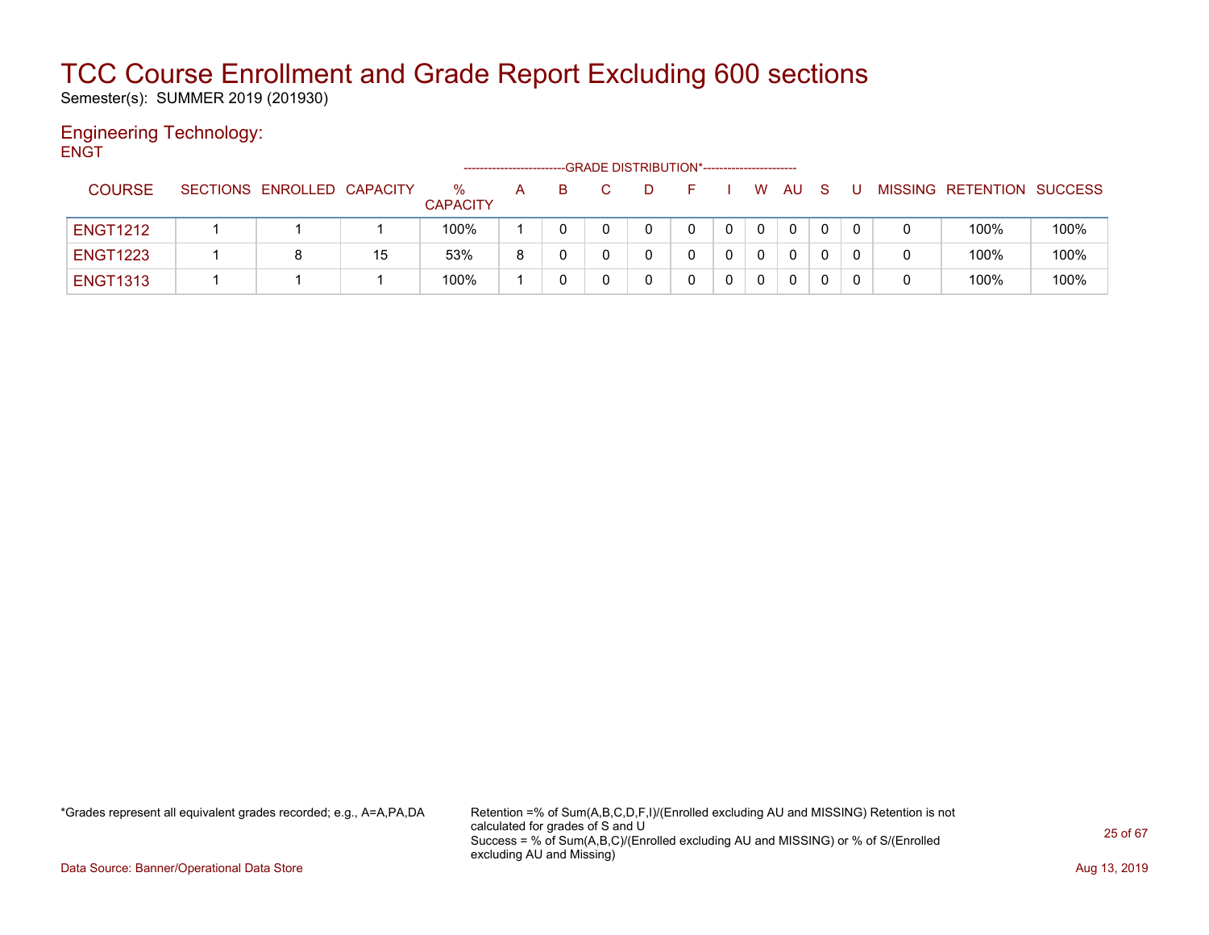# TCC Course Enrollment and Grade Report Excluding 600 sections

Semester(s): SUMMER 2019 (201930)

## Engineering Technology:

ENGT

| COURSE | SECTIONS | ENROLLED | CAPACITY | % CAPACITY | A | B | C | D | F | I | W | AU | S | U | MISSING | RETENTION | SUCCESS |
|---|---|---|---|---|---|---|---|---|---|---|---|---|---|---|---|---|---|
| | | | | | GRADE DISTRIBUTION* | | | | | | | | | | | | |
| ENGT1212 | 1 | 1 | 1 | 100% | 1 | 0 | 0 | 0 | 0 | 0 | 0 | 0 | 0 | 0 | 0 | 100% | 100% |
| ENGT1223 | 1 | 8 | 15 | 53% | 8 | 0 | 0 | 0 | 0 | 0 | 0 | 0 | 0 | 0 | 0 | 100% | 100% |
| ENGT1313 | 1 | 1 | 1 | 100% | 1 | 0 | 0 | 0 | 0 | 0 | 0 | 0 | 0 | 0 | 0 | 100% | 100% |

*Grades represent all equivalent grades recorded; e.g., A=A,PA,DA

Retention =% of Sum(A,B,C,D,F,I)/(Enrolled excluding AU and MISSING) Retention is not calculated for grades of S and U
Success = % of Sum(A,B,C)/(Enrolled excluding AU and MISSING) or % of S/(Enrolled excluding AU and Missing)

Data Source: Banner/Operational Data Store

Aug 13, 2019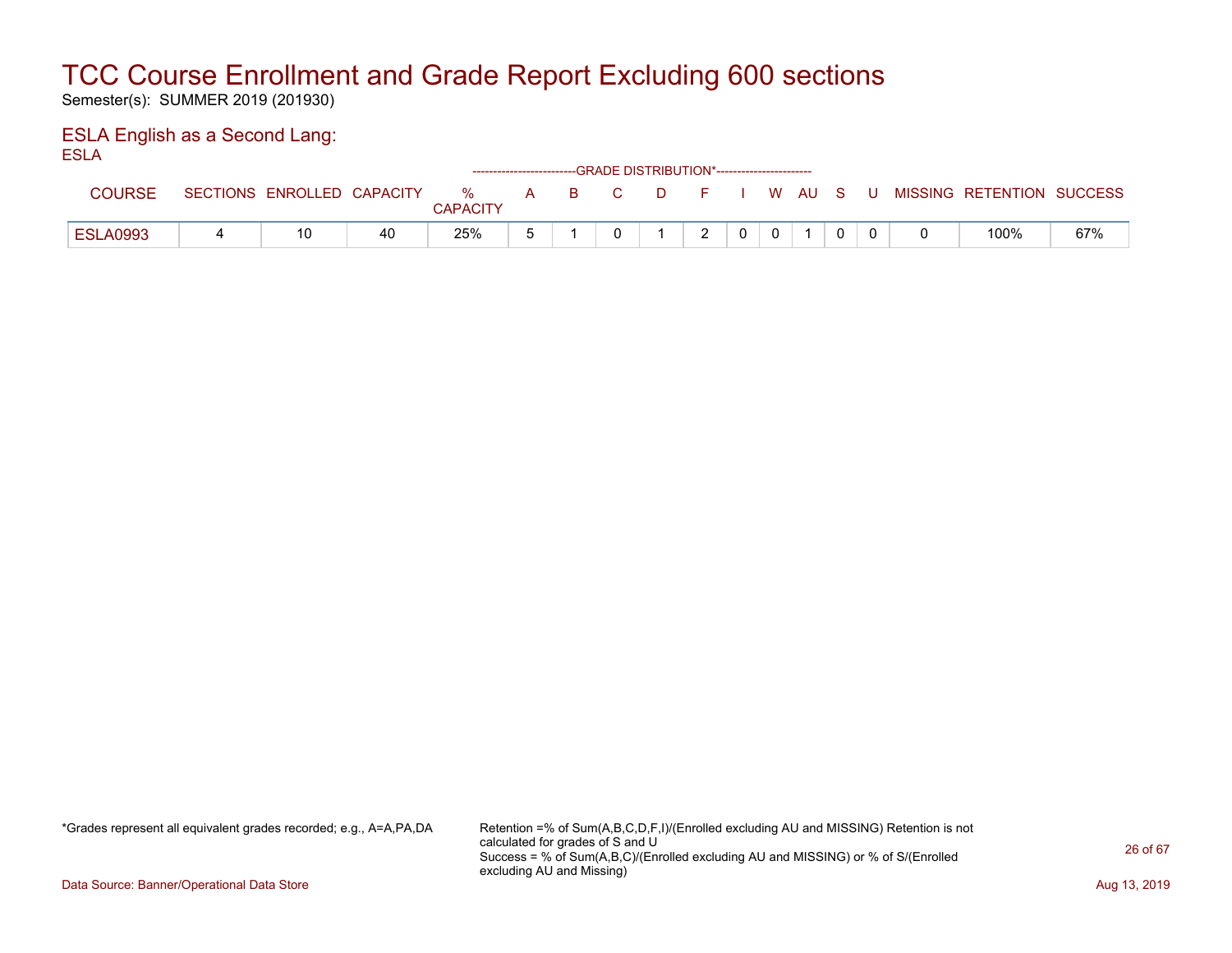# TCC Course Enrollment and Grade Report Excluding 600 sections

Semester(s): SUMMER 2019 (201930)

## ESLA English as a Second Lang:

ESLA

| COURSE | SECTIONS | ENROLLED | CAPACITY | % CAPACITY | A | B | C | D | F | I | W | AU | S | U | MISSING | RETENTION | SUCCESS |
|---|---|---|---|---|---|---|---|---|---|---|---|---|---|---|---|---|---|
| | | | | | GRADE DISTRIBUTION* | | | | | | | | | | | | |
| ESLA0993 | 4 | 10 | 40 | 25% | 5 | 1 | 0 | 1 | 2 | 0 | 0 | 1 | 0 | 0 | 0 | 100% | 67% |

*Grades represent all equivalent grades recorded; e.g., A=A,PA,DA

Retention =% of Sum(A,B,C,D,F,I)/(Enrolled excluding AU and MISSING) Retention is not calculated for grades of S and U
Success = % of Sum(A,B,C)/(Enrolled excluding AU and MISSING) or % of S/(Enrolled excluding AU and Missing)

Data Source: Banner/Operational Data Store

Aug 13, 2019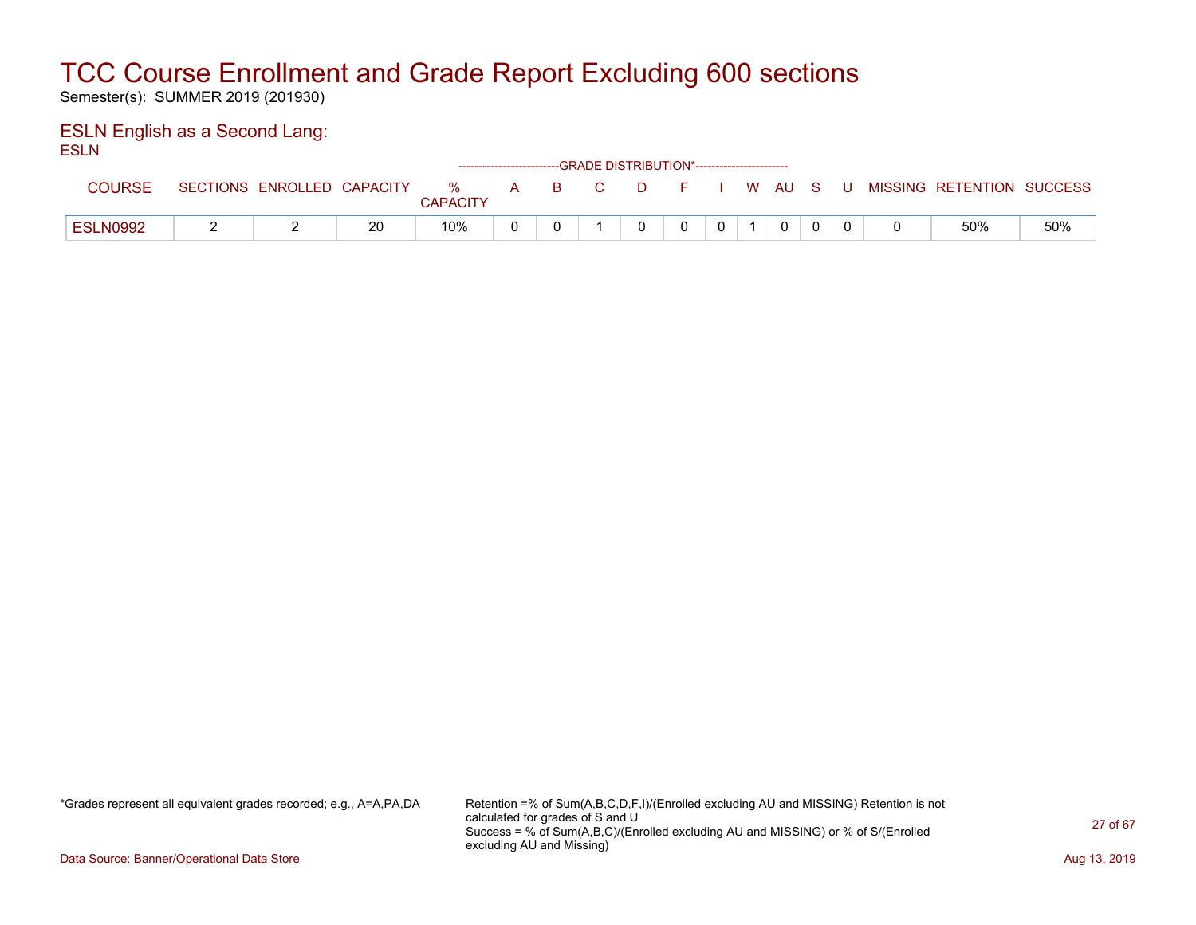# TCC Course Enrollment and Grade Report Excluding 600 sections

Semester(s): SUMMER 2019 (201930)

## ESLN English as a Second Lang:

ESLN

| COURSE | SECTIONS | ENROLLED | CAPACITY | % CAPACITY | A | B | C | D | F | I | W | AU | S | U | MISSING | RETENTION | SUCCESS |
|---|---|---|---|---|---|---|---|---|---|---|---|---|---|---|---|---|---|
| | | | | | -------------------------GRADE DISTRIBUTION*----------------------- | | | | | | | | | | | | |
| ESLN0992 | 2 | 2 | 20 | 10% | 0 | 0 | 1 | 0 | 0 | 0 | 1 | 0 | 0 | 0 | 0 | 50% | 50% |

*Grades represent all equivalent grades recorded; e.g., A=A,PA,DA

Retention =% of Sum(A,B,C,D,F,I)/(Enrolled excluding AU and MISSING) Retention is not calculated for grades of S and U
Success = % of Sum(A,B,C)/(Enrolled excluding AU and MISSING) or % of S/(Enrolled excluding AU and Missing)

Data Source: Banner/Operational Data Store

Aug 13, 2019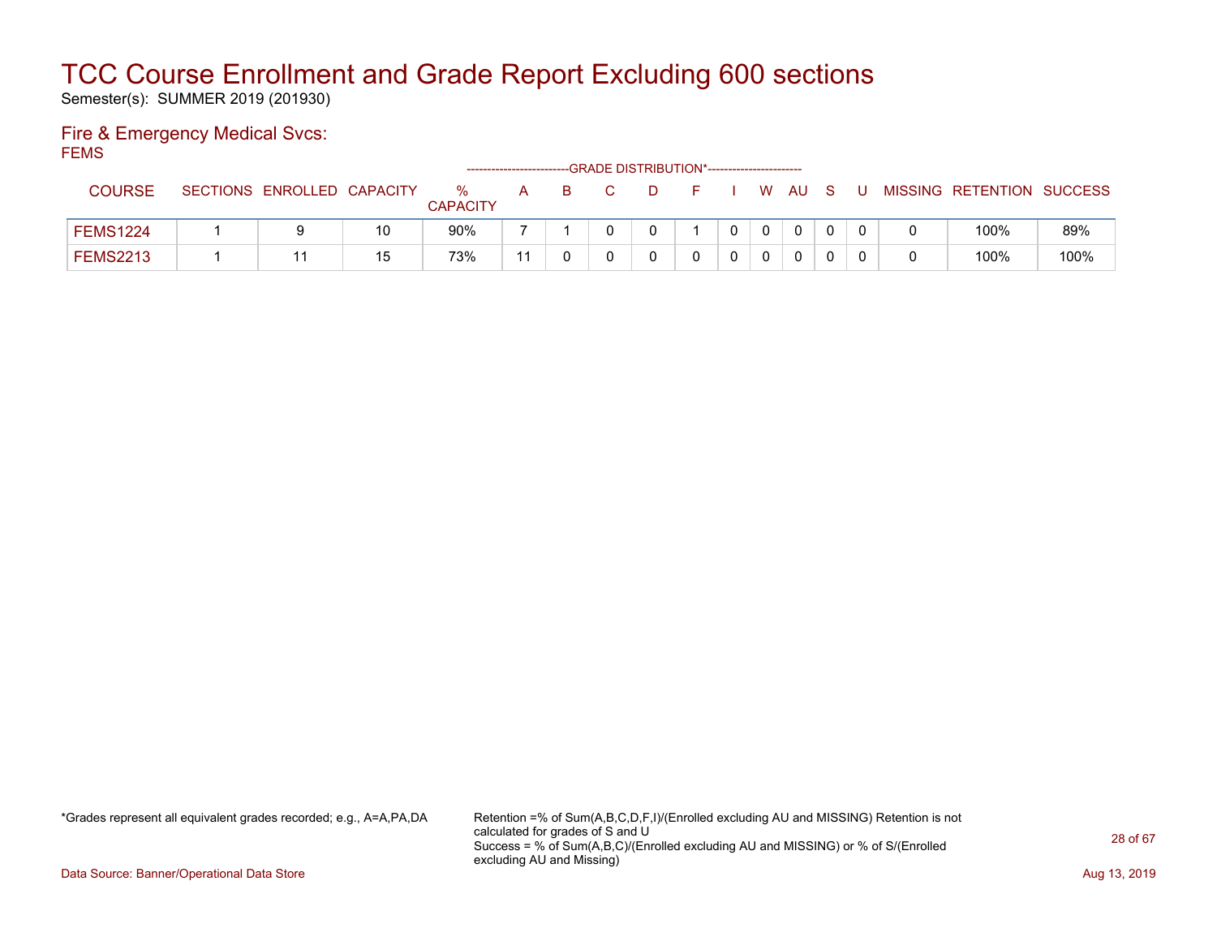# TCC Course Enrollment and Grade Report Excluding 600 sections

Semester(s): SUMMER 2019 (201930)

## Fire & Emergency Medical Svcs:

FEMS

| COURSE | SECTIONS | ENROLLED | CAPACITY | % CAPACITY | A | B | C | D | F | I | W | AU | S | U | MISSING | RETENTION | SUCCESS |
|---|---|---|---|---|---|---|---|---|---|---|---|---|---|---|---|---|---|
| | | | | | GRADE DISTRIBUTION* | | | | | | | | | | | | |
| FEMS1224 | 1 | 9 | 10 | 90% | 7 | 1 | 0 | 0 | 1 | 0 | 0 | 0 | 0 | 0 | 0 | 100% | 89% |
| FEMS2213 | 1 | 11 | 15 | 73% | 11 | 0 | 0 | 0 | 0 | 0 | 0 | 0 | 0 | 0 | 0 | 100% | 100% |

*Grades represent all equivalent grades recorded; e.g., A=A,PA,DA

Retention =% of Sum(A,B,C,D,F,I)/(Enrolled excluding AU and MISSING) Retention is not calculated for grades of S and U
Success = % of Sum(A,B,C)/(Enrolled excluding AU and MISSING) or % of S/(Enrolled excluding AU and Missing)

Data Source: Banner/Operational Data Store

Aug 13, 2019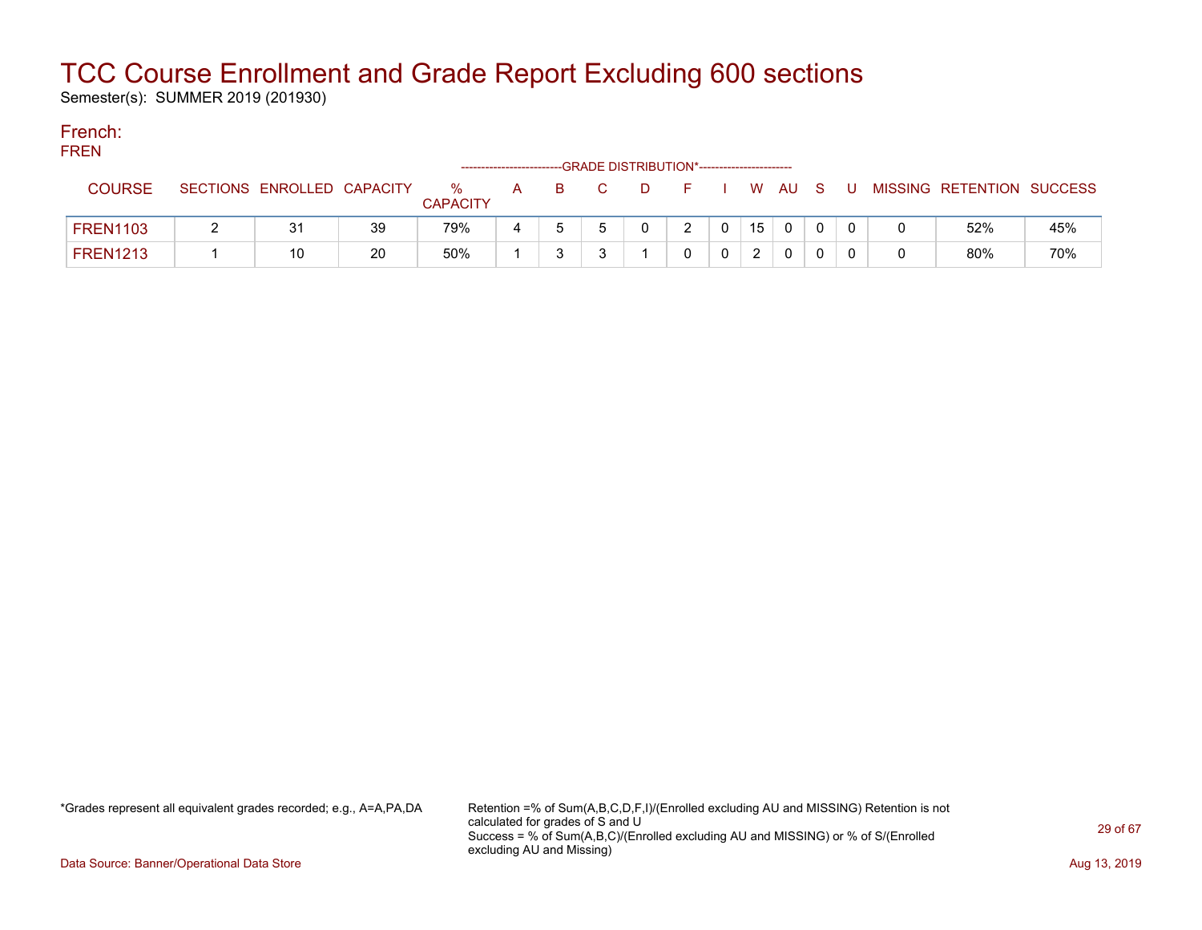# TCC Course Enrollment and Grade Report Excluding 600 sections

Semester(s): SUMMER 2019 (201930)

## French:

FREN

| COURSE | SECTIONS | ENROLLED | CAPACITY | % CAPACITY | GRADE DISTRIBUTION* A | B | C | D | F | I | W | AU | S | U | MISSING | RETENTION | SUCCESS |
|---|---|---|---|---|---|---|---|---|---|---|---|---|---|---|---|---|---|
| FREN1103 | 2 | 31 | 39 | 79% | 4 | 5 | 5 | 0 | 2 | 0 | 15 | 0 | 0 | 0 | 0 | 52% | 45% |
| FREN1213 | 1 | 10 | 20 | 50% | 1 | 3 | 3 | 1 | 0 | 0 | 2 | 0 | 0 | 0 | 0 | 80% | 70% |

*Grades represent all equivalent grades recorded; e.g., A=A,PA,DA

Retention =% of Sum(A,B,C,D,F,I)/(Enrolled excluding AU and MISSING) Retention is not calculated for grades of S and U
Success = % of Sum(A,B,C)/(Enrolled excluding AU and MISSING) or % of S/(Enrolled excluding AU and Missing)

Data Source: Banner/Operational Data Store

Aug 13, 2019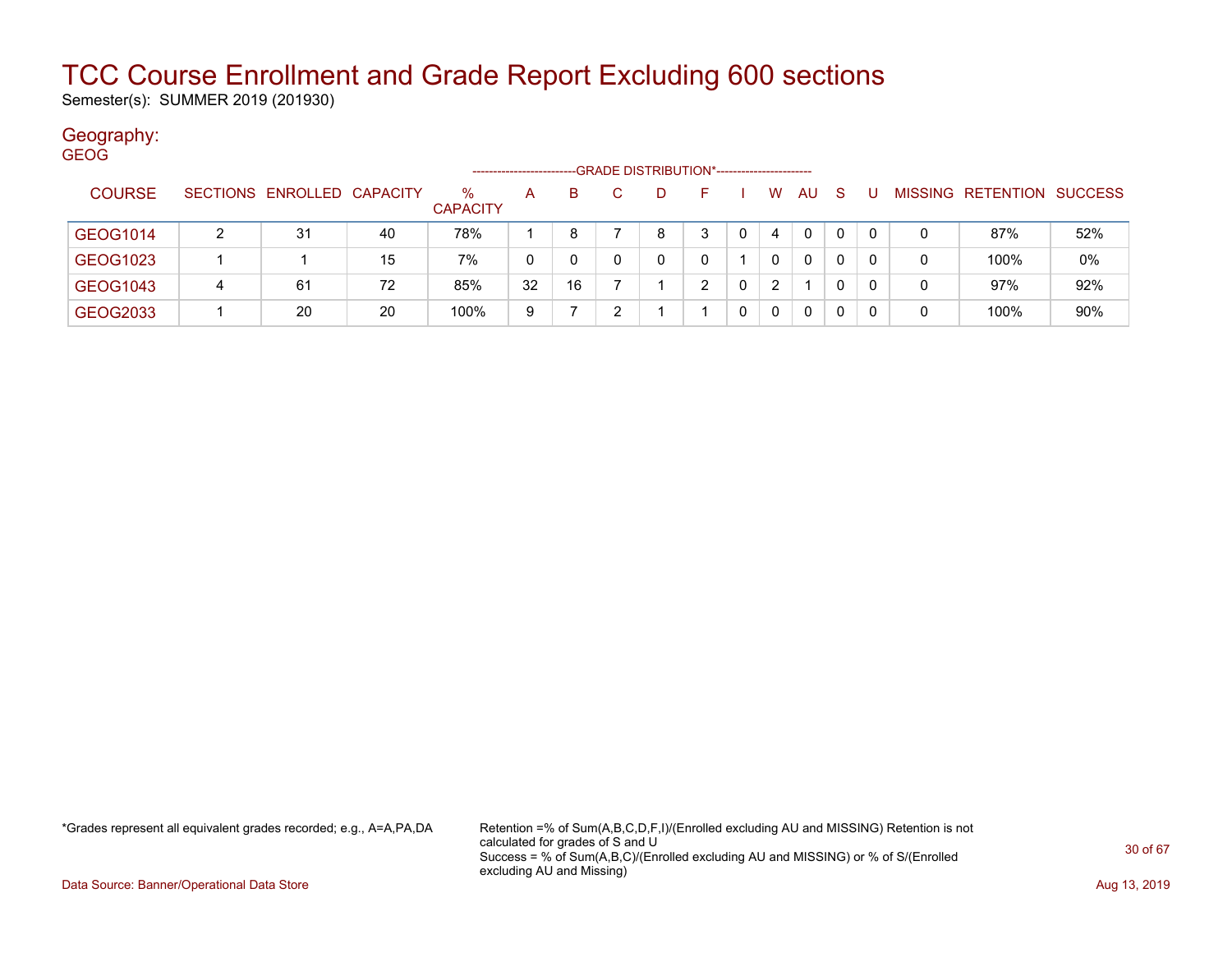# TCC Course Enrollment and Grade Report Excluding 600 sections

Semester(s): SUMMER 2019 (201930)

## Geography:

GEOG

| COURSE | SECTIONS | ENROLLED | CAPACITY | % CAPACITY | A | B | C | D | F | I | W | AU | S | U | MISSING | RETENTION | SUCCESS |
|---|---|---|---|---|---|---|---|---|---|---|---|---|---|---|---|---|---|
| | | | | | GRADE DISTRIBUTION* | | | | | | | | | | | | |
| GEOG1014 | 2 | 31 | 40 | 78% | 1 | 8 | 7 | 8 | 3 | 0 | 4 | 0 | 0 | 0 | 0 | 87% | 52% |
| GEOG1023 | 1 | 1 | 15 | 7% | 0 | 0 | 0 | 0 | 0 | 1 | 0 | 0 | 0 | 0 | 0 | 100% | 0% |
| GEOG1043 | 4 | 61 | 72 | 85% | 32 | 16 | 7 | 1 | 2 | 0 | 2 | 1 | 0 | 0 | 0 | 97% | 92% |
| GEOG2033 | 1 | 20 | 20 | 100% | 9 | 7 | 2 | 1 | 1 | 0 | 0 | 0 | 0 | 0 | 0 | 100% | 90% |

*Grades represent all equivalent grades recorded; e.g., A=A,PA,DA

Retention =% of Sum(A,B,C,D,F,I)/(Enrolled excluding AU and MISSING) Retention is not calculated for grades of S and U
Success = % of Sum(A,B,C)/(Enrolled excluding AU and MISSING) or % of S/(Enrolled excluding AU and Missing)

Data Source: Banner/Operational Data Store

Aug 13, 2019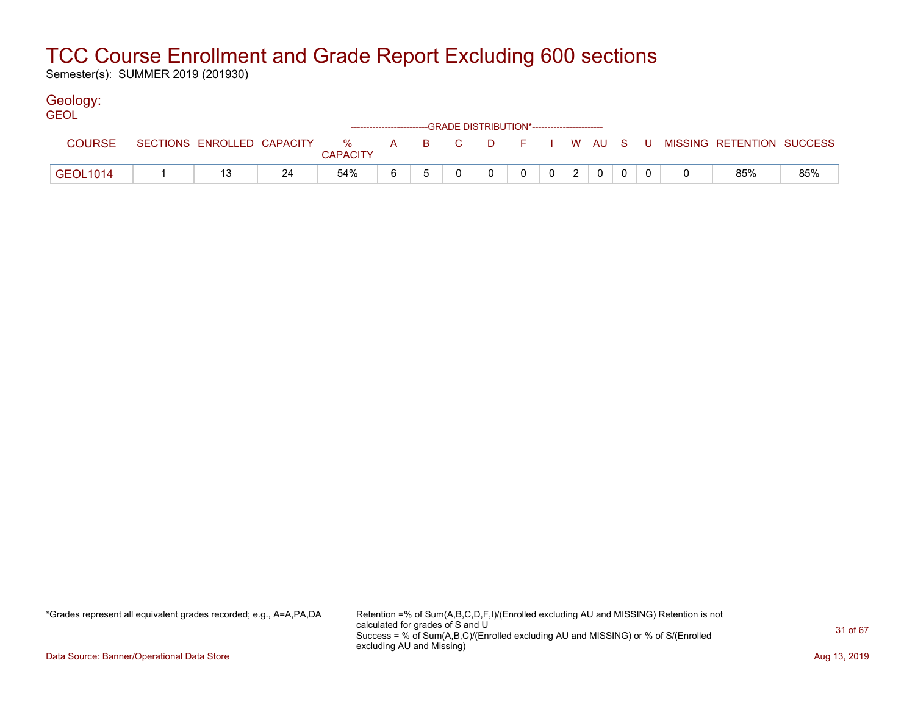# TCC Course Enrollment and Grade Report Excluding 600 sections

Semester(s): SUMMER 2019 (201930)

## Geology:

GEOL

| COURSE | SECTIONS | ENROLLED | CAPACITY | % CAPACITY | A | B | C | D | F | I | W | AU | S | U | MISSING | RETENTION | SUCCESS |
|---|---|---|---|---|---|---|---|---|---|---|---|---|---|---|---|---|---|
| | | | | | GRADE DISTRIBUTION* | | | | | | | | | | | | |
| GEOL1014 | 1 | 13 | 24 | 54% | 6 | 5 | 0 | 0 | 0 | 0 | 2 | 0 | 0 | 0 | 0 | 85% | 85% |

*Grades represent all equivalent grades recorded; e.g., A=A,PA,DA

Retention =% of Sum(A,B,C,D,F,I)/(Enrolled excluding AU and MISSING) Retention is not calculated for grades of S and U
Success = % of Sum(A,B,C)/(Enrolled excluding AU and MISSING) or % of S/(Enrolled excluding AU and Missing)

Data Source: Banner/Operational Data Store

Aug 13, 2019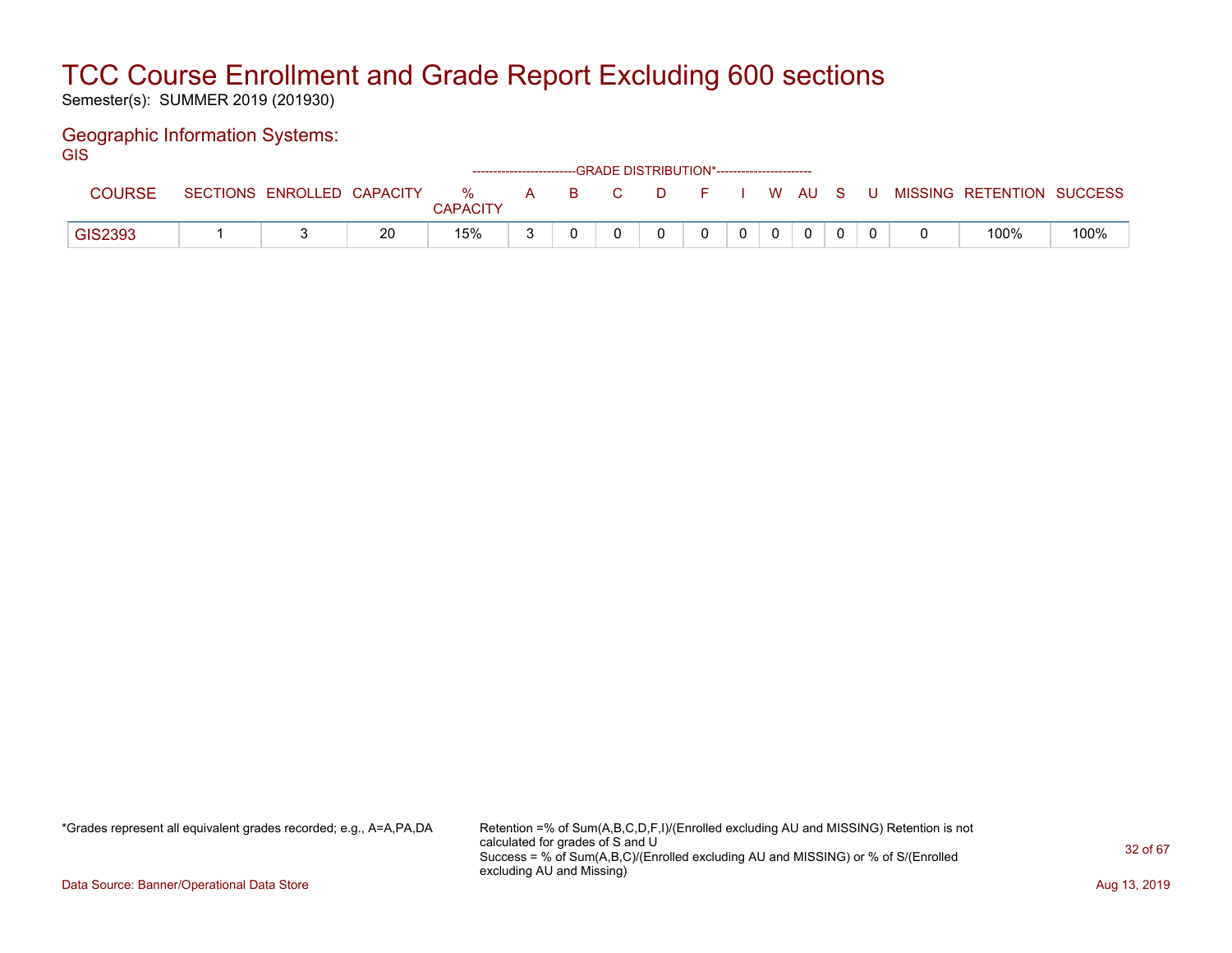# TCC Course Enrollment and Grade Report Excluding 600 sections

Semester(s): SUMMER 2019 (201930)

## Geographic Information Systems:

GIS

| COURSE | SECTIONS | ENROLLED | CAPACITY | % CAPACITY | A | B | C | D | F | I | W | AU | S | U | MISSING | RETENTION | SUCCESS |
|---|---|---|---|---|---|---|---|---|---|---|---|---|---|---|---|---|---|
| | | | | | -------------------------GRADE DISTRIBUTION*----------------------- | | | | | | | | | | | | |
| GIS2393 | 1 | 3 | 20 | 15% | 3 | 0 | 0 | 0 | 0 | 0 | 0 | 0 | 0 | 0 | 0 | 100% | 100% |

*Grades represent all equivalent grades recorded; e.g., A=A,PA,DA

Retention =% of Sum(A,B,C,D,F,I)/(Enrolled excluding AU and MISSING) Retention is not calculated for grades of S and U
Success = % of Sum(A,B,C)/(Enrolled excluding AU and MISSING) or % of S/(Enrolled excluding AU and Missing)

Data Source: Banner/Operational Data Store

Aug 13, 2019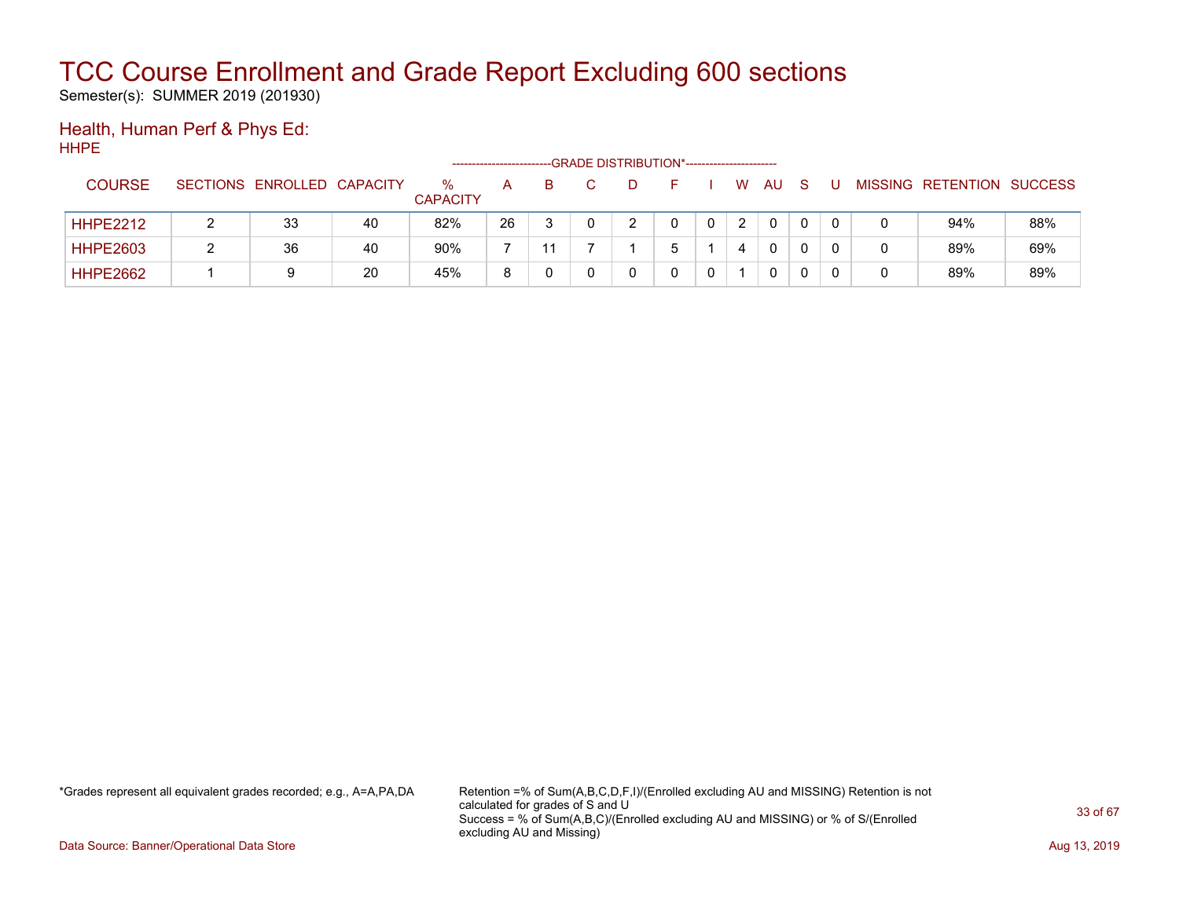# TCC Course Enrollment and Grade Report Excluding 600 sections

Semester(s): SUMMER 2019 (201930)

## Health, Human Perf & Phys Ed:

HHPE

| COURSE | SECTIONS | ENROLLED | CAPACITY | % CAPACITY | A | B | C | D | F | I | W | AU | S | U | MISSING | RETENTION | SUCCESS |
|---|---|---|---|---|---|---|---|---|---|---|---|---|---|---|---|---|---|
| | | | | | GRADE DISTRIBUTION* | | | | | | | | | | | | |
| HHPE2212 | 2 | 33 | 40 | 82% | 26 | 3 | 0 | 2 | 0 | 0 | 2 | 0 | 0 | 0 | 0 | 94% | 88% |
| HHPE2603 | 2 | 36 | 40 | 90% | 7 | 11 | 7 | 1 | 5 | 1 | 4 | 0 | 0 | 0 | 0 | 89% | 69% |
| HHPE2662 | 1 | 9 | 20 | 45% | 8 | 0 | 0 | 0 | 0 | 0 | 1 | 0 | 0 | 0 | 0 | 89% | 89% |

*Grades represent all equivalent grades recorded; e.g., A=A,PA,DA

Retention =% of Sum(A,B,C,D,F,I)/(Enrolled excluding AU and MISSING) Retention is not calculated for grades of S and U
Success = % of Sum(A,B,C)/(Enrolled excluding AU and MISSING) or % of S/(Enrolled excluding AU and Missing)

Data Source: Banner/Operational Data Store

Aug 13, 2019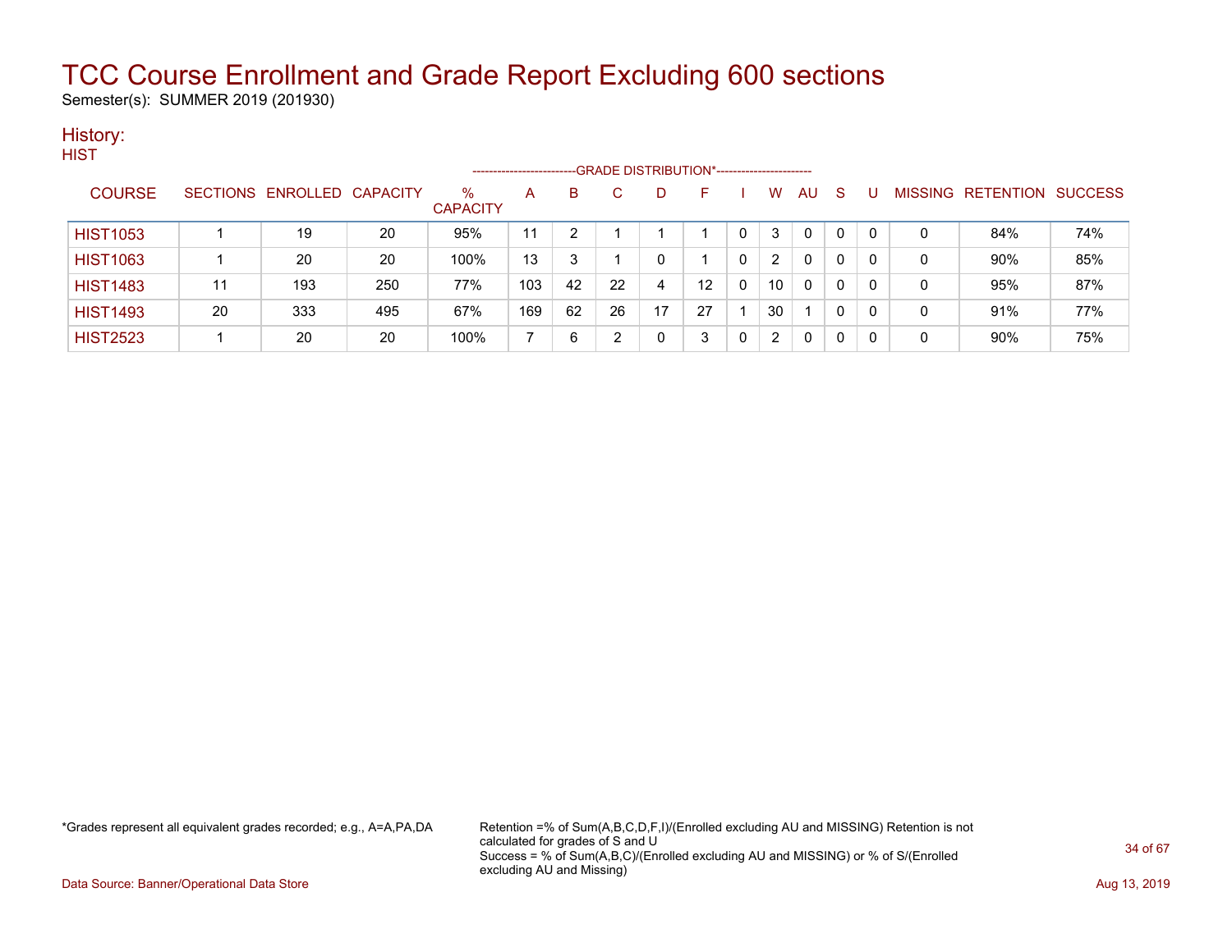# TCC Course Enrollment and Grade Report Excluding 600 sections

Semester(s): SUMMER 2019 (201930)

## History:

HIST

| COURSE | SECTIONS | ENROLLED | CAPACITY | % CAPACITY | A | B | C | D | F | I | W | AU | S | U | MISSING | RETENTION | SUCCESS |
|---|---|---|---|---|---|---|---|---|---|---|---|---|---|---|---|---|---|
| | | | | | GRADE DISTRIBUTION* | | | | | | | | | | | | |
| HIST1053 | 1 | 19 | 20 | 95% | 11 | 2 | 1 | 1 | 1 | 0 | 3 | 0 | 0 | 0 | 0 | 84% | 74% |
| HIST1063 | 1 | 20 | 20 | 100% | 13 | 3 | 1 | 0 | 1 | 0 | 2 | 0 | 0 | 0 | 0 | 90% | 85% |
| HIST1483 | 11 | 193 | 250 | 77% | 103 | 42 | 22 | 4 | 12 | 0 | 10 | 0 | 0 | 0 | 0 | 95% | 87% |
| HIST1493 | 20 | 333 | 495 | 67% | 169 | 62 | 26 | 17 | 27 | 1 | 30 | 1 | 0 | 0 | 0 | 91% | 77% |
| HIST2523 | 1 | 20 | 20 | 100% | 7 | 6 | 2 | 0 | 3 | 0 | 2 | 0 | 0 | 0 | 0 | 90% | 75% |

*Grades represent all equivalent grades recorded; e.g., A=A,PA,DA

Retention =% of Sum(A,B,C,D,F,I)/(Enrolled excluding AU and MISSING) Retention is not calculated for grades of S and U
Success = % of Sum(A,B,C)/(Enrolled excluding AU and MISSING) or % of S/(Enrolled excluding AU and Missing)

Data Source: Banner/Operational Data Store

Aug 13, 2019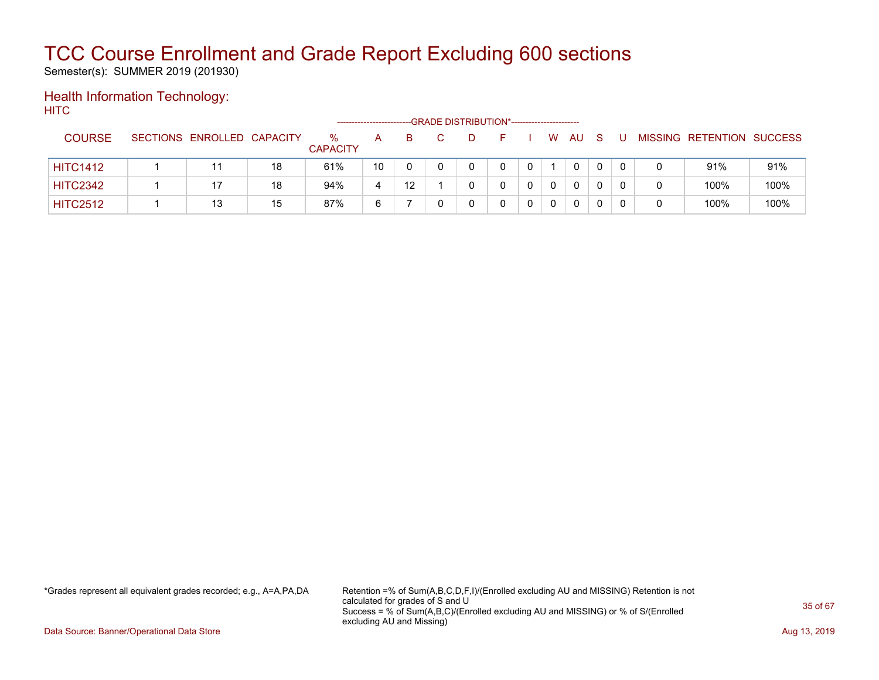# TCC Course Enrollment and Grade Report Excluding 600 sections

Semester(s): SUMMER 2019 (201930)

## Health Information Technology:

HITC

| COURSE | SECTIONS | ENROLLED | CAPACITY | % CAPACITY | A | B | C | D | F | I | W | AU | S | U | MISSING | RETENTION | SUCCESS |
|---|---|---|---|---|---|---|---|---|---|---|---|---|---|---|---|---|---|
| | | | | | GRADE DISTRIBUTION* | | | | | | | | | | | | |
| HITC1412 | 1 | 11 | 18 | 61% | 10 | 0 | 0 | 0 | 0 | 0 | 1 | 0 | 0 | 0 | 0 | 91% | 91% |
| HITC2342 | 1 | 17 | 18 | 94% | 4 | 12 | 1 | 0 | 0 | 0 | 0 | 0 | 0 | 0 | 0 | 100% | 100% |
| HITC2512 | 1 | 13 | 15 | 87% | 6 | 7 | 0 | 0 | 0 | 0 | 0 | 0 | 0 | 0 | 0 | 100% | 100% |

*Grades represent all equivalent grades recorded; e.g., A=A,PA,DA

Retention =% of Sum(A,B,C,D,F,I)/(Enrolled excluding AU and MISSING) Retention is not calculated for grades of S and U
Success = % of Sum(A,B,C)/(Enrolled excluding AU and MISSING) or % of S/(Enrolled excluding AU and Missing)

Data Source: Banner/Operational Data Store

Aug 13, 2019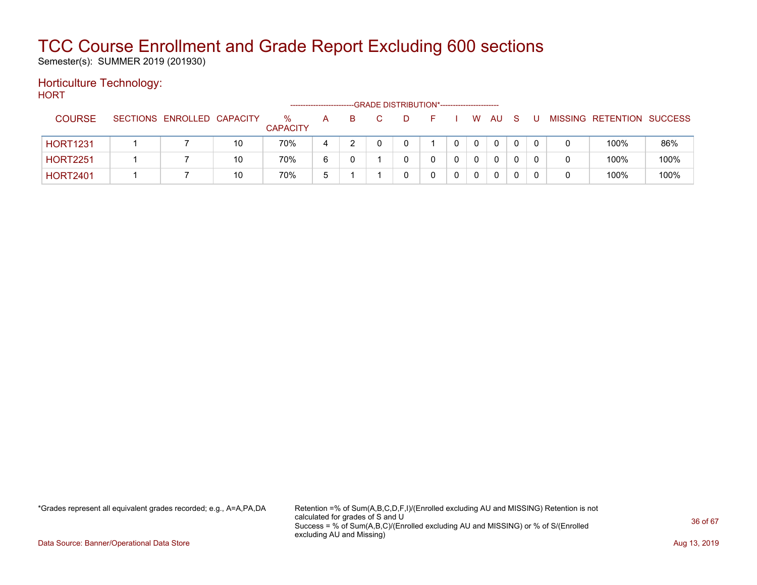# TCC Course Enrollment and Grade Report Excluding 600 sections

Semester(s): SUMMER 2019 (201930)

## Horticulture Technology:

HORT

| COURSE | SECTIONS | ENROLLED | CAPACITY | % CAPACITY | A | B | C | D | F | I | W | AU | S | U | MISSING | RETENTION | SUCCESS |
|---|---|---|---|---|---|---|---|---|---|---|---|---|---|---|---|---|---|
| | | | | | GRADE DISTRIBUTION* | | | | | | | | | | | | |
| HORT1231 | 1 | 7 | 10 | 70% | 4 | 2 | 0 | 0 | 1 | 0 | 0 | 0 | 0 | 0 | 0 | 100% | 86% |
| HORT2251 | 1 | 7 | 10 | 70% | 6 | 0 | 1 | 0 | 0 | 0 | 0 | 0 | 0 | 0 | 0 | 100% | 100% |
| HORT2401 | 1 | 7 | 10 | 70% | 5 | 1 | 1 | 0 | 0 | 0 | 0 | 0 | 0 | 0 | 0 | 100% | 100% |

*Grades represent all equivalent grades recorded; e.g., A=A,PA,DA

Retention =% of Sum(A,B,C,D,F,I)/(Enrolled excluding AU and MISSING) Retention is not calculated for grades of S and U
Success = % of Sum(A,B,C)/(Enrolled excluding AU and MISSING) or % of S/(Enrolled excluding AU and Missing)

Data Source: Banner/Operational Data Store

Aug 13, 2019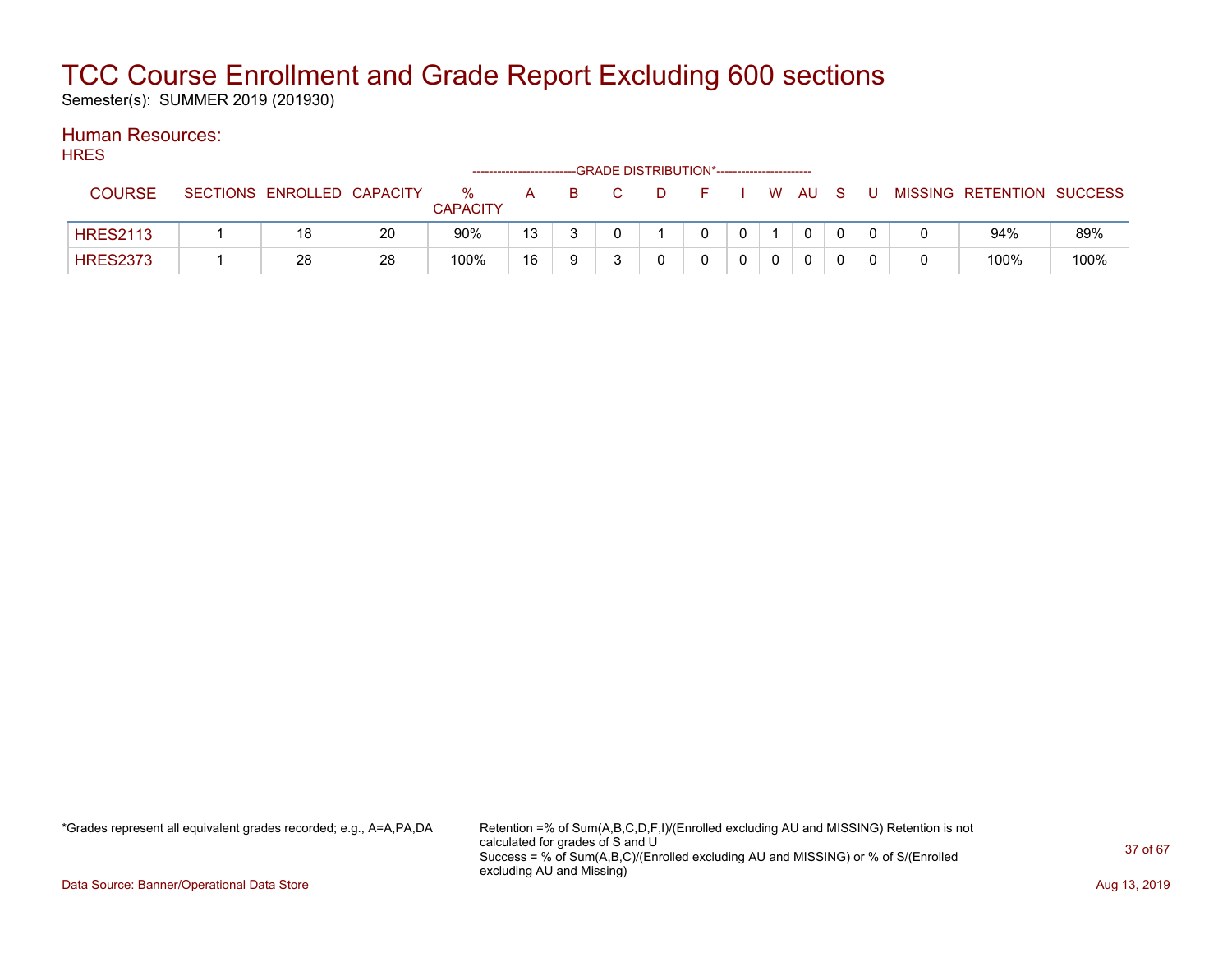# TCC Course Enrollment and Grade Report Excluding 600 sections

Semester(s): SUMMER 2019 (201930)

## Human Resources:

### HRES

| COURSE | SECTIONS | ENROLLED | CAPACITY | % CAPACITY | A | B | C | D | F | I | W | AU | S | U | MISSING | RETENTION | SUCCESS |
|---|---|---|---|---|---|---|---|---|---|---|---|---|---|---|---|---|---|
| HRES2113 | 1 | 18 | 20 | 90% | 13 | 3 | 0 | 1 | 0 | 0 | 1 | 0 | 0 | 0 | 0 | 94% | 89% |
| HRES2373 | 1 | 28 | 28 | 100% | 16 | 9 | 3 | 0 | 0 | 0 | 0 | 0 | 0 | 0 | 0 | 100% | 100% |

*Grades represent all equivalent grades recorded; e.g., A=A,PA,DA

Retention =% of Sum(A,B,C,D,F,I)/(Enrolled excluding AU and MISSING) Retention is not calculated for grades of S and U
Success = % of Sum(A,B,C)/(Enrolled excluding AU and MISSING) or % of S/(Enrolled excluding AU and Missing)

Data Source: Banner/Operational Data Store

Aug 13, 2019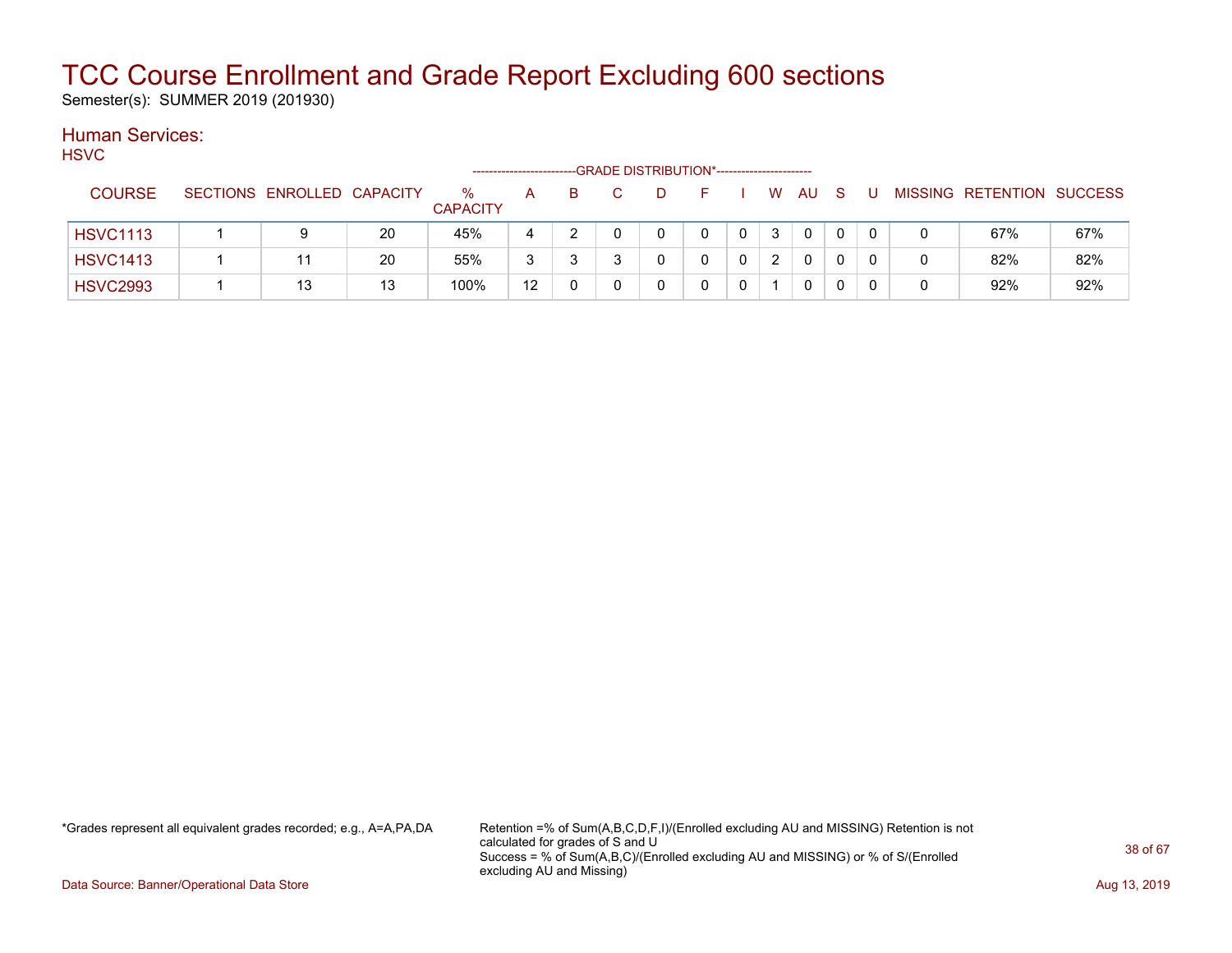# TCC Course Enrollment and Grade Report Excluding 600 sections

Semester(s): SUMMER 2019 (201930)

## Human Services:

### HSVC

| COURSE | SECTIONS | ENROLLED | CAPACITY | % CAPACITY | A | B | C | D | F | I | W | AU | S | U | MISSING | RETENTION | SUCCESS |
|---|---|---|---|---|---|---|---|---|---|---|---|---|---|---|---|---|---|
| | | | | | GRADE DISTRIBUTION* | | | | | | | | | | | | |
| HSVC1113 | 1 | 9 | 20 | 45% | 4 | 2 | 0 | 0 | 0 | 0 | 3 | 0 | 0 | 0 | 0 | 67% | 67% |
| HSVC1413 | 1 | 11 | 20 | 55% | 3 | 3 | 3 | 0 | 0 | 0 | 2 | 0 | 0 | 0 | 0 | 82% | 82% |
| HSVC2993 | 1 | 13 | 13 | 100% | 12 | 0 | 0 | 0 | 0 | 0 | 1 | 0 | 0 | 0 | 0 | 92% | 92% |

*Grades represent all equivalent grades recorded; e.g., A=A,PA,DA

Retention =% of Sum(A,B,C,D,F,I)/(Enrolled excluding AU and MISSING) Retention is not calculated for grades of S and U
Success = % of Sum(A,B,C)/(Enrolled excluding AU and MISSING) or % of S/(Enrolled excluding AU and Missing)

Data Source: Banner/Operational Data Store

Aug 13, 2019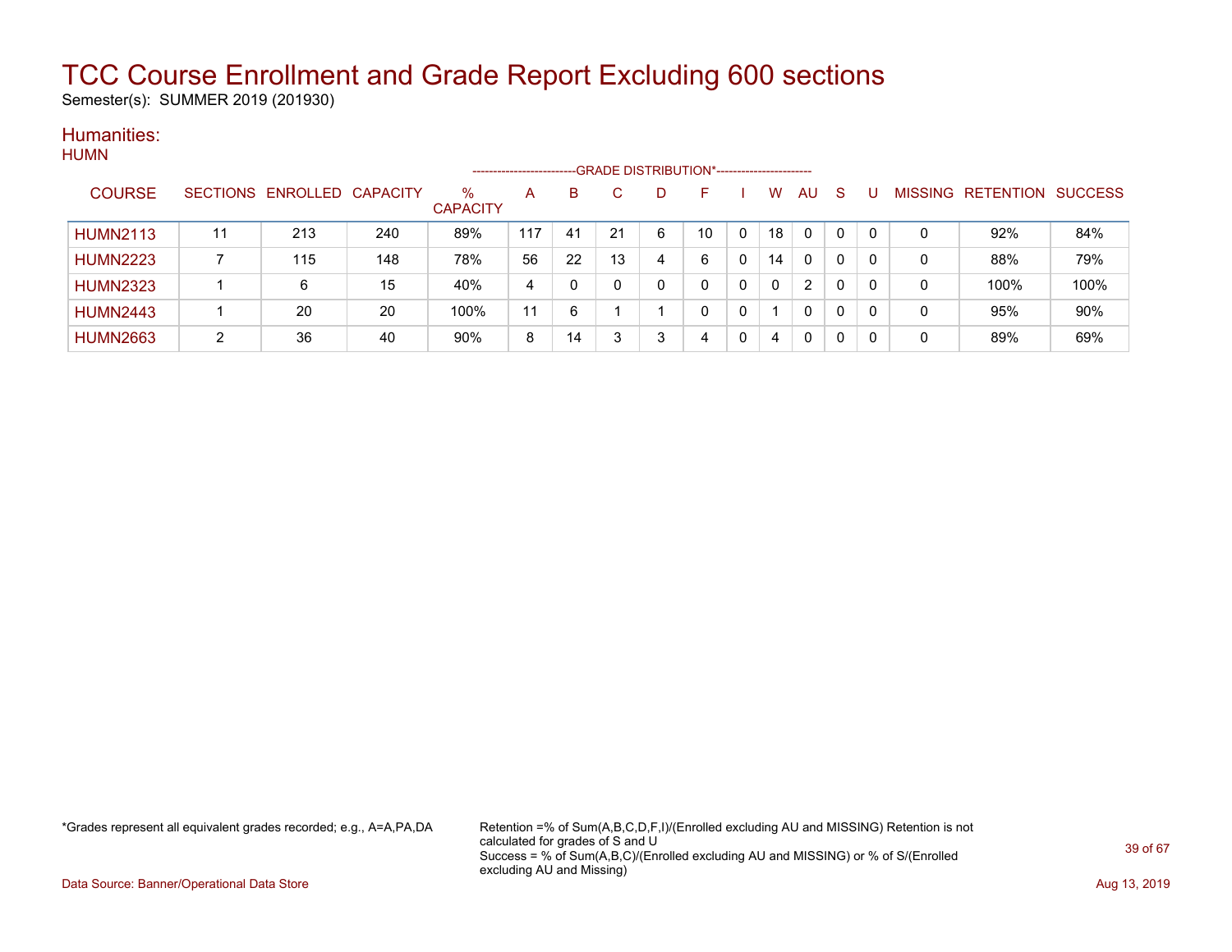# TCC Course Enrollment and Grade Report Excluding 600 sections

Semester(s): SUMMER 2019 (201930)

## Humanities:

HUMN

| COURSE | SECTIONS | ENROLLED | CAPACITY | % CAPACITY | A | B | C | D | F | I | W | AU | S | U | MISSING | RETENTION | SUCCESS |
|---|---|---|---|---|---|---|---|---|---|---|---|---|---|---|---|---|---|
| | | | | | -------------------------GRADE DISTRIBUTION*----------------------- | | | | | | | | | | | | |
| HUMN2113 | 11 | 213 | 240 | 89% | 117 | 41 | 21 | 6 | 10 | 0 | 18 | 0 | 0 | 0 | 0 | 92% | 84% |
| HUMN2223 | 7 | 115 | 148 | 78% | 56 | 22 | 13 | 4 | 6 | 0 | 14 | 0 | 0 | 0 | 0 | 88% | 79% |
| HUMN2323 | 1 | 6 | 15 | 40% | 4 | 0 | 0 | 0 | 0 | 0 | 0 | 2 | 0 | 0 | 0 | 100% | 100% |
| HUMN2443 | 1 | 20 | 20 | 100% | 11 | 6 | 1 | 1 | 0 | 0 | 1 | 0 | 0 | 0 | 0 | 95% | 90% |
| HUMN2663 | 2 | 36 | 40 | 90% | 8 | 14 | 3 | 3 | 4 | 0 | 4 | 0 | 0 | 0 | 0 | 89% | 69% |

*Grades represent all equivalent grades recorded; e.g., A=A,PA,DA

Retention =% of Sum(A,B,C,D,F,I)/(Enrolled excluding AU and MISSING) Retention is not calculated for grades of S and U
Success = % of Sum(A,B,C)/(Enrolled excluding AU and MISSING) or % of S/(Enrolled excluding AU and Missing)

Data Source: Banner/Operational Data Store

Aug 13, 2019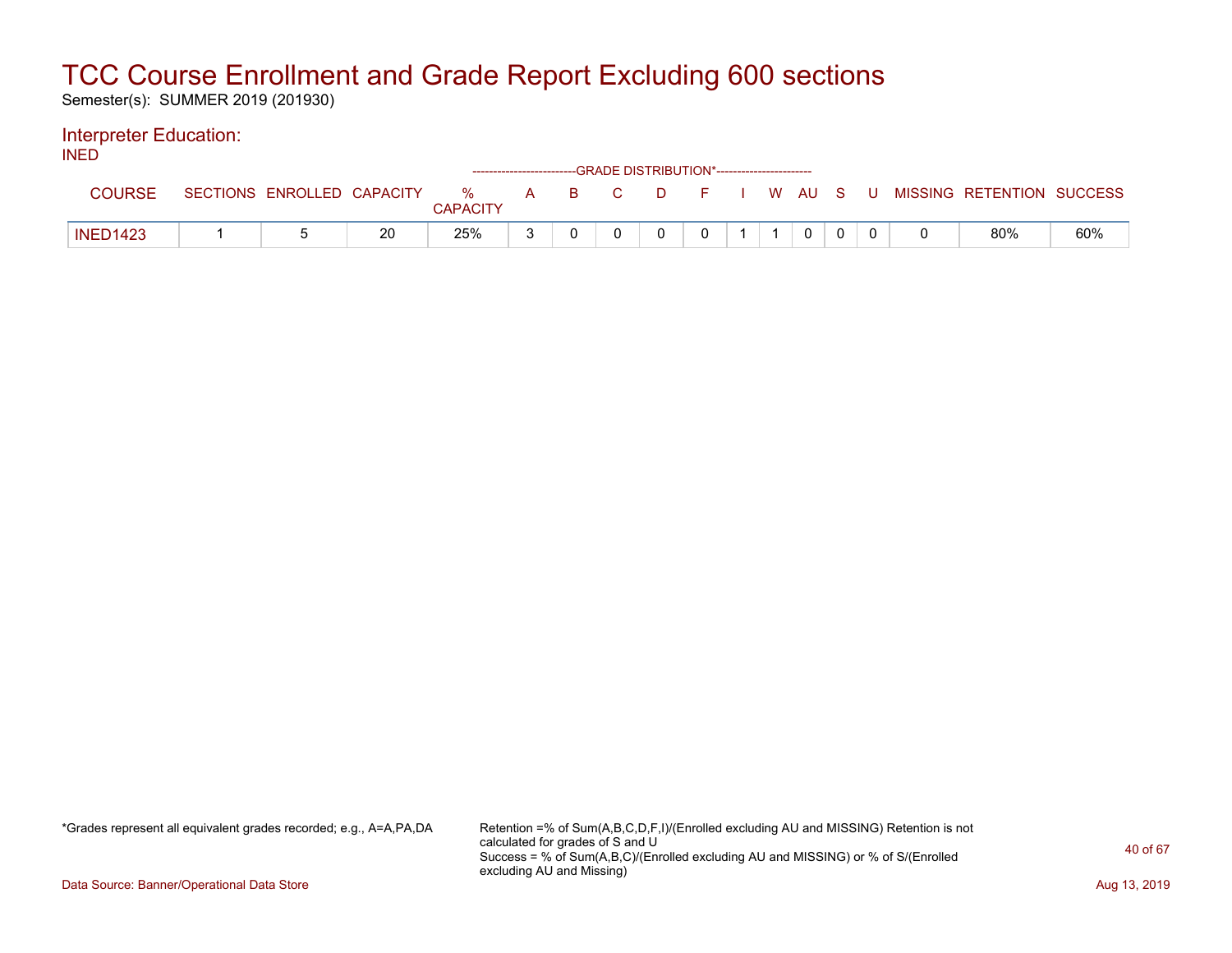# TCC Course Enrollment and Grade Report Excluding 600 sections

Semester(s): SUMMER 2019 (201930)

## Interpreter Education:

INED

| COURSE | SECTIONS | ENROLLED | CAPACITY | % CAPACITY | A | B | C | D | F | I | W | AU | S | U | MISSING | RETENTION | SUCCESS |
|---|---|---|---|---|---|---|---|---|---|---|---|---|---|---|---|---|---|
| | | | | | --GRADE DISTRIBUTION*-- | | | | | | | | | | | | |
| INED1423 | 1 | 5 | 20 | 25% | 3 | 0 | 0 | 0 | 0 | 1 | 1 | 0 | 0 | 0 | 0 | 80% | 60% |

*Grades represent all equivalent grades recorded; e.g., A=A,PA,DA

Retention =% of Sum(A,B,C,D,F,I)/(Enrolled excluding AU and MISSING) Retention is not calculated for grades of S and U
Success = % of Sum(A,B,C)/(Enrolled excluding AU and MISSING) or % of S/(Enrolled excluding AU and Missing)

Data Source: Banner/Operational Data Store

Aug 13, 2019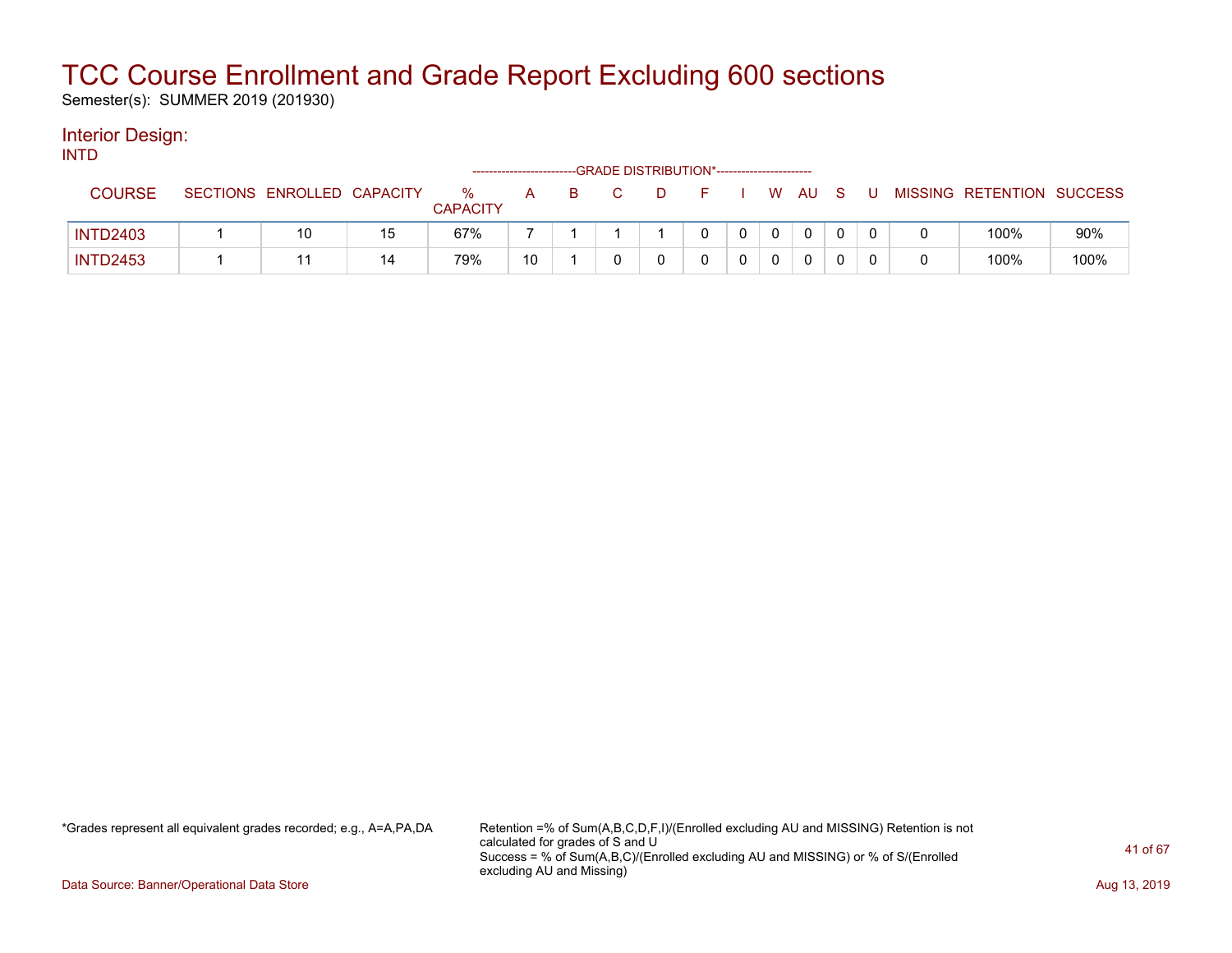# TCC Course Enrollment and Grade Report Excluding 600 sections

Semester(s): SUMMER 2019 (201930)

## Interior Design:

INTD

| COURSE | SECTIONS | ENROLLED | CAPACITY | % CAPACITY | A | B | C | D | F | I | W | AU | S | U | MISSING | RETENTION | SUCCESS |
|---|---|---|---|---|---|---|---|---|---|---|---|---|---|---|---|---|---|
| | | | | | GRADE DISTRIBUTION* | | | | | | | | | | | | |
| INTD2403 | 1 | 10 | 15 | 67% | 7 | 1 | 1 | 1 | 0 | 0 | 0 | 0 | 0 | 0 | 0 | 100% | 90% |
| INTD2453 | 1 | 11 | 14 | 79% | 10 | 1 | 0 | 0 | 0 | 0 | 0 | 0 | 0 | 0 | 0 | 100% | 100% |

*Grades represent all equivalent grades recorded; e.g., A=A,PA,DA

Retention =% of Sum(A,B,C,D,F,I)/(Enrolled excluding AU and MISSING) Retention is not calculated for grades of S and U
Success = % of Sum(A,B,C)/(Enrolled excluding AU and MISSING) or % of S/(Enrolled excluding AU and Missing)

Data Source: Banner/Operational Data Store

Aug 13, 2019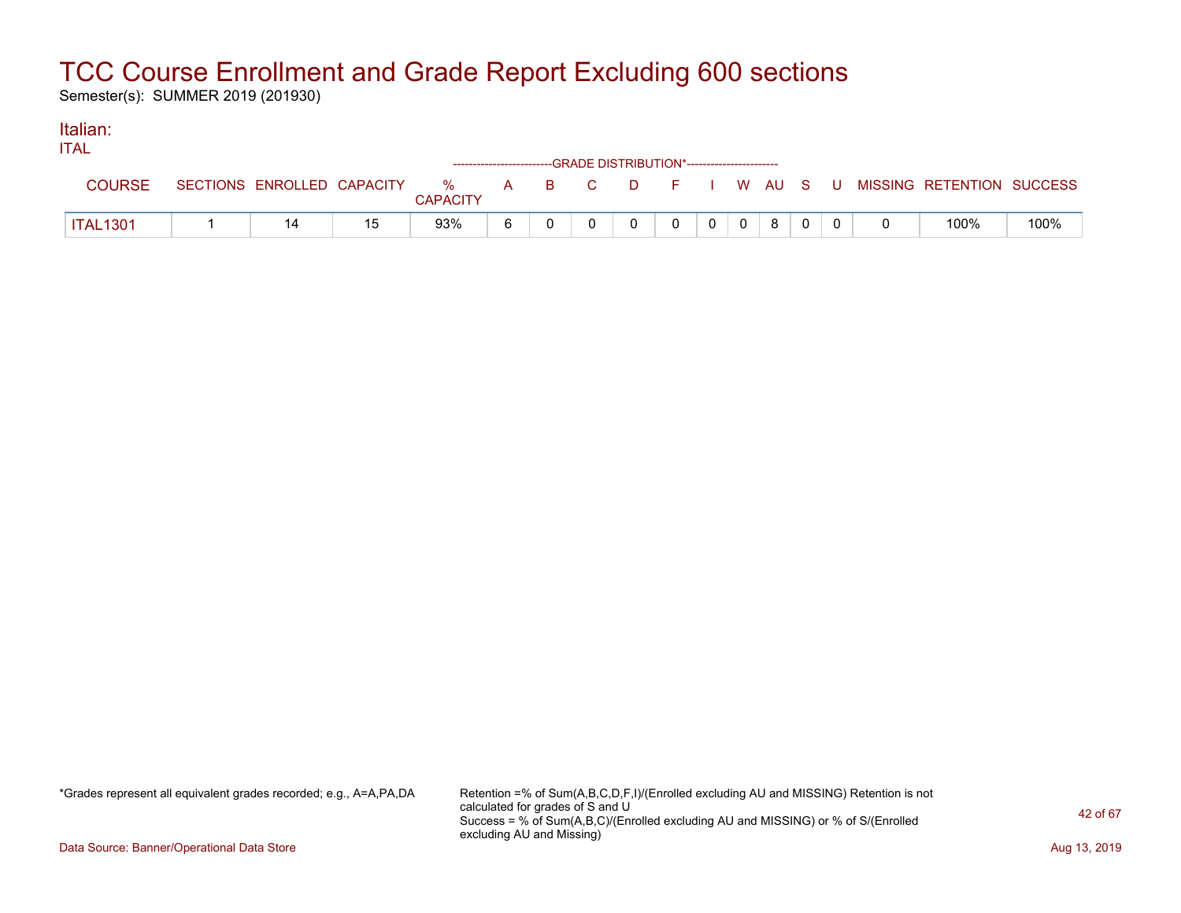# TCC Course Enrollment and Grade Report Excluding 600 sections

Semester(s): SUMMER 2019 (201930)

## Italian:

ITAL

| COURSE | SECTIONS | ENROLLED | CAPACITY | % CAPACITY | A | B | C | D | F | I | W | AU | S | U | MISSING | RETENTION | SUCCESS |
|---|---|---|---|---|---|---|---|---|---|---|---|---|---|---|---|---|---|
| | | | | | -GRADE DISTRIBUTION*- | | | | | | | | | | | | |
| ITAL1301 | 1 | 14 | 15 | 93% | 6 | 0 | 0 | 0 | 0 | 0 | 0 | 8 | 0 | 0 | 0 | 100% | 100% |

*Grades represent all equivalent grades recorded; e.g., A=A,PA,DA

Retention =% of Sum(A,B,C,D,F,I)/(Enrolled excluding AU and MISSING) Retention is not calculated for grades of S and U
Success = % of Sum(A,B,C)/(Enrolled excluding AU and MISSING) or % of S/(Enrolled excluding AU and Missing)

Data Source: Banner/Operational Data Store

Aug 13, 2019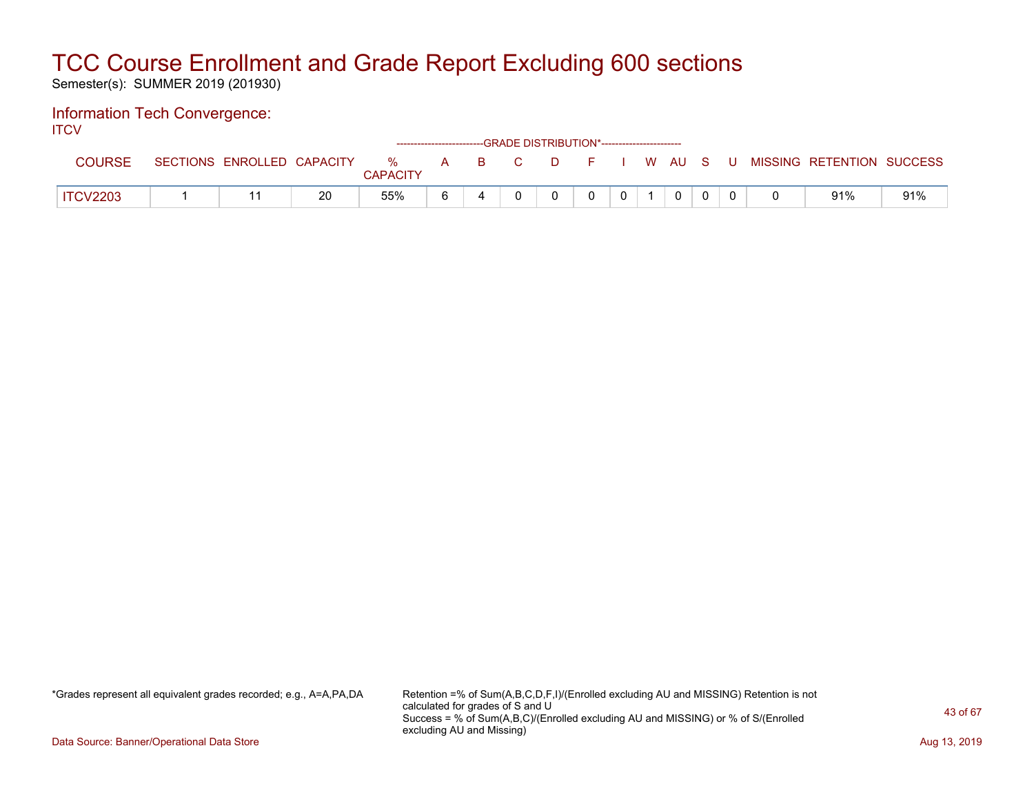# TCC Course Enrollment and Grade Report Excluding 600 sections

Semester(s): SUMMER 2019 (201930)

## Information Tech Convergence:

ITCV

| COURSE | SECTIONS | ENROLLED | CAPACITY | % CAPACITY | A | B | C | D | F | I | W | AU | S | U | MISSING | RETENTION | SUCCESS |
|---|---|---|---|---|---|---|---|---|---|---|---|---|---|---|---|---|---|
| | | | | | GRADE DISTRIBUTION* | | | | | | | | | | | | |
| ITCV2203 | 1 | 11 | 20 | 55% | 6 | 4 | 0 | 0 | 0 | 0 | 1 | 0 | 0 | 0 | 0 | 91% | 91% |

*Grades represent all equivalent grades recorded; e.g., A=A,PA,DA

Retention =% of Sum(A,B,C,D,F,I)/(Enrolled excluding AU and MISSING) Retention is not calculated for grades of S and U
Success = % of Sum(A,B,C)/(Enrolled excluding AU and MISSING) or % of S/(Enrolled excluding AU and Missing)

Data Source: Banner/Operational Data Store

Aug 13, 2019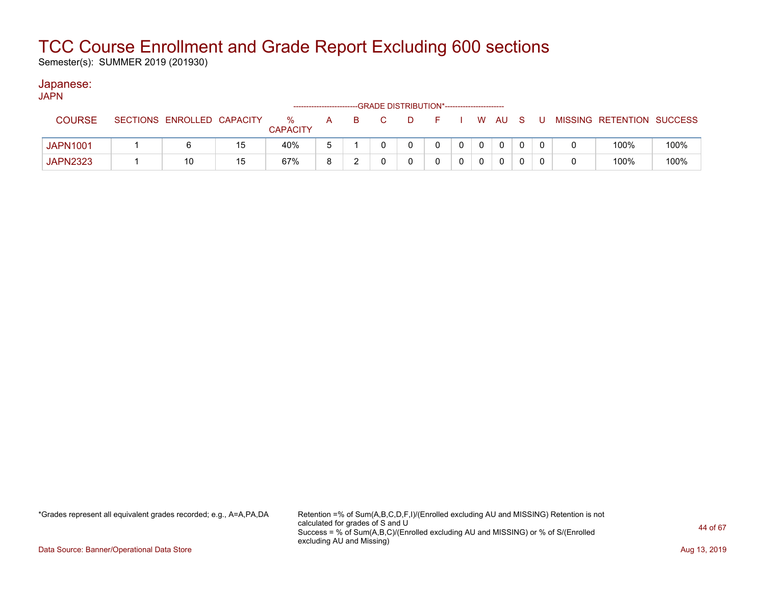# TCC Course Enrollment and Grade Report Excluding 600 sections

Semester(s): SUMMER 2019 (201930)

## Japanese:

JAPN

| | | | | | GRADE DISTRIBUTION* | | | | | | | | | | | | | |
|---|---|---|---|---|---|---|---|---|---|---|---|---|---|---|---|---|---|---|
| COURSE | SECTIONS | ENROLLED | CAPACITY | % CAPACITY | A | B | C | D | F | I | W | AU | S | U | MISSING | RETENTION | SUCCESS |
| JAPN1001 | 1 | 6 | 15 | 40% | 5 | 1 | 0 | 0 | 0 | 0 | 0 | 0 | 0 | 0 | 0 | 100% | 100% |
| JAPN2323 | 1 | 10 | 15 | 67% | 8 | 2 | 0 | 0 | 0 | 0 | 0 | 0 | 0 | 0 | 0 | 100% | 100% |

*Grades represent all equivalent grades recorded; e.g., A=A,PA,DA

Retention =% of Sum(A,B,C,D,F,I)/(Enrolled excluding AU and MISSING) Retention is not calculated for grades of S and U
Success = % of Sum(A,B,C)/(Enrolled excluding AU and MISSING) or % of S/(Enrolled excluding AU and Missing)

Data Source: Banner/Operational Data Store

Aug 13, 2019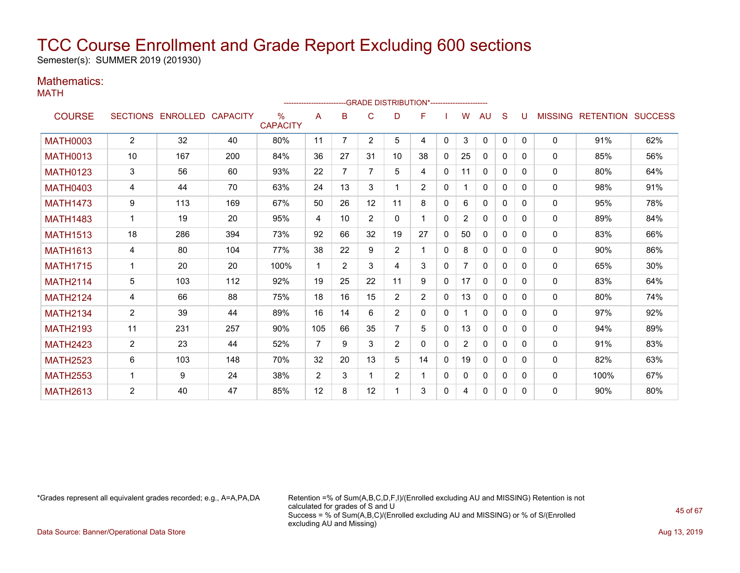# TCC Course Enrollment and Grade Report Excluding 600 sections

Semester(s): SUMMER 2019 (201930)

## Mathematics:

MATH

| COURSE | SECTIONS | ENROLLED | CAPACITY | % CAPACITY | A | B | C | D | F | I | W | AU | S | U | MISSING | RETENTION | SUCCESS |
|---|---|---|---|---|---|---|---|---|---|---|---|---|---|---|---|---|---|
| | | | | | GRADE DISTRIBUTION* | | | | | | | | | | | | |
| MATH0003 | 2 | 32 | 40 | 80% | 11 | 7 | 2 | 5 | 4 | 0 | 3 | 0 | 0 | 0 | 0 | 91% | 62% |
| MATH0013 | 10 | 167 | 200 | 84% | 36 | 27 | 31 | 10 | 38 | 0 | 25 | 0 | 0 | 0 | 0 | 85% | 56% |
| MATH0123 | 3 | 56 | 60 | 93% | 22 | 7 | 7 | 5 | 4 | 0 | 11 | 0 | 0 | 0 | 0 | 80% | 64% |
| MATH0403 | 4 | 44 | 70 | 63% | 24 | 13 | 3 | 1 | 2 | 0 | 1 | 0 | 0 | 0 | 0 | 98% | 91% |
| MATH1473 | 9 | 113 | 169 | 67% | 50 | 26 | 12 | 11 | 8 | 0 | 6 | 0 | 0 | 0 | 0 | 95% | 78% |
| MATH1483 | 1 | 19 | 20 | 95% | 4 | 10 | 2 | 0 | 1 | 0 | 2 | 0 | 0 | 0 | 0 | 89% | 84% |
| MATH1513 | 18 | 286 | 394 | 73% | 92 | 66 | 32 | 19 | 27 | 0 | 50 | 0 | 0 | 0 | 0 | 83% | 66% |
| MATH1613 | 4 | 80 | 104 | 77% | 38 | 22 | 9 | 2 | 1 | 0 | 8 | 0 | 0 | 0 | 0 | 90% | 86% |
| MATH1715 | 1 | 20 | 20 | 100% | 1 | 2 | 3 | 4 | 3 | 0 | 7 | 0 | 0 | 0 | 0 | 65% | 30% |
| MATH2114 | 5 | 103 | 112 | 92% | 19 | 25 | 22 | 11 | 9 | 0 | 17 | 0 | 0 | 0 | 0 | 83% | 64% |
| MATH2124 | 4 | 66 | 88 | 75% | 18 | 16 | 15 | 2 | 2 | 0 | 13 | 0 | 0 | 0 | 0 | 80% | 74% |
| MATH2134 | 2 | 39 | 44 | 89% | 16 | 14 | 6 | 2 | 0 | 0 | 1 | 0 | 0 | 0 | 0 | 97% | 92% |
| MATH2193 | 11 | 231 | 257 | 90% | 105 | 66 | 35 | 7 | 5 | 0 | 13 | 0 | 0 | 0 | 0 | 94% | 89% |
| MATH2423 | 2 | 23 | 44 | 52% | 7 | 9 | 3 | 2 | 0 | 0 | 2 | 0 | 0 | 0 | 0 | 91% | 83% |
| MATH2523 | 6 | 103 | 148 | 70% | 32 | 20 | 13 | 5 | 14 | 0 | 19 | 0 | 0 | 0 | 0 | 82% | 63% |
| MATH2553 | 1 | 9 | 24 | 38% | 2 | 3 | 1 | 2 | 1 | 0 | 0 | 0 | 0 | 0 | 0 | 100% | 67% |
| MATH2613 | 2 | 40 | 47 | 85% | 12 | 8 | 12 | 1 | 3 | 0 | 4 | 0 | 0 | 0 | 0 | 90% | 80% |

*Grades represent all equivalent grades recorded; e.g., A=A,PA,DA

Retention =% of Sum(A,B,C,D,F,I)/(Enrolled excluding AU and MISSING) Retention is not calculated for grades of S and U
Success = % of Sum(A,B,C)/(Enrolled excluding AU and MISSING) or % of S/(Enrolled excluding AU and Missing)

Data Source: Banner/Operational Data Store

Aug 13, 2019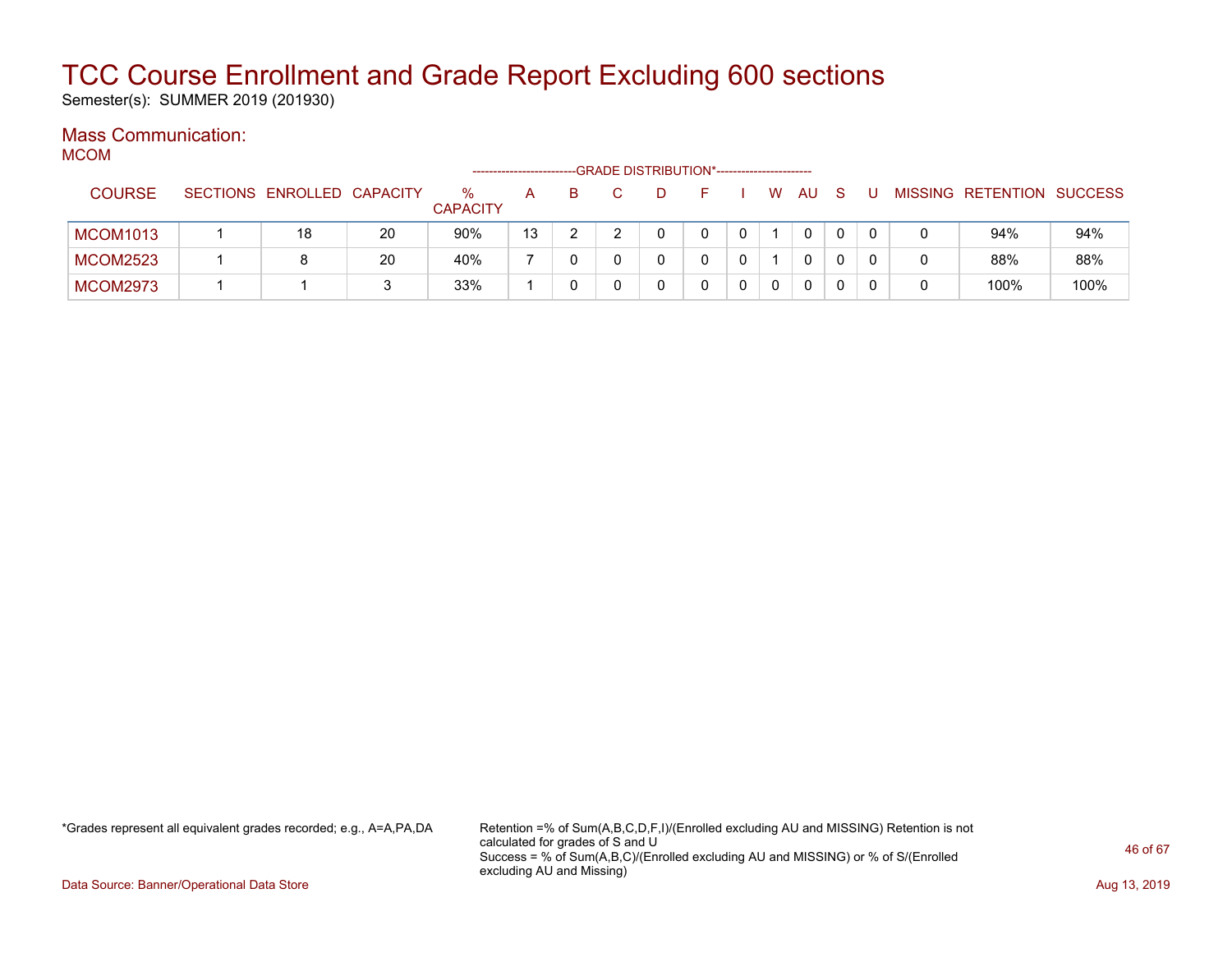# TCC Course Enrollment and Grade Report Excluding 600 sections

Semester(s): SUMMER 2019 (201930)

## Mass Communication:

MCOM

| COURSE | SECTIONS | ENROLLED | CAPACITY | % CAPACITY | A | B | C | D | F | I | W | AU | S | U | MISSING | RETENTION | SUCCESS |
|---|---|---|---|---|---|---|---|---|---|---|---|---|---|---|---|---|---|
| | | | | | GRADE DISTRIBUTION* | | | | | | | | | | | | |
| MCOM1013 | 1 | 18 | 20 | 90% | 13 | 2 | 2 | 0 | 0 | 0 | 1 | 0 | 0 | 0 | 0 | 94% | 94% |
| MCOM2523 | 1 | 8 | 20 | 40% | 7 | 0 | 0 | 0 | 0 | 0 | 1 | 0 | 0 | 0 | 0 | 88% | 88% |
| MCOM2973 | 1 | 1 | 3 | 33% | 1 | 0 | 0 | 0 | 0 | 0 | 0 | 0 | 0 | 0 | 0 | 100% | 100% |

*Grades represent all equivalent grades recorded; e.g., A=A,PA,DA

Retention =% of Sum(A,B,C,D,F,I)/(Enrolled excluding AU and MISSING) Retention is not calculated for grades of S and U
Success = % of Sum(A,B,C)/(Enrolled excluding AU and MISSING) or % of S/(Enrolled excluding AU and Missing)

Data Source: Banner/Operational Data Store

Aug 13, 2019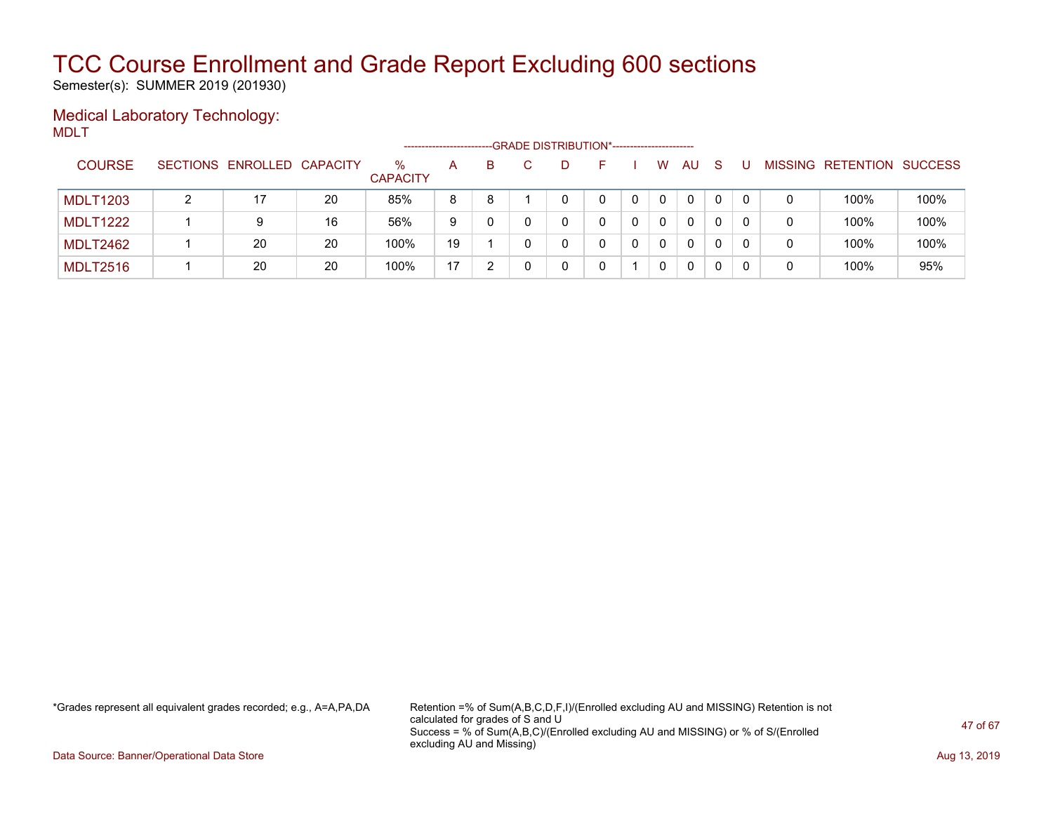# TCC Course Enrollment and Grade Report Excluding 600 sections

Semester(s): SUMMER 2019 (201930)

## Medical Laboratory Technology:

MDLT

| COURSE | SECTIONS | ENROLLED | CAPACITY | % CAPACITY | A | B | C | D | F | I | W | AU | S | U | MISSING | RETENTION | SUCCESS |
|---|---|---|---|---|---|---|---|---|---|---|---|---|---|---|---|---|---|
| | | | | | GRADE DISTRIBUTION* | | | | | | | | | | | | |
| MDLT1203 | 2 | 17 | 20 | 85% | 8 | 8 | 1 | 0 | 0 | 0 | 0 | 0 | 0 | 0 | 0 | 100% | 100% |
| MDLT1222 | 1 | 9 | 16 | 56% | 9 | 0 | 0 | 0 | 0 | 0 | 0 | 0 | 0 | 0 | 0 | 100% | 100% |
| MDLT2462 | 1 | 20 | 20 | 100% | 19 | 1 | 0 | 0 | 0 | 0 | 0 | 0 | 0 | 0 | 0 | 100% | 100% |
| MDLT2516 | 1 | 20 | 20 | 100% | 17 | 2 | 0 | 0 | 0 | 1 | 0 | 0 | 0 | 0 | 0 | 100% | 95% |

*Grades represent all equivalent grades recorded; e.g., A=A,PA,DA

Retention =% of Sum(A,B,C,D,F,I)/(Enrolled excluding AU and MISSING) Retention is not calculated for grades of S and U

Success = % of Sum(A,B,C)/(Enrolled excluding AU and MISSING) or % of S/(Enrolled excluding AU and Missing)

Data Source: Banner/Operational Data Store

Aug 13, 2019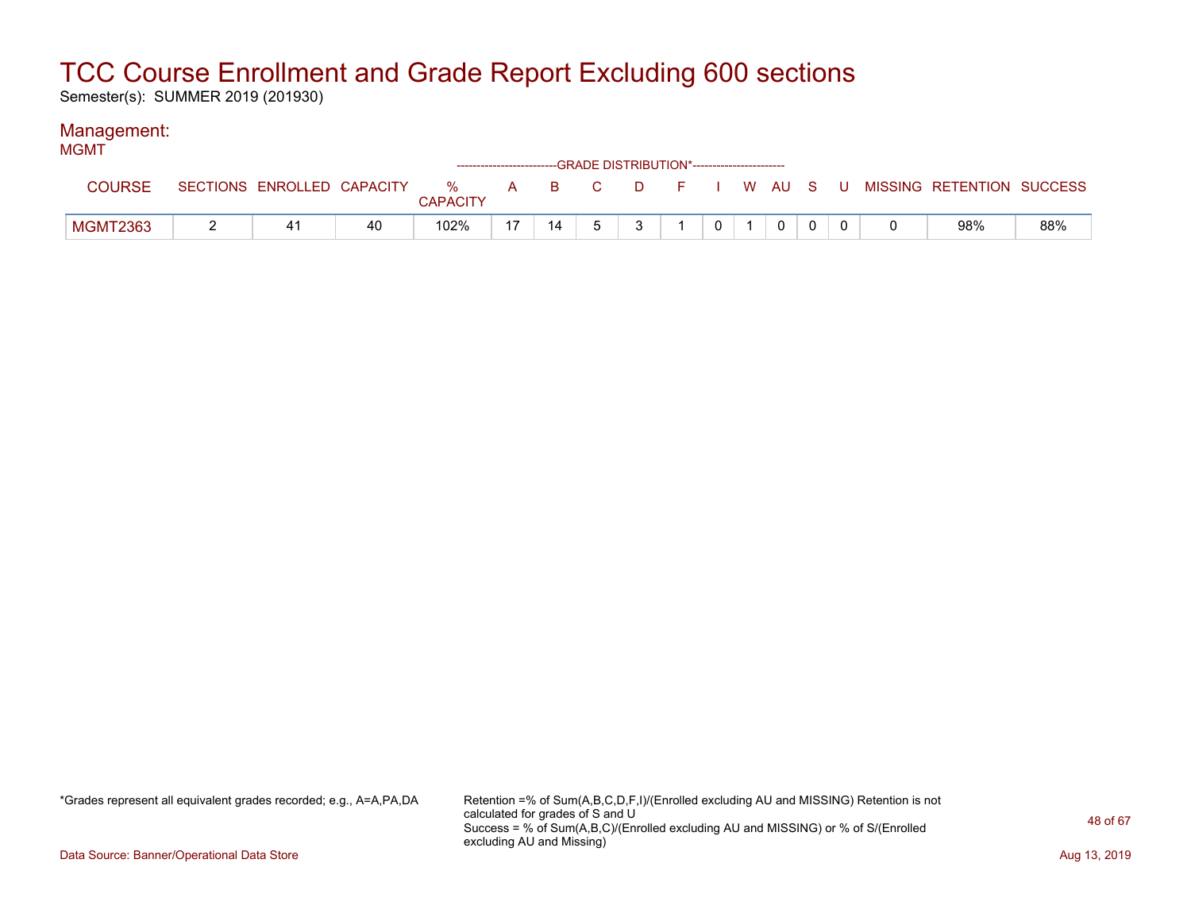# TCC Course Enrollment and Grade Report Excluding 600 sections

Semester(s): SUMMER 2019 (201930)

## Management:

MGMT

| COURSE | SECTIONS | ENROLLED | CAPACITY | % CAPACITY | A | B | C | D | F | I | W | AU | S | U | MISSING | RETENTION | SUCCESS |
|---|---|---|---|---|---|---|---|---|---|---|---|---|---|---|---|---|---|
| | | | | | GRADE DISTRIBUTION* | | | | | | | | | | | | |
| MGMT2363 | 2 | 41 | 40 | 102% | 17 | 14 | 5 | 3 | 1 | 0 | 1 | 0 | 0 | 0 | 0 | 98% | 88% |

*Grades represent all equivalent grades recorded; e.g., A=A,PA,DA

Retention =% of Sum(A,B,C,D,F,I)/(Enrolled excluding AU and MISSING) Retention is not calculated for grades of S and U
Success = % of Sum(A,B,C)/(Enrolled excluding AU and MISSING) or % of S/(Enrolled excluding AU and Missing)

Data Source: Banner/Operational Data Store

Aug 13, 2019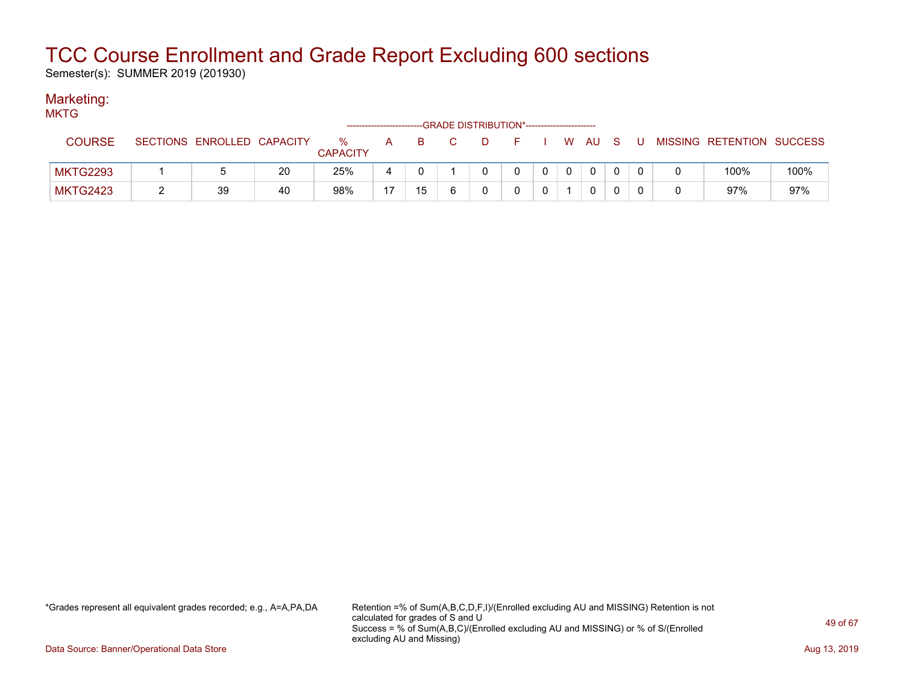# TCC Course Enrollment and Grade Report Excluding 600 sections

Semester(s): SUMMER 2019 (201930)

## Marketing:

MKTG

| COURSE | SECTIONS | ENROLLED | CAPACITY | % CAPACITY | GRADE DISTRIBUTION* | | | | | | | | | | MISSING | RETENTION | SUCCESS |
|---|---|---|---|---|---|---|---|---|---|---|---|---|---|---|---|---|---|
| | | | | | A | B | C | D | F | I | W | AU | S | U | | | |
| MKTG2293 | 1 | 5 | 20 | 25% | 4 | 0 | 1 | 0 | 0 | 0 | 0 | 0 | 0 | 0 | 0 | 100% | 100% |
| MKTG2423 | 2 | 39 | 40 | 98% | 17 | 15 | 6 | 0 | 0 | 0 | 1 | 0 | 0 | 0 | 0 | 97% | 97% |

*Grades represent all equivalent grades recorded; e.g., A=A,PA,DA

Retention =% of Sum(A,B,C,D,F,I)/(Enrolled excluding AU and MISSING) Retention is not calculated for grades of S and U
Success = % of Sum(A,B,C)/(Enrolled excluding AU and MISSING) or % of S/(Enrolled excluding AU and Missing)

Data Source: Banner/Operational Data Store

Aug 13, 2019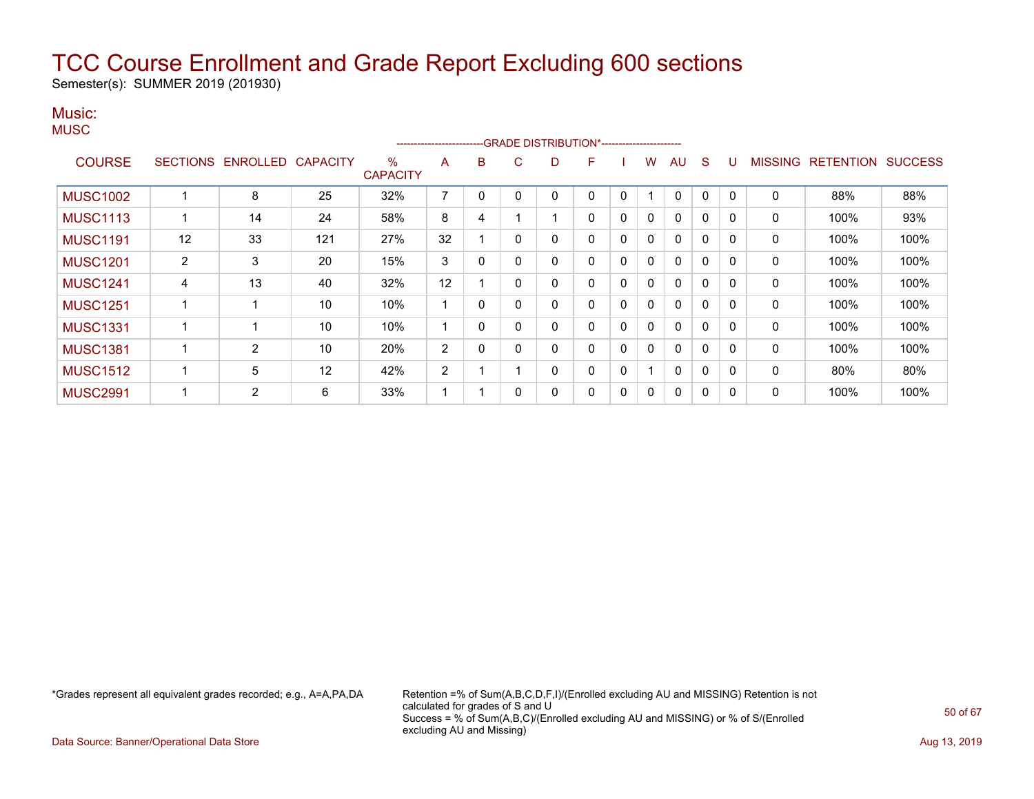# TCC Course Enrollment and Grade Report Excluding 600 sections

Semester(s): SUMMER 2019 (201930)

## Music:

MUSC

| COURSE | SECTIONS | ENROLLED | CAPACITY | % CAPACITY | A | B | C | D | F | I | W | AU | S | U | MISSING | RETENTION | SUCCESS |
|---|---|---|---|---|---|---|---|---|---|---|---|---|---|---|---|---|---|
| | | | | | GRADE DISTRIBUTION* | | | | | | | | | | | | |
| MUSC1002 | 1 | 8 | 25 | 32% | 7 | 0 | 0 | 0 | 0 | 0 | 1 | 0 | 0 | 0 | 0 | 88% | 88% |
| MUSC1113 | 1 | 14 | 24 | 58% | 8 | 4 | 1 | 1 | 0 | 0 | 0 | 0 | 0 | 0 | 0 | 100% | 93% |
| MUSC1191 | 12 | 33 | 121 | 27% | 32 | 1 | 0 | 0 | 0 | 0 | 0 | 0 | 0 | 0 | 0 | 100% | 100% |
| MUSC1201 | 2 | 3 | 20 | 15% | 3 | 0 | 0 | 0 | 0 | 0 | 0 | 0 | 0 | 0 | 0 | 100% | 100% |
| MUSC1241 | 4 | 13 | 40 | 32% | 12 | 1 | 0 | 0 | 0 | 0 | 0 | 0 | 0 | 0 | 0 | 100% | 100% |
| MUSC1251 | 1 | 1 | 10 | 10% | 1 | 0 | 0 | 0 | 0 | 0 | 0 | 0 | 0 | 0 | 0 | 100% | 100% |
| MUSC1331 | 1 | 1 | 10 | 10% | 1 | 0 | 0 | 0 | 0 | 0 | 0 | 0 | 0 | 0 | 0 | 100% | 100% |
| MUSC1381 | 1 | 2 | 10 | 20% | 2 | 0 | 0 | 0 | 0 | 0 | 0 | 0 | 0 | 0 | 0 | 100% | 100% |
| MUSC1512 | 1 | 5 | 12 | 42% | 2 | 1 | 1 | 0 | 0 | 0 | 1 | 0 | 0 | 0 | 0 | 80% | 80% |
| MUSC2991 | 1 | 2 | 6 | 33% | 1 | 1 | 0 | 0 | 0 | 0 | 0 | 0 | 0 | 0 | 0 | 100% | 100% |

*Grades represent all equivalent grades recorded; e.g., A=A,PA,DA

Retention =% of Sum(A,B,C,D,F,I)/(Enrolled excluding AU and MISSING) Retention is not calculated for grades of S and U
Success = % of Sum(A,B,C)/(Enrolled excluding AU and MISSING) or % of S/(Enrolled excluding AU and Missing)

Data Source: Banner/Operational Data Store

Aug 13, 2019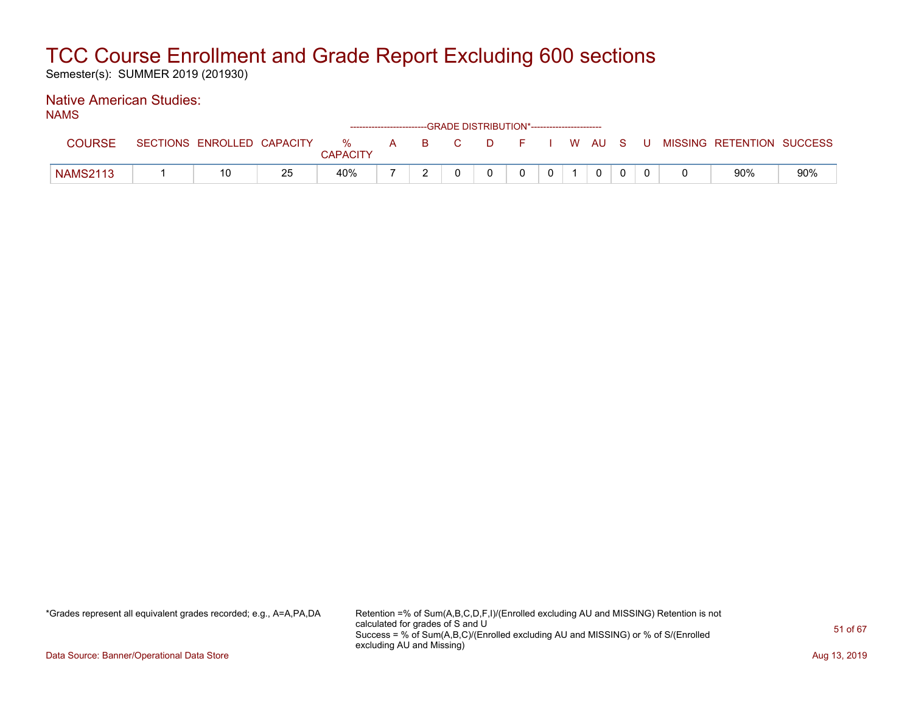# TCC Course Enrollment and Grade Report Excluding 600 sections

Semester(s): SUMMER 2019 (201930)

## Native American Studies:

NAMS

| COURSE | SECTIONS | ENROLLED | CAPACITY | % CAPACITY | A | B | C | D | F | I | W | AU | S | U | MISSING | RETENTION | SUCCESS |
|---|---|---|---|---|---|---|---|---|---|---|---|---|---|---|---|---|---|
| | | | | | GRADE DISTRIBUTION* | | | | | | | | | | | | |
| NAMS2113 | 1 | 10 | 25 | 40% | 7 | 2 | 0 | 0 | 0 | 0 | 1 | 0 | 0 | 0 | 0 | 90% | 90% |

*Grades represent all equivalent grades recorded; e.g., A=A,PA,DA

Retention =% of Sum(A,B,C,D,F,I)/(Enrolled excluding AU and MISSING) Retention is not calculated for grades of S and U
Success = % of Sum(A,B,C)/(Enrolled excluding AU and MISSING) or % of S/(Enrolled excluding AU and Missing)

Data Source: Banner/Operational Data Store

Aug 13, 2019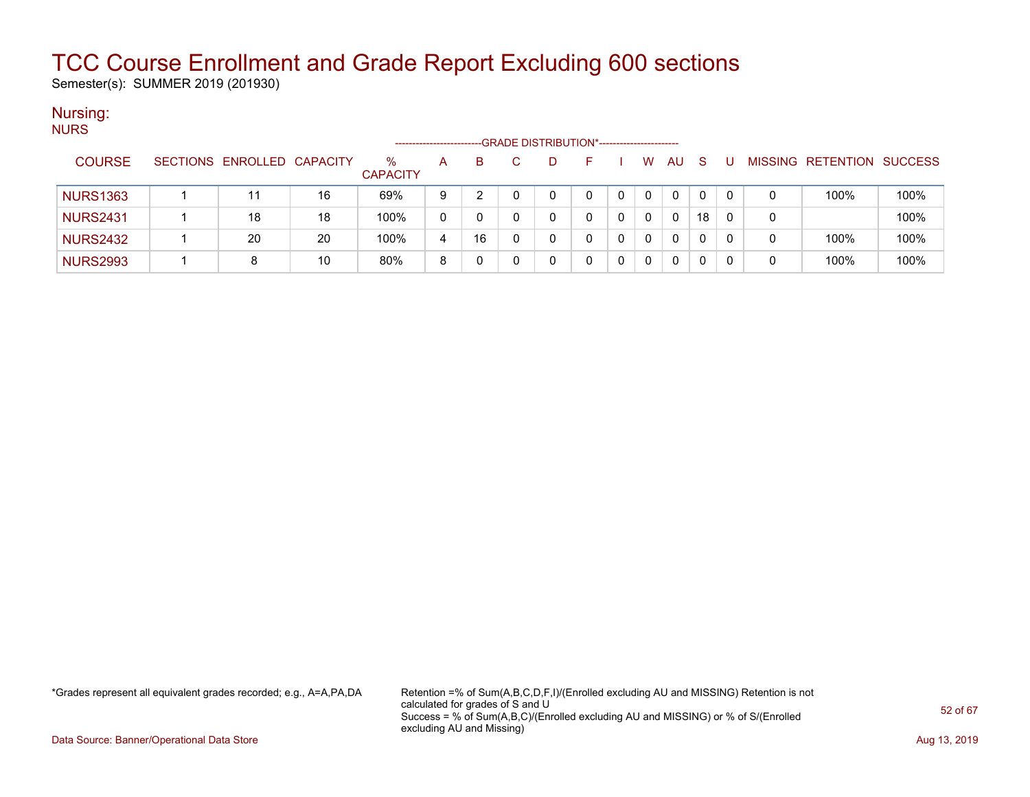# TCC Course Enrollment and Grade Report Excluding 600 sections

Semester(s): SUMMER 2019 (201930)

## Nursing:

NURS

| COURSE | SECTIONS | ENROLLED | CAPACITY | % CAPACITY | GRADE DISTRIBUTION* A | B | C | D | F | I | W | AU | S | U | MISSING | RETENTION | SUCCESS |
|---|---|---|---|---|---|---|---|---|---|---|---|---|---|---|---|---|---|
| NURS1363 | 1 | 11 | 16 | 69% | 9 | 2 | 0 | 0 | 0 | 0 | 0 | 0 | 0 | 0 | 0 | 100% | 100% |
| NURS2431 | 1 | 18 | 18 | 100% | 0 | 0 | 0 | 0 | 0 | 0 | 0 | 0 | 18 | 0 | 0 | | 100% |
| NURS2432 | 1 | 20 | 20 | 100% | 4 | 16 | 0 | 0 | 0 | 0 | 0 | 0 | 0 | 0 | 0 | 100% | 100% |
| NURS2993 | 1 | 8 | 10 | 80% | 8 | 0 | 0 | 0 | 0 | 0 | 0 | 0 | 0 | 0 | 0 | 100% | 100% |

*Grades represent all equivalent grades recorded; e.g., A=A,PA,DA

Retention =% of Sum(A,B,C,D,F,I)/(Enrolled excluding AU and MISSING) Retention is not calculated for grades of S and U
Success = % of Sum(A,B,C)/(Enrolled excluding AU and MISSING) or % of S/(Enrolled excluding AU and Missing)

Data Source: Banner/Operational Data Store

Aug 13, 2019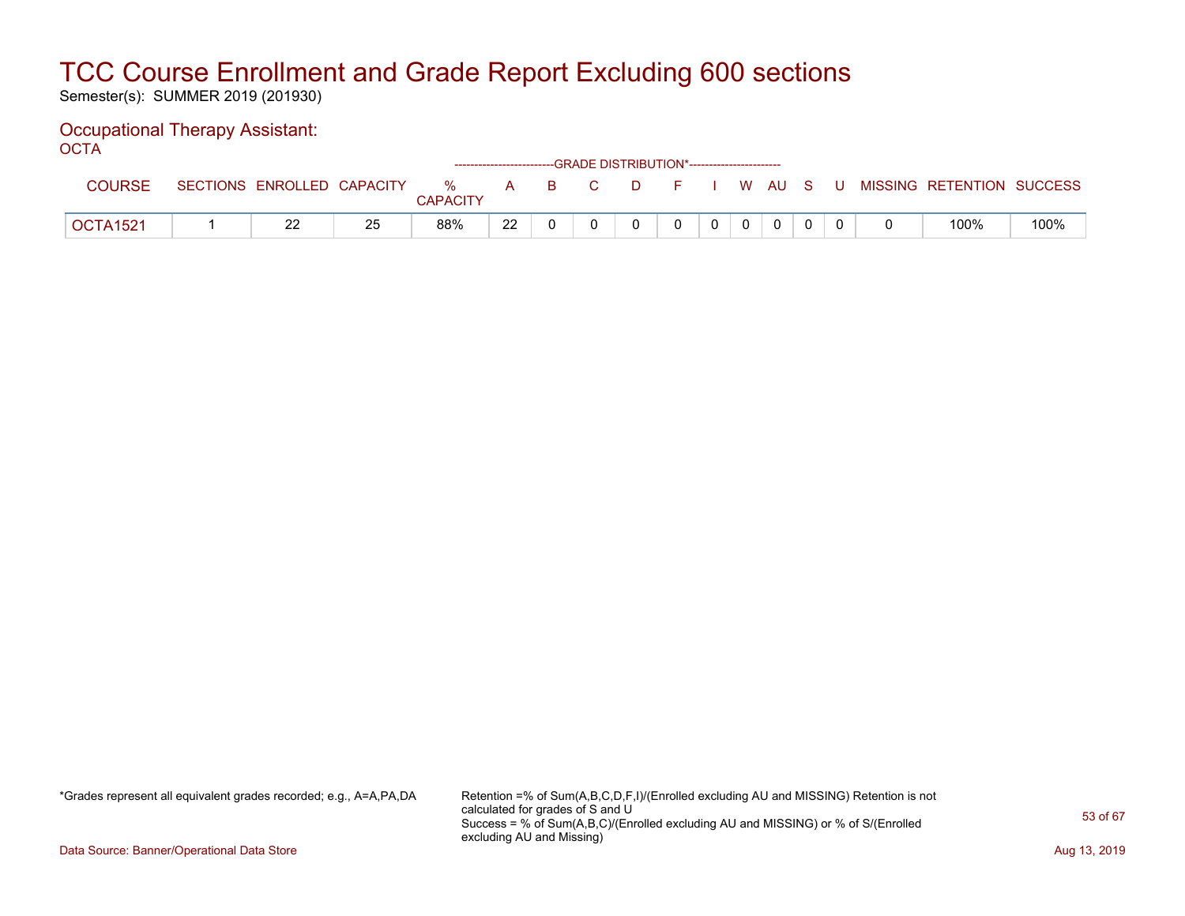# TCC Course Enrollment and Grade Report Excluding 600 sections

Semester(s): SUMMER 2019 (201930)

## Occupational Therapy Assistant:

OCTA

| COURSE | SECTIONS | ENROLLED | CAPACITY | % CAPACITY | A | B | C | D | F | I | W | AU | S | U | MISSING | RETENTION | SUCCESS |
|---|---|---|---|---|---|---|---|---|---|---|---|---|---|---|---|---|---|
| | | | | | GRADE DISTRIBUTION* | | | | | | | | | | | | |
| OCTA1521 | 1 | 22 | 25 | 88% | 22 | 0 | 0 | 0 | 0 | 0 | 0 | 0 | 0 | 0 | 0 | 100% | 100% |

*Grades represent all equivalent grades recorded; e.g., A=A,PA,DA

Retention =% of Sum(A,B,C,D,F,I)/(Enrolled excluding AU and MISSING) Retention is not calculated for grades of S and U
Success = % of Sum(A,B,C)/(Enrolled excluding AU and MISSING) or % of S/(Enrolled excluding AU and Missing)

Data Source: Banner/Operational Data Store

Aug 13, 2019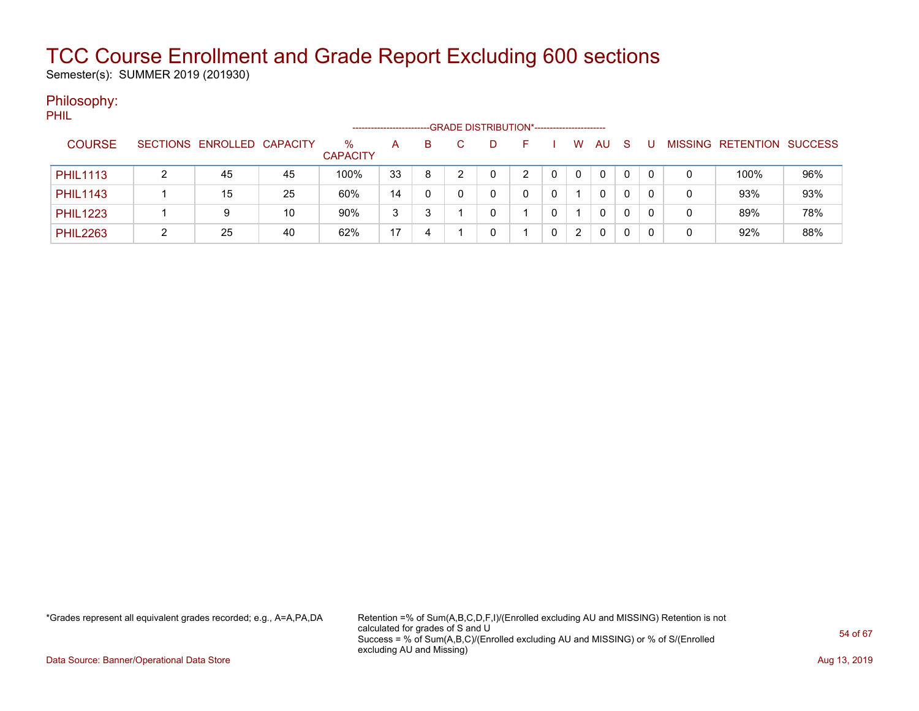# TCC Course Enrollment and Grade Report Excluding 600 sections

Semester(s): SUMMER 2019 (201930)

## Philosophy:

PHIL

| COURSE | SECTIONS | ENROLLED | CAPACITY | % CAPACITY | A | B | C | D | F | I | W | AU | S | U | MISSING | RETENTION | SUCCESS |
|---|---|---|---|---|---|---|---|---|---|---|---|---|---|---|---|---|---|
| | | | | | GRADE DISTRIBUTION* | | | | | | | | | | | | |
| PHIL1113 | 2 | 45 | 45 | 100% | 33 | 8 | 2 | 0 | 2 | 0 | 0 | 0 | 0 | 0 | 0 | 100% | 96% |
| PHIL1143 | 1 | 15 | 25 | 60% | 14 | 0 | 0 | 0 | 0 | 0 | 1 | 0 | 0 | 0 | 0 | 93% | 93% |
| PHIL1223 | 1 | 9 | 10 | 90% | 3 | 3 | 1 | 0 | 1 | 0 | 1 | 0 | 0 | 0 | 0 | 89% | 78% |
| PHIL2263 | 2 | 25 | 40 | 62% | 17 | 4 | 1 | 0 | 1 | 0 | 2 | 0 | 0 | 0 | 0 | 92% | 88% |

*Grades represent all equivalent grades recorded; e.g., A=A,PA,DA

Retention =% of Sum(A,B,C,D,F,I)/(Enrolled excluding AU and MISSING) Retention is not calculated for grades of S and U
Success = % of Sum(A,B,C)/(Enrolled excluding AU and MISSING) or % of S/(Enrolled excluding AU and Missing)

Data Source: Banner/Operational Data Store

Aug 13, 2019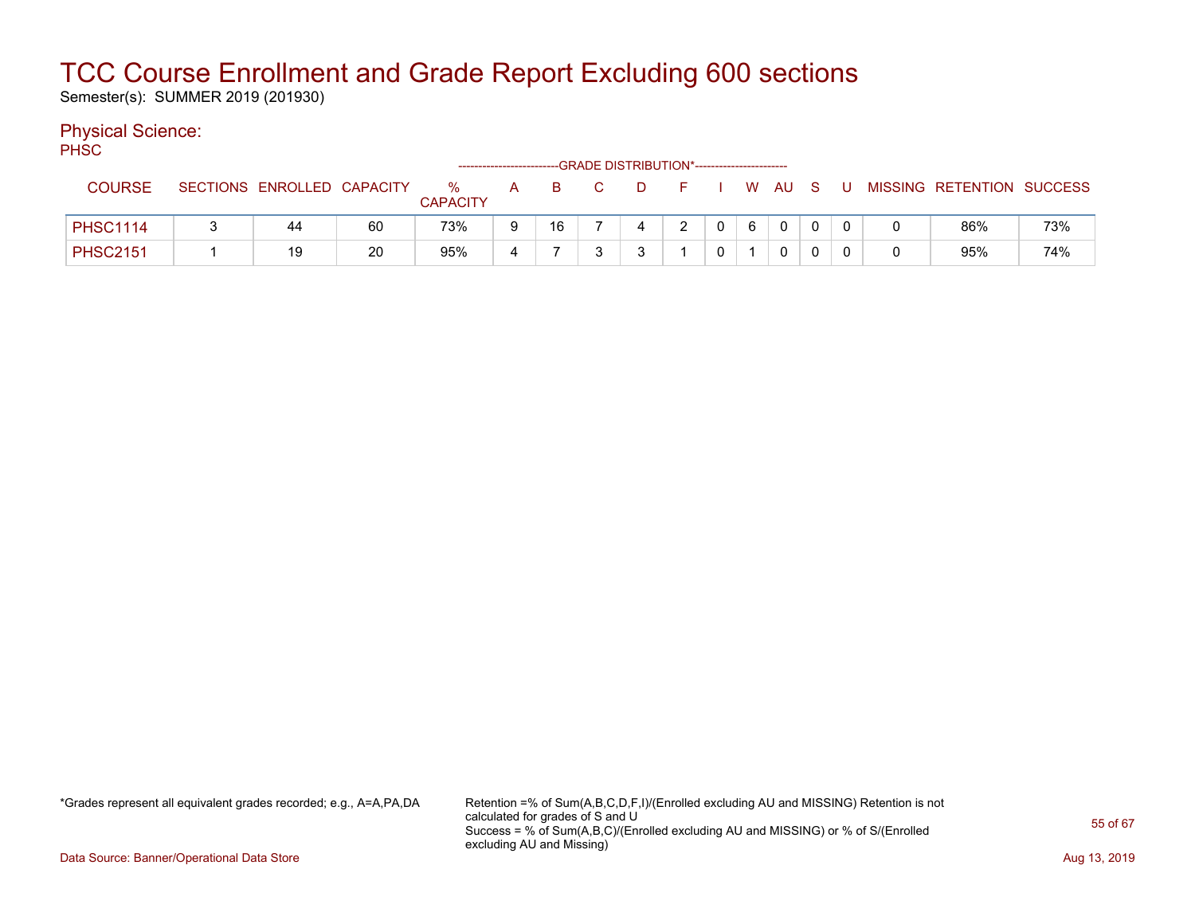# TCC Course Enrollment and Grade Report Excluding 600 sections

Semester(s): SUMMER 2019 (201930)

## Physical Science:

PHSC

| COURSE | SECTIONS | ENROLLED | CAPACITY | % CAPACITY | A | B | C | D | F | I | W | AU | S | U | MISSING | RETENTION | SUCCESS |
|---|---|---|---|---|---|---|---|---|---|---|---|---|---|---|---|---|---|
| | | | | | GRADE DISTRIBUTION* | | | | | | | | | | | | |
| PHSC1114 | 3 | 44 | 60 | 73% | 9 | 16 | 7 | 4 | 2 | 0 | 6 | 0 | 0 | 0 | 0 | 86% | 73% |
| PHSC2151 | 1 | 19 | 20 | 95% | 4 | 7 | 3 | 3 | 1 | 0 | 1 | 0 | 0 | 0 | 0 | 95% | 74% |

*Grades represent all equivalent grades recorded; e.g., A=A,PA,DA

Retention =% of Sum(A,B,C,D,F,I)/(Enrolled excluding AU and MISSING) Retention is not calculated for grades of S and U
Success = % of Sum(A,B,C)/(Enrolled excluding AU and MISSING) or % of S/(Enrolled excluding AU and Missing)

Data Source: Banner/Operational Data Store

Aug 13, 2019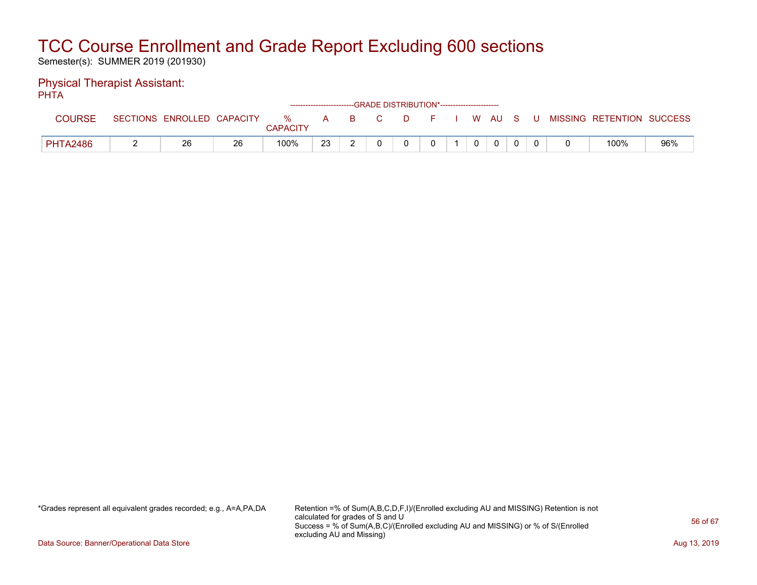# TCC Course Enrollment and Grade Report Excluding 600 sections

Semester(s): SUMMER 2019 (201930)

## Physical Therapist Assistant:

PHTA

| COURSE | SECTIONS | ENROLLED | CAPACITY | % CAPACITY | A | B | C | D | F | I | W | AU | S | U | MISSING | RETENTION | SUCCESS |
|---|---|---|---|---|---|---|---|---|---|---|---|---|---|---|---|---|---|
| | | | | | GRADE DISTRIBUTION* | | | | | | | | | | | | |
| PHTA2486 | 2 | 26 | 26 | 100% | 23 | 2 | 0 | 0 | 0 | 1 | 0 | 0 | 0 | 0 | 0 | 100% | 96% |

*Grades represent all equivalent grades recorded; e.g., A=A,PA,DA

Retention =% of Sum(A,B,C,D,F,I)/(Enrolled excluding AU and MISSING) Retention is not calculated for grades of S and U
Success = % of Sum(A,B,C)/(Enrolled excluding AU and MISSING) or % of S/(Enrolled excluding AU and Missing)

Data Source: Banner/Operational Data Store

Aug 13, 2019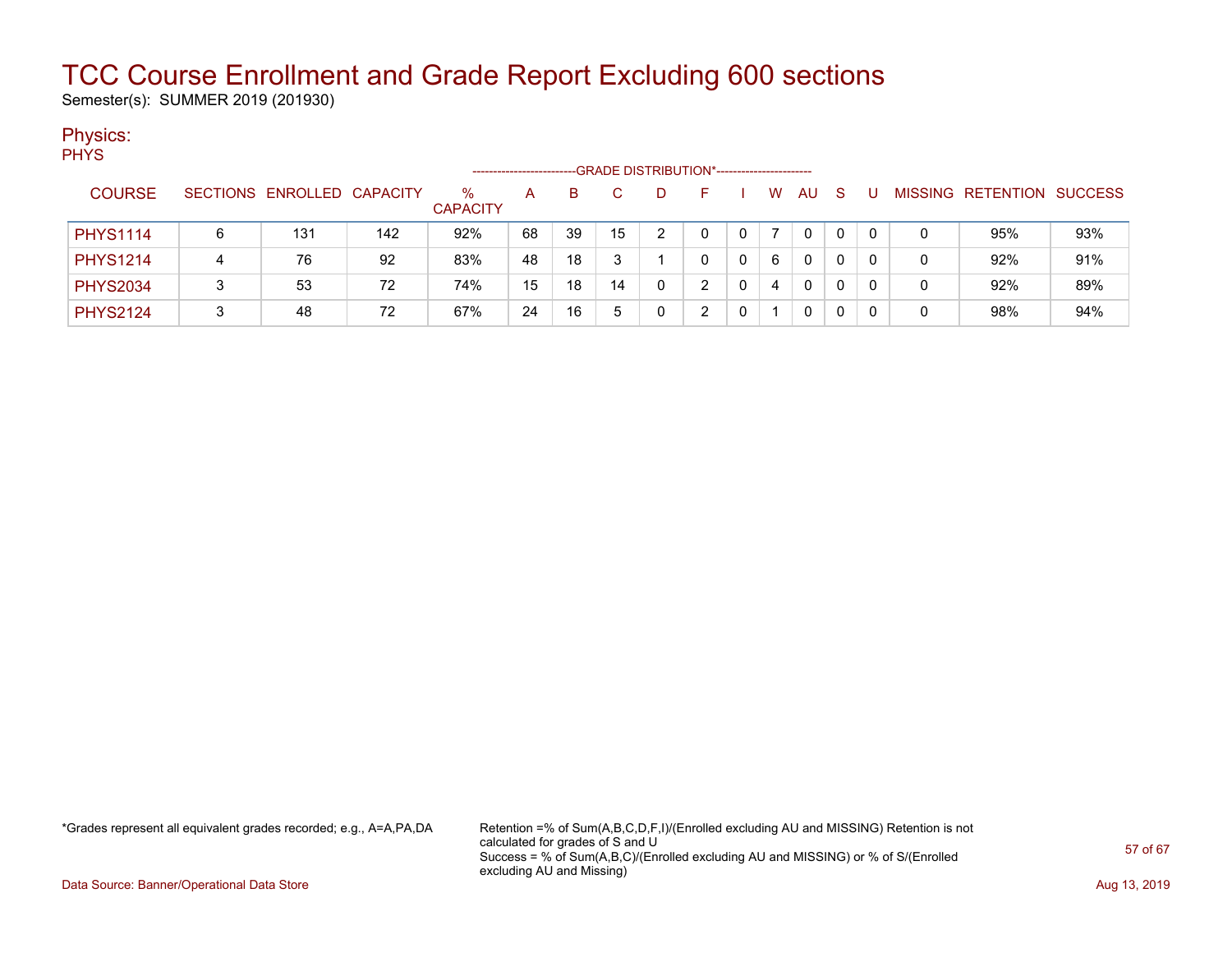# TCC Course Enrollment and Grade Report Excluding 600 sections

Semester(s): SUMMER 2019 (201930)

## Physics:

PHYS

| COURSE | SECTIONS | ENROLLED | CAPACITY | % CAPACITY | A | B | C | D | F | I | W | AU | S | U | MISSING | RETENTION | SUCCESS |
|---|---|---|---|---|---|---|---|---|---|---|---|---|---|---|---|---|---|
| | | | | | GRADE DISTRIBUTION* | | | | | | | | | | | | |
| PHYS1114 | 6 | 131 | 142 | 92% | 68 | 39 | 15 | 2 | 0 | 0 | 7 | 0 | 0 | 0 | 0 | 95% | 93% |
| PHYS1214 | 4 | 76 | 92 | 83% | 48 | 18 | 3 | 1 | 0 | 0 | 6 | 0 | 0 | 0 | 0 | 92% | 91% |
| PHYS2034 | 3 | 53 | 72 | 74% | 15 | 18 | 14 | 0 | 2 | 0 | 4 | 0 | 0 | 0 | 0 | 92% | 89% |
| PHYS2124 | 3 | 48 | 72 | 67% | 24 | 16 | 5 | 0 | 2 | 0 | 1 | 0 | 0 | 0 | 0 | 98% | 94% |

*Grades represent all equivalent grades recorded; e.g., A=A,PA,DA

Retention =% of Sum(A,B,C,D,F,I)/(Enrolled excluding AU and MISSING) Retention is not calculated for grades of S and U
Success = % of Sum(A,B,C)/(Enrolled excluding AU and MISSING) or % of S/(Enrolled excluding AU and Missing)

Data Source: Banner/Operational Data Store

Aug 13, 2019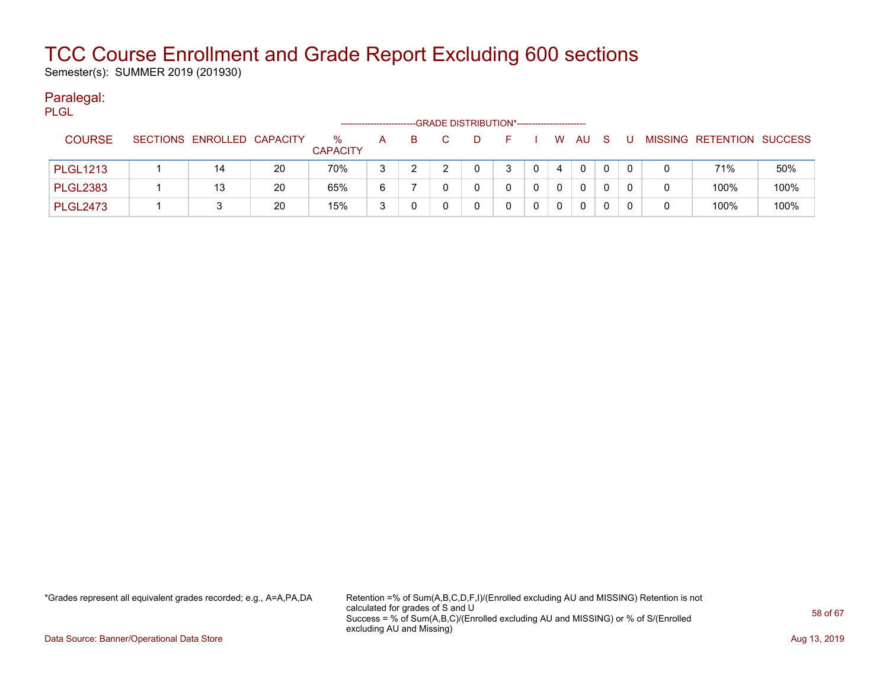# TCC Course Enrollment and Grade Report Excluding 600 sections

Semester(s): SUMMER 2019 (201930)

## Paralegal:

PLGL

| COURSE | SECTIONS | ENROLLED | CAPACITY | % CAPACITY | A | B | C | D | F | I | W | AU | S | U | MISSING | RETENTION | SUCCESS |
|---|---|---|---|---|---|---|---|---|---|---|---|---|---|---|---|---|---|
| | | | | | -------------------------GRADE DISTRIBUTION*----------------------- | | | | | | | | | | | | |
| PLGL1213 | 1 | 14 | 20 | 70% | 3 | 2 | 2 | 0 | 3 | 0 | 4 | 0 | 0 | 0 | 0 | 71% | 50% |
| PLGL2383 | 1 | 13 | 20 | 65% | 6 | 7 | 0 | 0 | 0 | 0 | 0 | 0 | 0 | 0 | 0 | 100% | 100% |
| PLGL2473 | 1 | 3 | 20 | 15% | 3 | 0 | 0 | 0 | 0 | 0 | 0 | 0 | 0 | 0 | 0 | 100% | 100% |

*Grades represent all equivalent grades recorded; e.g., A=A,PA,DA

Retention =% of Sum(A,B,C,D,F,I)/(Enrolled excluding AU and MISSING) Retention is not calculated for grades of S and U
Success = % of Sum(A,B,C)/(Enrolled excluding AU and MISSING) or % of S/(Enrolled excluding AU and Missing)

Data Source: Banner/Operational Data Store

Aug 13, 2019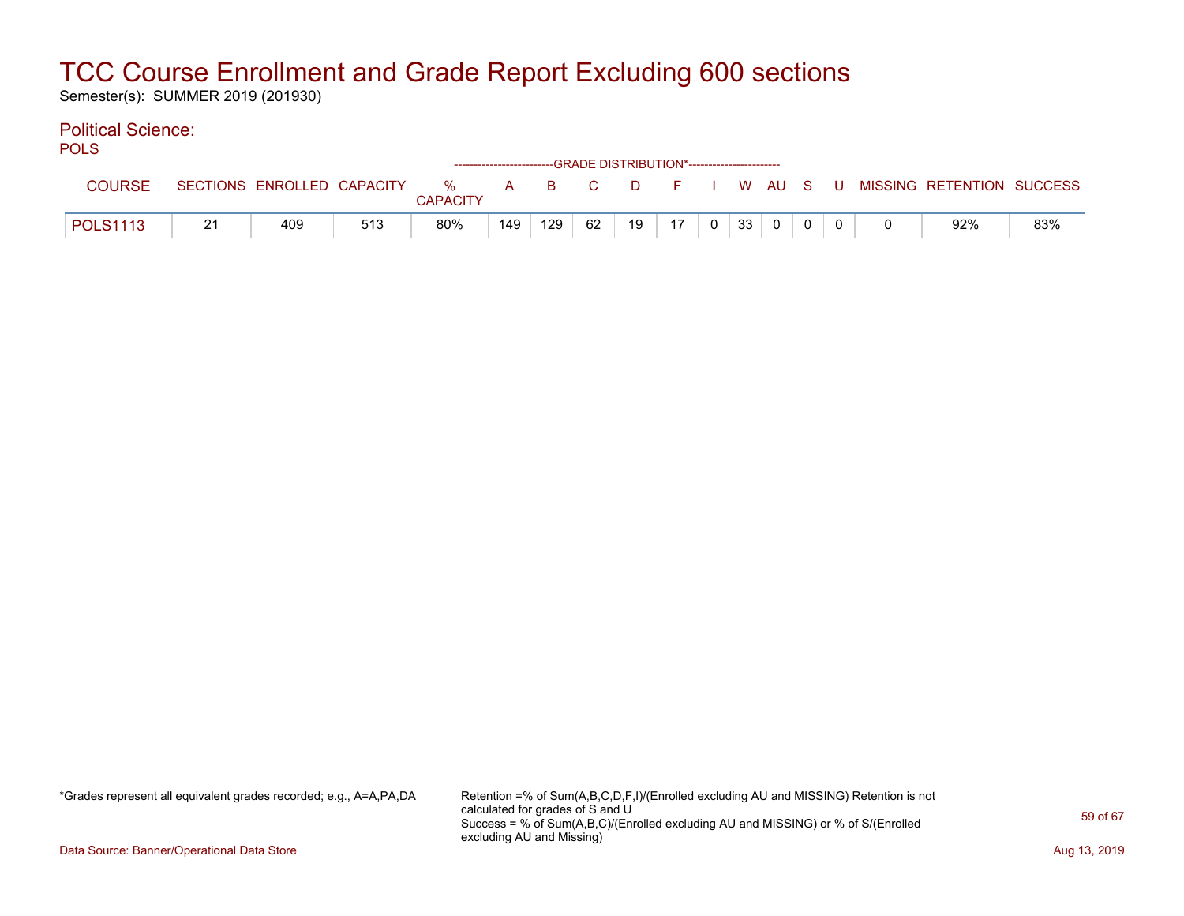# TCC Course Enrollment and Grade Report Excluding 600 sections

Semester(s): SUMMER 2019 (201930)

## Political Science:

POLS

| COURSE | SECTIONS | ENROLLED | CAPACITY | % CAPACITY | A | B | C | D | F | I | W | AU | S | U | MISSING | RETENTION | SUCCESS |
|---|---|---|---|---|---|---|---|---|---|---|---|---|---|---|---|---|---|
| | | | | | GRADE DISTRIBUTION* | | | | | | | | | | | | |
| POLS1113 | 21 | 409 | 513 | 80% | 149 | 129 | 62 | 19 | 17 | 0 | 33 | 0 | 0 | 0 | 0 | 92% | 83% |

*Grades represent all equivalent grades recorded; e.g., A=A,PA,DA

Retention =% of Sum(A,B,C,D,F,I)/(Enrolled excluding AU and MISSING) Retention is not calculated for grades of S and U
Success = % of Sum(A,B,C)/(Enrolled excluding AU and MISSING) or % of S/(Enrolled excluding AU and Missing)

Data Source: Banner/Operational Data Store

Aug 13, 2019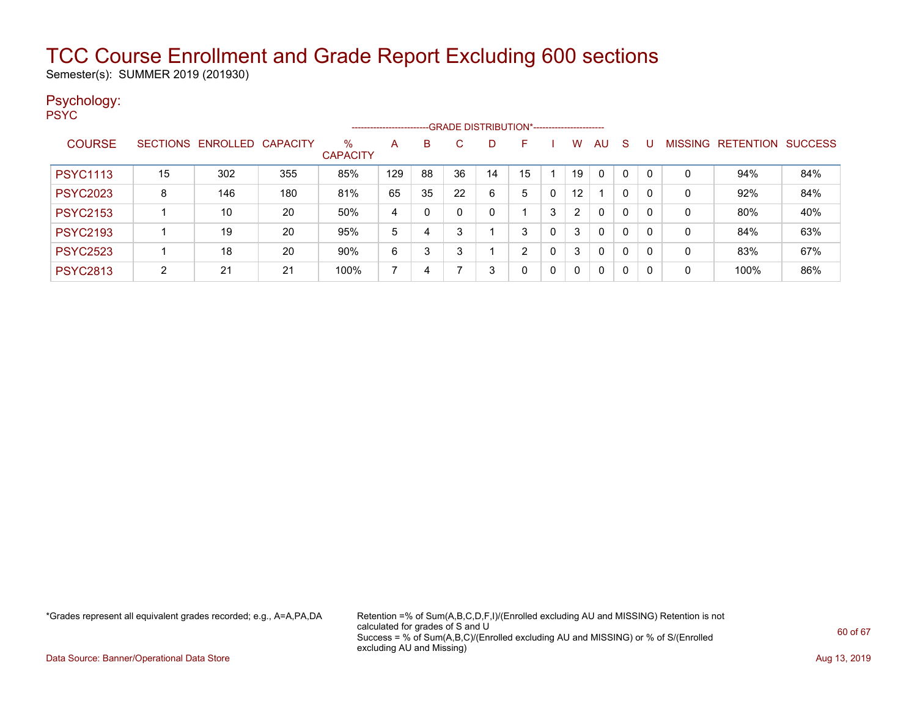# TCC Course Enrollment and Grade Report Excluding 600 sections

Semester(s): SUMMER 2019 (201930)

## Psychology:

PSYC

| COURSE | SECTIONS | ENROLLED | CAPACITY | % CAPACITY | A | B | C | D | F | I | W | AU | S | U | MISSING | RETENTION | SUCCESS |
|---|---|---|---|---|---|---|---|---|---|---|---|---|---|---|---|---|---|
| | | | | | GRADE DISTRIBUTION* | | | | | | | | | | | | |
| PSYC1113 | 15 | 302 | 355 | 85% | 129 | 88 | 36 | 14 | 15 | 1 | 19 | 0 | 0 | 0 | 0 | 94% | 84% |
| PSYC2023 | 8 | 146 | 180 | 81% | 65 | 35 | 22 | 6 | 5 | 0 | 12 | 1 | 0 | 0 | 0 | 92% | 84% |
| PSYC2153 | 1 | 10 | 20 | 50% | 4 | 0 | 0 | 0 | 1 | 3 | 2 | 0 | 0 | 0 | 0 | 80% | 40% |
| PSYC2193 | 1 | 19 | 20 | 95% | 5 | 4 | 3 | 1 | 3 | 0 | 3 | 0 | 0 | 0 | 0 | 84% | 63% |
| PSYC2523 | 1 | 18 | 20 | 90% | 6 | 3 | 3 | 1 | 2 | 0 | 3 | 0 | 0 | 0 | 0 | 83% | 67% |
| PSYC2813 | 2 | 21 | 21 | 100% | 7 | 4 | 7 | 3 | 0 | 0 | 0 | 0 | 0 | 0 | 0 | 100% | 86% |

*Grades represent all equivalent grades recorded; e.g., A=A,PA,DA

Retention =% of Sum(A,B,C,D,F,I)/(Enrolled excluding AU and MISSING) Retention is not calculated for grades of S and U
Success = % of Sum(A,B,C)/(Enrolled excluding AU and MISSING) or % of S/(Enrolled excluding AU and Missing)

Data Source: Banner/Operational Data Store

Aug 13, 2019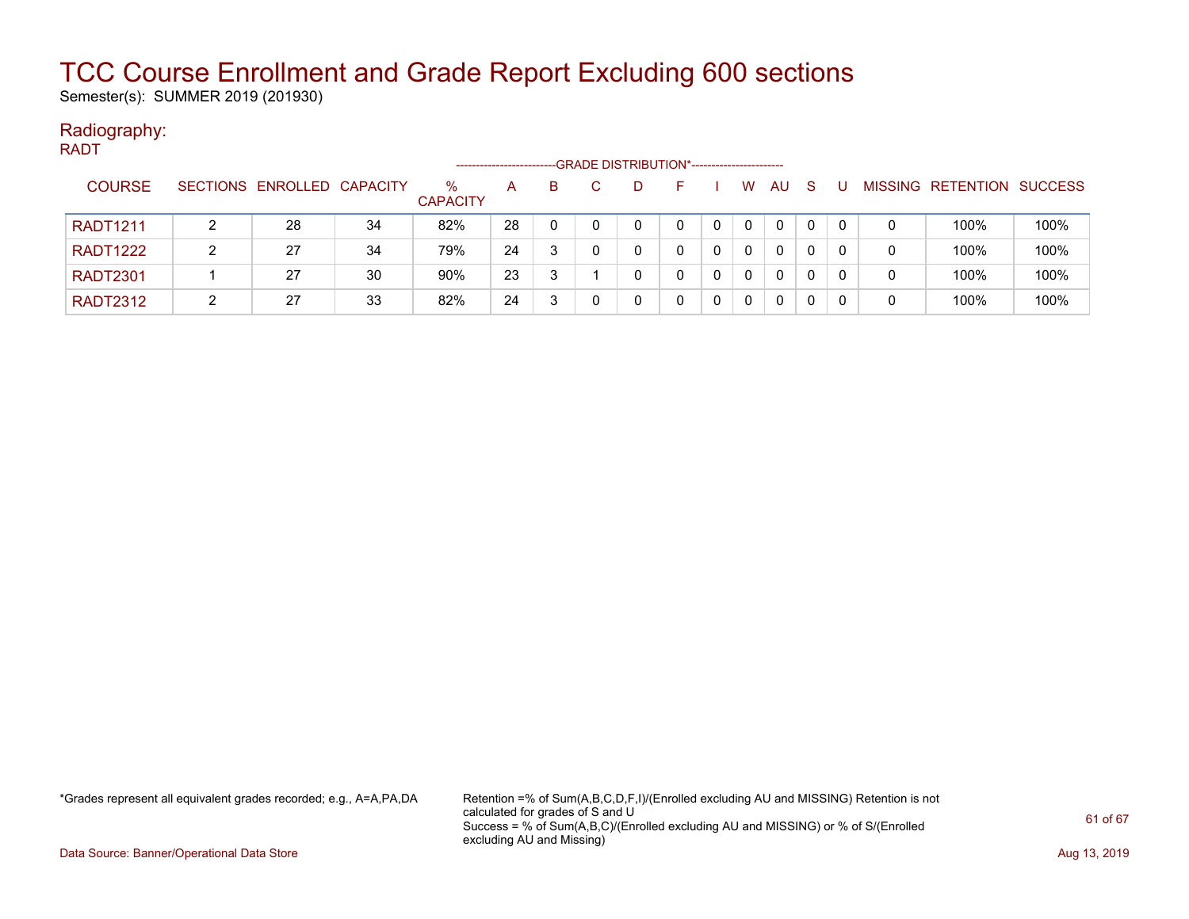# TCC Course Enrollment and Grade Report Excluding 600 sections

Semester(s): SUMMER 2019 (201930)

## Radiography:

RADT

| COURSE | SECTIONS | ENROLLED | CAPACITY | % CAPACITY | A | B | C | D | F | I | W | AU | S | U | MISSING | RETENTION | SUCCESS |
|---|---|---|---|---|---|---|---|---|---|---|---|---|---|---|---|---|---|
| | | | | | GRADE DISTRIBUTION* | | | | | | | | | | | | |
| RADT1211 | 2 | 28 | 34 | 82% | 28 | 0 | 0 | 0 | 0 | 0 | 0 | 0 | 0 | 0 | 0 | 100% | 100% |
| RADT1222 | 2 | 27 | 34 | 79% | 24 | 3 | 0 | 0 | 0 | 0 | 0 | 0 | 0 | 0 | 0 | 100% | 100% |
| RADT2301 | 1 | 27 | 30 | 90% | 23 | 3 | 1 | 0 | 0 | 0 | 0 | 0 | 0 | 0 | 0 | 100% | 100% |
| RADT2312 | 2 | 27 | 33 | 82% | 24 | 3 | 0 | 0 | 0 | 0 | 0 | 0 | 0 | 0 | 0 | 100% | 100% |

*Grades represent all equivalent grades recorded; e.g., A=A,PA,DA

Retention =% of Sum(A,B,C,D,F,I)/(Enrolled excluding AU and MISSING) Retention is not calculated for grades of S and U
Success = % of Sum(A,B,C)/(Enrolled excluding AU and MISSING) or % of S/(Enrolled excluding AU and Missing)

Data Source: Banner/Operational Data Store

Aug 13, 2019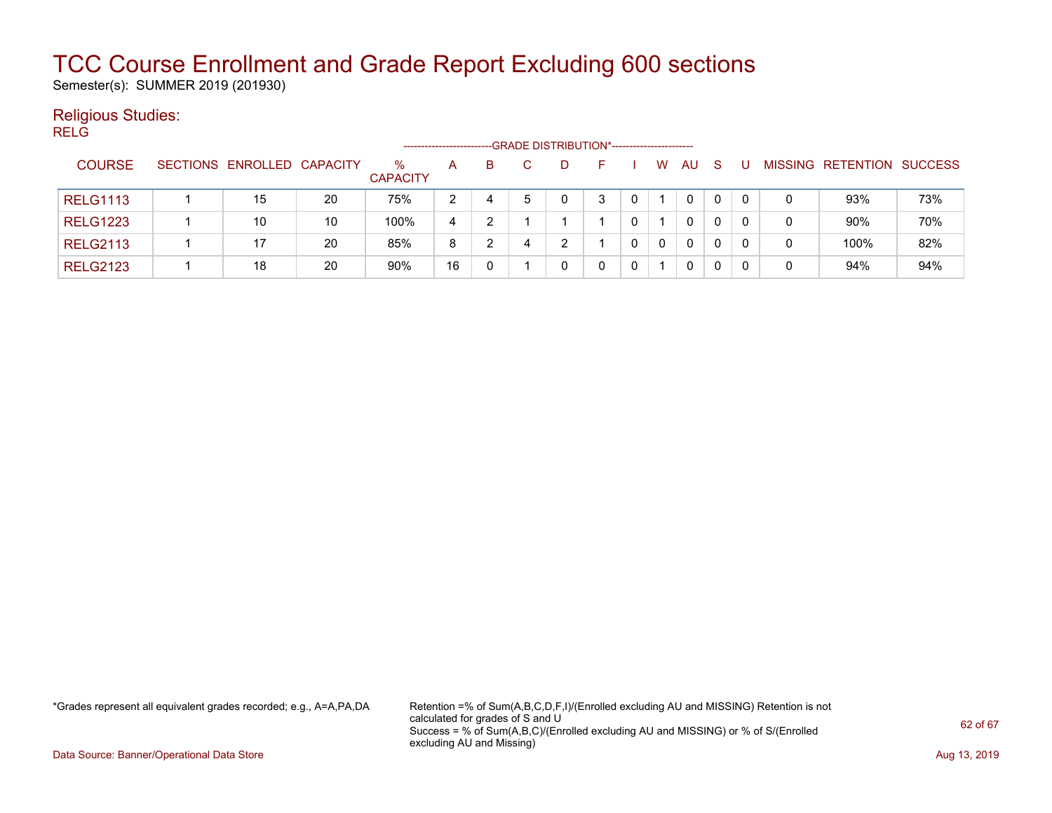# TCC Course Enrollment and Grade Report Excluding 600 sections

Semester(s): SUMMER 2019 (201930)

## Religious Studies:

RELG

| COURSE | SECTIONS | ENROLLED | CAPACITY | % CAPACITY | A | B | C | D | F | I | W | AU | S | U | MISSING | RETENTION | SUCCESS |
|---|---|---|---|---|---|---|---|---|---|---|---|---|---|---|---|---|---|
| | | | | | GRADE DISTRIBUTION* | | | | | | | | | | | | |
| RELG1113 | 1 | 15 | 20 | 75% | 2 | 4 | 5 | 0 | 3 | 0 | 1 | 0 | 0 | 0 | 0 | 93% | 73% |
| RELG1223 | 1 | 10 | 10 | 100% | 4 | 2 | 1 | 1 | 1 | 0 | 1 | 0 | 0 | 0 | 0 | 90% | 70% |
| RELG2113 | 1 | 17 | 20 | 85% | 8 | 2 | 4 | 2 | 1 | 0 | 0 | 0 | 0 | 0 | 0 | 100% | 82% |
| RELG2123 | 1 | 18 | 20 | 90% | 16 | 0 | 1 | 0 | 0 | 0 | 1 | 0 | 0 | 0 | 0 | 94% | 94% |

*Grades represent all equivalent grades recorded; e.g., A=A,PA,DA

Retention =% of Sum(A,B,C,D,F,I)/(Enrolled excluding AU and MISSING) Retention is not calculated for grades of S and U
Success = % of Sum(A,B,C)/(Enrolled excluding AU and MISSING) or % of S/(Enrolled excluding AU and Missing)

Data Source: Banner/Operational Data Store

Aug 13, 2019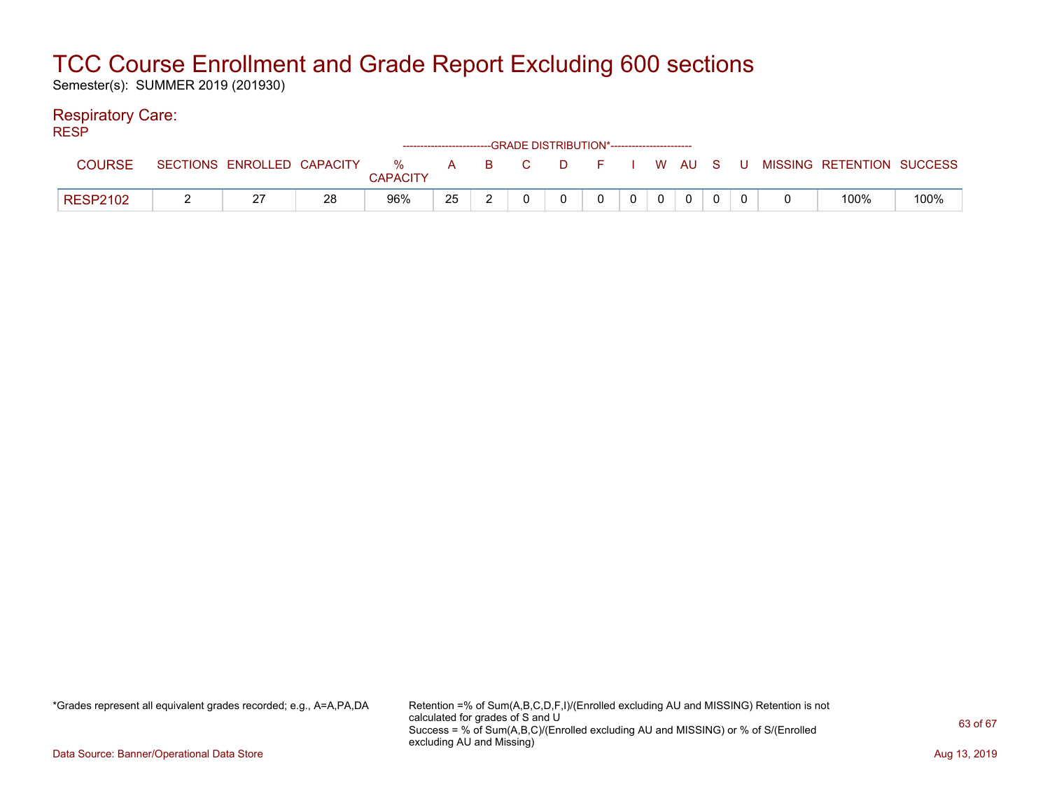# TCC Course Enrollment and Grade Report Excluding 600 sections

Semester(s): SUMMER 2019 (201930)

## Respiratory Care:

RESP

| | | | | | GRADE DISTRIBUTION* | | | | | | | | | | | | | |
|---|---|---|---|---|---|---|---|---|---|---|---|---|---|---|---|---|---|---|
| COURSE | SECTIONS | ENROLLED | CAPACITY | % CAPACITY | A | B | C | D | F | I | W | AU | S | U | MISSING | RETENTION | SUCCESS |
| RESP2102 | 2 | 27 | 28 | 96% | 25 | 2 | 0 | 0 | 0 | 0 | 0 | 0 | 0 | 0 | 0 | 100% | 100% |

*Grades represent all equivalent grades recorded; e.g., A=A,PA,DA

Retention =% of Sum(A,B,C,D,F,I)/(Enrolled excluding AU and MISSING) Retention is not calculated for grades of S and U
Success = % of Sum(A,B,C)/(Enrolled excluding AU and MISSING) or % of S/(Enrolled excluding AU and Missing)

Data Source: Banner/Operational Data Store

Aug 13, 2019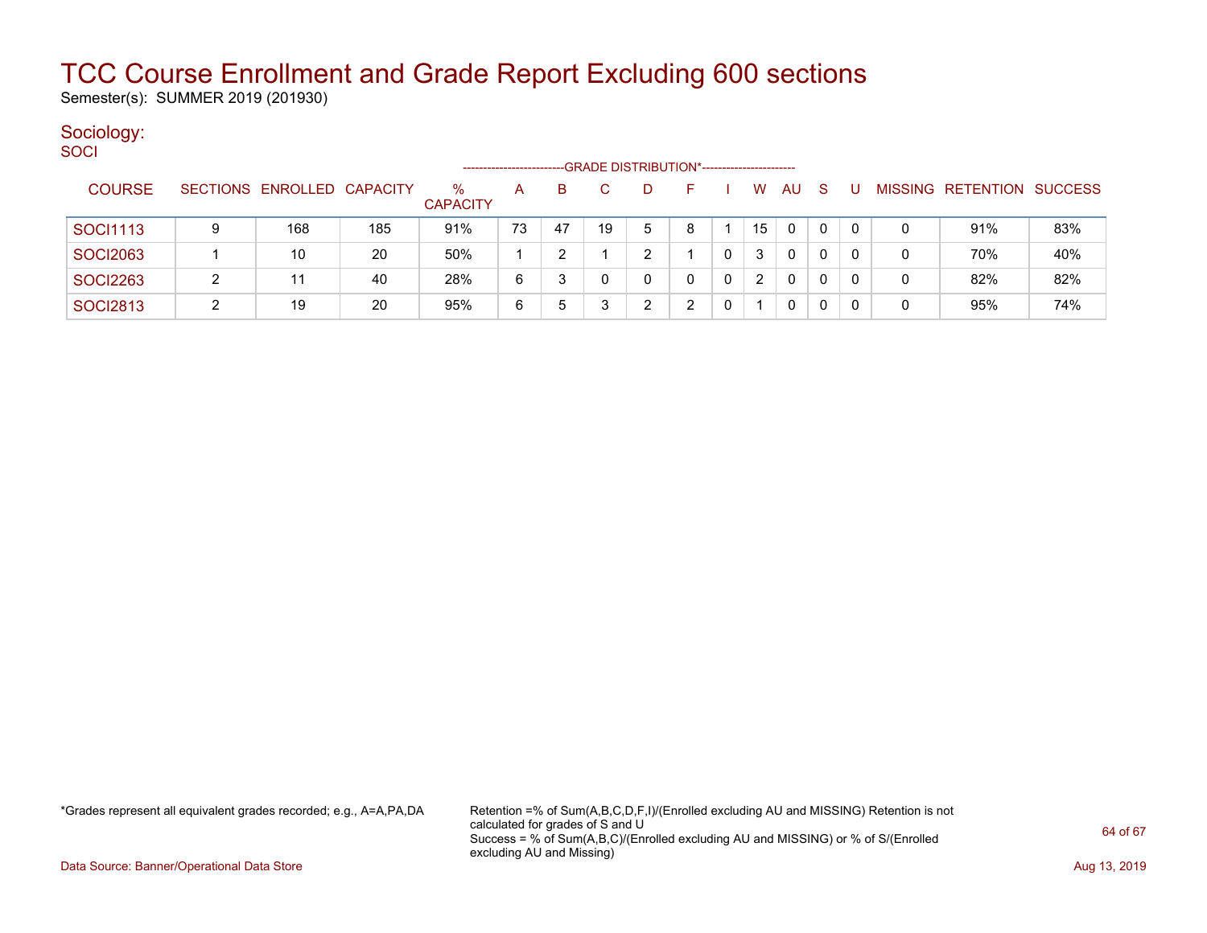# TCC Course Enrollment and Grade Report Excluding 600 sections

Semester(s): SUMMER 2019 (201930)

## Sociology:

SOCI

| COURSE | SECTIONS | ENROLLED | CAPACITY | % CAPACITY | A | B | C | D | F | I | W | AU | S | U | MISSING | RETENTION | SUCCESS |
|---|---|---|---|---|---|---|---|---|---|---|---|---|---|---|---|---|---|
| SOCI1113 | 9 | 168 | 185 | 91% | 73 | 47 | 19 | 5 | 8 | 1 | 15 | 0 | 0 | 0 | 0 | 91% | 83% |
| SOCI2063 | 1 | 10 | 20 | 50% | 1 | 2 | 1 | 2 | 1 | 0 | 3 | 0 | 0 | 0 | 0 | 70% | 40% |
| SOCI2263 | 2 | 11 | 40 | 28% | 6 | 3 | 0 | 0 | 0 | 0 | 2 | 0 | 0 | 0 | 0 | 82% | 82% |
| SOCI2813 | 2 | 19 | 20 | 95% | 6 | 5 | 3 | 2 | 2 | 0 | 1 | 0 | 0 | 0 | 0 | 95% | 74% |

The A through U columns fall under the header "GRADE DISTRIBUTION*".

*Grades represent all equivalent grades recorded; e.g., A=A,PA,DA

Retention =% of Sum(A,B,C,D,F,I)/(Enrolled excluding AU and MISSING) Retention is not calculated for grades of S and U
Success = % of Sum(A,B,C)/(Enrolled excluding AU and MISSING) or % of S/(Enrolled excluding AU and Missing)

Data Source: Banner/Operational Data Store

Aug 13, 2019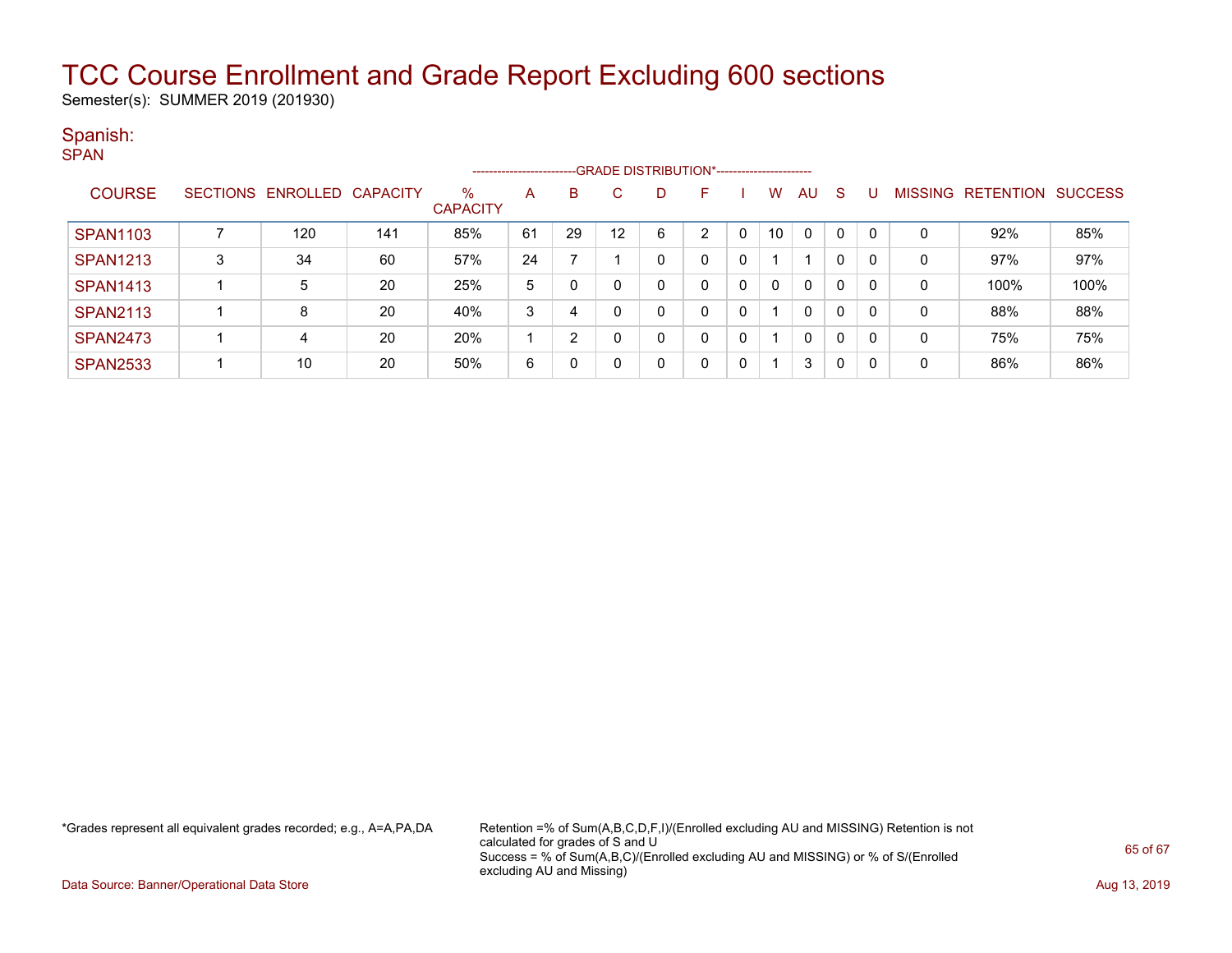# TCC Course Enrollment and Grade Report Excluding 600 sections

Semester(s): SUMMER 2019 (201930)

## Spanish:

SPAN

| COURSE | SECTIONS | ENROLLED | CAPACITY | % CAPACITY | A | B | C | D | F | I | W | AU | S | U | MISSING | RETENTION | SUCCESS |
|---|---|---|---|---|---|---|---|---|---|---|---|---|---|---|---|---|---|
| | | | | | GRADE DISTRIBUTION* | | | | | | | | | | | | |
| SPAN1103 | 7 | 120 | 141 | 85% | 61 | 29 | 12 | 6 | 2 | 0 | 10 | 0 | 0 | 0 | 0 | 92% | 85% |
| SPAN1213 | 3 | 34 | 60 | 57% | 24 | 7 | 1 | 0 | 0 | 0 | 1 | 1 | 0 | 0 | 0 | 97% | 97% |
| SPAN1413 | 1 | 5 | 20 | 25% | 5 | 0 | 0 | 0 | 0 | 0 | 0 | 0 | 0 | 0 | 0 | 100% | 100% |
| SPAN2113 | 1 | 8 | 20 | 40% | 3 | 4 | 0 | 0 | 0 | 0 | 1 | 0 | 0 | 0 | 0 | 88% | 88% |
| SPAN2473 | 1 | 4 | 20 | 20% | 1 | 2 | 0 | 0 | 0 | 0 | 1 | 0 | 0 | 0 | 0 | 75% | 75% |
| SPAN2533 | 1 | 10 | 20 | 50% | 6 | 0 | 0 | 0 | 0 | 0 | 1 | 3 | 0 | 0 | 0 | 86% | 86% |

*Grades represent all equivalent grades recorded; e.g., A=A,PA,DA

Retention =% of Sum(A,B,C,D,F,I)/(Enrolled excluding AU and MISSING) Retention is not calculated for grades of S and U
Success = % of Sum(A,B,C)/(Enrolled excluding AU and MISSING) or % of S/(Enrolled excluding AU and Missing)

Data Source: Banner/Operational Data Store

Aug 13, 2019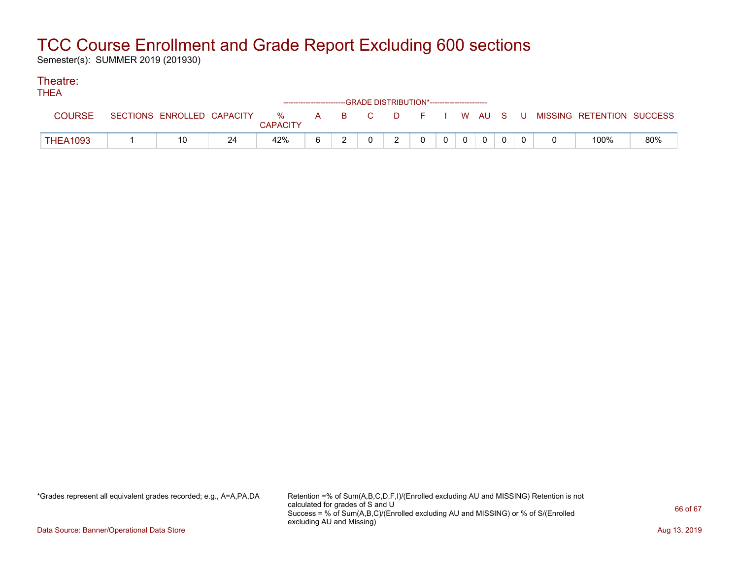# TCC Course Enrollment and Grade Report Excluding 600 sections

Semester(s): SUMMER 2019 (201930)

## Theatre:

THEA

| COURSE | SECTIONS | ENROLLED | CAPACITY | % CAPACITY | A | B | C | D | F | I | W | AU | S | U | MISSING | RETENTION | SUCCESS |
|---|---|---|---|---|---|---|---|---|---|---|---|---|---|---|---|---|---|
| | | | | | GRADE DISTRIBUTION* | | | | | | | | | | | | |
| THEA1093 | 1 | 10 | 24 | 42% | 6 | 2 | 0 | 2 | 0 | 0 | 0 | 0 | 0 | 0 | 0 | 100% | 80% |

*Grades represent all equivalent grades recorded; e.g., A=A,PA,DA

Retention =% of Sum(A,B,C,D,F,I)/(Enrolled excluding AU and MISSING) Retention is not calculated for grades of S and U
Success = % of Sum(A,B,C)/(Enrolled excluding AU and MISSING) or % of S/(Enrolled excluding AU and Missing)

Data Source: Banner/Operational Data Store

Aug 13, 2019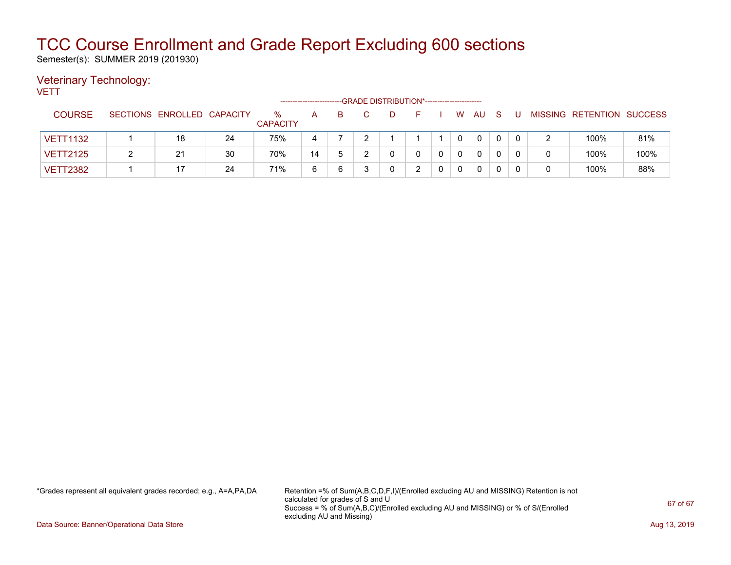# TCC Course Enrollment and Grade Report Excluding 600 sections

Semester(s): SUMMER 2019 (201930)

## Veterinary Technology:

VETT

| | | | | | GRADE DISTRIBUTION* | | | | | | | | | | | | | |
|---|---|---|---|---|---|---|---|---|---|---|---|---|---|---|---|---|---|---|
| COURSE | SECTIONS | ENROLLED | CAPACITY | % CAPACITY | A | B | C | D | F | I | W | AU | S | U | MISSING | RETENTION | SUCCESS |
| VETT1132 | 1 | 18 | 24 | 75% | 4 | 7 | 2 | 1 | 1 | 1 | 0 | 0 | 0 | 0 | 2 | 100% | 81% |
| VETT2125 | 2 | 21 | 30 | 70% | 14 | 5 | 2 | 0 | 0 | 0 | 0 | 0 | 0 | 0 | 0 | 100% | 100% |
| VETT2382 | 1 | 17 | 24 | 71% | 6 | 6 | 3 | 0 | 2 | 0 | 0 | 0 | 0 | 0 | 0 | 100% | 88% |

*Grades represent all equivalent grades recorded; e.g., A=A,PA,DA

Retention =% of Sum(A,B,C,D,F,I)/(Enrolled excluding AU and MISSING) Retention is not calculated for grades of S and U
Success = % of Sum(A,B,C)/(Enrolled excluding AU and MISSING) or % of S/(Enrolled excluding AU and Missing)

Data Source: Banner/Operational Data Store

Aug 13, 2019